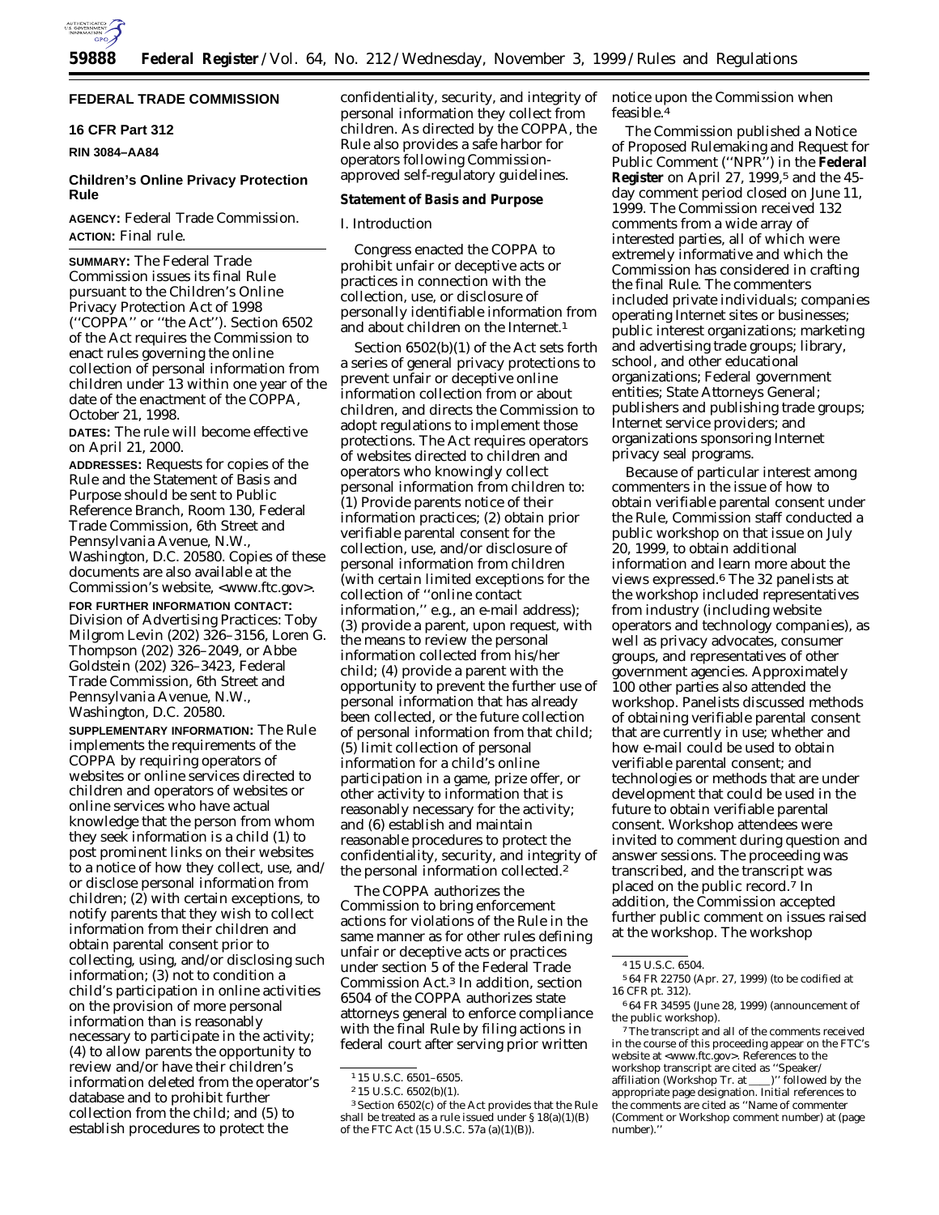**FEDERAL TRADE COMMISSION**

**16 CFR Part 312**

**RIN 3084–AA84**

## Children's Online Privacy Protection Rule

**AGENCY:** Federal Trade Commission.

**ACTION:** Final rule.

---

**SUMMARY:** The Federal Trade Commission issues its final Rule pursuant to the Children's Online Privacy Protection Act of 1998 (''COPPA'' or ''the Act''). Section 6502 of the Act requires the Commission to enact rules governing the online collection of personal information from children under 13 within one year of the date of the enactment of the COPPA, October 21, 1998.

**DATES:** The rule will become effective on April 21, 2000.

**ADDRESSES:** Requests for copies of the Rule and the Statement of Basis and Purpose should be sent to Public Reference Branch, Room 130, Federal Trade Commission, 6th Street and Pennsylvania Avenue, N.W., Washington, D.C. 20580. Copies of these documents are also available at the Commission's website, <www.ftc.gov>.

**FOR FURTHER INFORMATION CONTACT:** Division of Advertising Practices: Toby Milgrom Levin (202) 326–3156, Loren G. Thompson (202) 326–2049, or Abbe Goldstein (202) 326–3423, Federal Trade Commission, 6th Street and Pennsylvania Avenue, N.W., Washington, D.C. 20580.

**SUPPLEMENTARY INFORMATION:** The Rule implements the requirements of the COPPA by requiring operators of websites or online services directed to children and operators of websites or online services who have actual knowledge that the person from whom they seek information is a child (1) to post prominent links on their websites to a notice of how they collect, use, and/or disclose personal information from children; (2) with certain exceptions, to notify parents that they wish to collect information from their children and obtain parental consent prior to collecting, using, and/or disclosing such information; (3) not to condition a child's participation in online activities on the provision of more personal information than is reasonably necessary to participate in the activity; (4) to allow parents the opportunity to review and/or have their children's information deleted from the operator's database and to prohibit further collection from the child; and (5) to establish procedures to protect the confidentiality, security, and integrity of personal information they collect from children. As directed by the COPPA, the Rule also provides a safe harbor for operators following Commission-approved self-regulatory guidelines.

### Statement of Basis and Purpose

#### I. Introduction

Congress enacted the COPPA to prohibit unfair or deceptive acts or practices in connection with the collection, use, or disclosure of personally identifiable information from and about children on the Internet.[1]

Section 6502(b)(1) of the Act sets forth a series of general privacy protections to prevent unfair or deceptive online information collection from or about children, and directs the Commission to adopt regulations to implement those protections. The Act requires operators of websites directed to children and operators who knowingly collect personal information from children to: (1) Provide parents notice of their information practices; (2) obtain prior verifiable parental consent for the collection, use, and/or disclosure of personal information from children (with certain limited exceptions for the collection of ''online contact information,'' e.g., an e-mail address); (3) provide a parent, upon request, with the means to review the personal information collected from his/her child; (4) provide a parent with the opportunity to prevent the further use of personal information that has already been collected, or the future collection of personal information from that child; (5) limit collection of personal information for a child's online participation in a game, prize offer, or other activity to information that is reasonably necessary for the activity; and (6) establish and maintain reasonable procedures to protect the confidentiality, security, and integrity of the personal information collected.[2]

The COPPA authorizes the Commission to bring enforcement actions for violations of the Rule in the same manner as for other rules defining unfair or deceptive acts or practices under section 5 of the Federal Trade Commission Act.[3] In addition, section 6504 of the COPPA authorizes state attorneys general to enforce compliance with the final Rule by filing actions in federal court after serving prior written notice upon the Commission when feasible.[4]

The Commission published a Notice of Proposed Rulemaking and Request for Public Comment (''NPR'') in the **Federal Register** on April 27, 1999,[5] and the 45-day comment period closed on June 11, 1999. The Commission received 132 comments from a wide array of interested parties, all of which were extremely informative and which the Commission has considered in crafting the final Rule. The commenters included private individuals; companies operating Internet sites or businesses; public interest organizations; marketing and advertising trade groups; library, school, and other educational organizations; Federal government entities; State Attorneys General; publishers and publishing trade groups; Internet service providers; and organizations sponsoring Internet privacy seal programs.

Because of particular interest among commenters in the issue of how to obtain verifiable parental consent under the Rule, Commission staff conducted a public workshop on that issue on July 20, 1999, to obtain additional information and learn more about the views expressed.[6] The 32 panelists at the workshop included representatives from industry (including website operators and technology companies), as well as privacy advocates, consumer groups, and representatives of other government agencies. Approximately 100 other parties also attended the workshop. Panelists discussed methods of obtaining verifiable parental consent that are currently in use; whether and how e-mail could be used to obtain verifiable parental consent; and technologies or methods that are under development that could be used in the future to obtain verifiable parental consent. Workshop attendees were invited to comment during question and answer sessions. The proceeding was transcribed, and the transcript was placed on the public record.[7] In addition, the Commission accepted further public comment on issues raised at the workshop. The workshop

---

[1] 15 U.S.C. 6501–6505.

[2] 15 U.S.C. 6502(b)(1).

[3] Section 6502(c) of the Act provides that the Rule shall be treated as a rule issued under § 18(a)(1)(B) of the FTC Act (15 U.S.C. 57a (a)(1)(B)).

[4] 15 U.S.C. 6504.

[5] 64 FR 22750 (Apr. 27, 1999) (to be codified at 16 CFR pt. 312).

[6] 64 FR 34595 (June 28, 1999) (announcement of the public workshop).

[7] The transcript and all of the comments received in the course of this proceeding appear on the FTC's website at <www.ftc.gov>. References to the workshop transcript are cited as ''Speaker/affiliation (Workshop Tr. at ____)'' followed by the appropriate page designation. Initial references to the comments are cited as ''Name of commenter (Comment or Workshop comment number) at (page number).''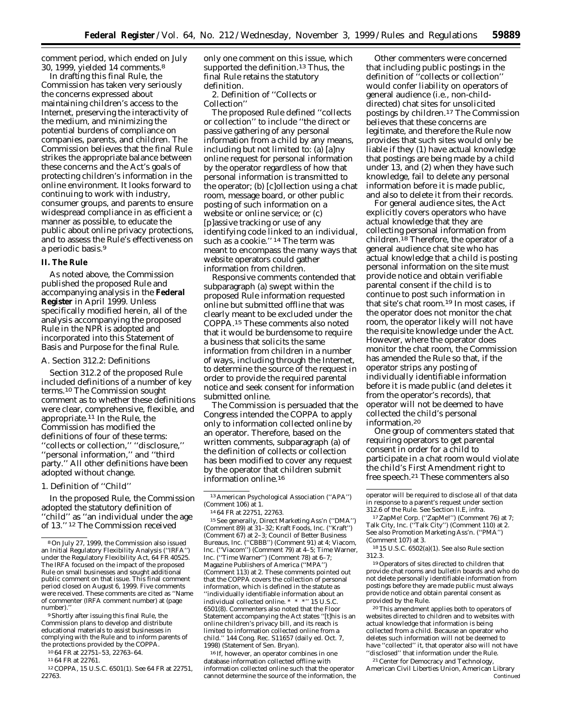comment period, which ended on July 30, 1999, yielded 14 comments.[8]

In drafting this final Rule, the Commission has taken very seriously the concerns expressed about maintaining children's access to the Internet, preserving the interactivity of the medium, and minimizing the potential burdens of compliance on companies, parents, and children. The Commission believes that the final Rule strikes the appropriate balance between these concerns and the Act's goals of protecting children's information in the online environment. It looks forward to continuing to work with industry, consumer groups, and parents to ensure widespread compliance in as efficient a manner as possible, to educate the public about online privacy protections, and to assess the Rule's effectiveness on a periodic basis.[9]

## II. The Rule

As noted above, the Commission published the proposed Rule and accompanying analysis in the **Federal Register** in April 1999. Unless specifically modified herein, all of the analysis accompanying the proposed Rule in the NPR is adopted and incorporated into this Statement of Basis and Purpose for the final Rule.

### A. Section 312.2: Definitions

Section 312.2 of the proposed Rule included definitions of a number of key terms.[10] The Commission sought comment as to whether these definitions were clear, comprehensive, flexible, and appropriate.[11] In the Rule, the Commission has modified the definitions of four of these terms: ''collects or collection,'' ''disclosure,'' ''personal information,'' and ''third party.'' All other definitions have been adopted without change.

#### 1. Definition of ''Child''

In the proposed Rule, the Commission adopted the statutory definition of ''child'' as ''an individual under the age of 13.''[12] The Commission received only one comment on this issue, which supported the definition.[13] Thus, the final Rule retains the statutory definition.

#### 2. Definition of ''Collects or Collection''

The proposed Rule defined ''collects or collection'' to include ''the direct or passive gathering of any personal information from a child by any means, including but not limited to: (a) [a]ny online request for personal information by the operator regardless of how that personal information is transmitted to the operator; (b) [c]ollection using a chat room, message board, or other public posting of such information on a website or online service; or (c) [p]assive tracking or use of any identifying code linked to an individual, such as a cookie.''[14] The term was meant to encompass the many ways that website operators could gather information from children.

Responsive comments contended that subparagraph (a) swept within the proposed Rule information requested online but submitted offline that was clearly meant to be excluded under the COPPA.[15] These comments also noted that it would be burdensome to require a business that solicits the same information from children in a number of ways, including through the Internet, to determine the source of the request in order to provide the required parental notice and seek consent for information submitted online.

The Commission is persuaded that the Congress intended the COPPA to apply only to information collected online by an operator. Therefore, based on the written comments, subparagraph (a) of the definition of collects or collection has been modified to cover any request by the operator that children submit information online.[16]

Other commenters were concerned that including public postings in the definition of ''collects or collection'' would confer liability on operators of general audience (i.e., non-child-directed) chat sites for unsolicited postings by children.[17] The Commission believes that these concerns are legitimate, and therefore the Rule now provides that such sites would only be liable if they (1) have actual knowledge that postings are being made by a child under 13, and (2) when they have such knowledge, fail to delete any personal information before it is made public, and also to delete it from their records.

For general audience sites, the Act explicitly covers operators who have actual knowledge that they are collecting personal information from children.[18] Therefore, the operator of a general audience chat site who has actual knowledge that a child is posting personal information on the site must provide notice and obtain verifiable parental consent if the child is to continue to post such information in that site's chat room.[19] In most cases, if the operator does not monitor the chat room, the operator likely will not have the requisite knowledge under the Act. However, where the operator does monitor the chat room, the Commission has amended the Rule so that, if the operator strips any posting of individually identifiable information before it is made public (and deletes it from the operator's records), that operator will not be deemed to have collected the child's personal information.[20]

One group of commenters stated that requiring operators to get parental consent in order for a child to participate in a chat room would violate the child's First Amendment right to free speech.[21] These commenters also

---

[8] On July 27, 1999, the Commission also issued an Initial Regulatory Flexibility Analysis (''IRFA'') under the Regulatory Flexibility Act, 64 FR 40525. The IRFA focused on the impact of the proposed Rule on small businesses and sought additional public comment on that issue. This final comment period closed on August 6, 1999. Five comments were received. These comments are cited as ''Name of commenter (IRFA comment number) at (page number).''

[9] Shortly after issuing this final Rule, the Commission plans to develop and distribute educational materials to assist businesses in complying with the Rule and to inform parents of the protections provided by the COPPA.

[10] 64 FR at 22751–53, 22763–64.

[11] 64 FR at 22761.

[12] COPPA, 15 U.S.C. 6501(1). See 64 FR at 22751, 22763.

[13] American Psychological Association (''APA'') (Comment 106) at 1.

[14] 64 FR at 22751, 22763.

[15] See generally, Direct Marketing Ass'n (''DMA'') (Comment 89) at 31–32; Kraft Foods, Inc. (''Kraft'') (Comment 67) at 2–3; Council of Better Business Bureaus, Inc. (''CBBB'') (Comment 91) at 4; Viacom, Inc. (''Viacom'') (Comment 79) at 4–5; Time Warner, Inc. (''Time Warner'') (Comment 78) at 6–7; Magazine Publishers of America (''MPA'') (Comment 113) at 2. These comments pointed out that the COPPA covers the collection of personal information, which is defined in the statute as ''individually identifiable information about an individual collected online. * * *'' 15 U.S.C. 6501(8). Commenters also noted that the Floor Statement accompanying the Act states ''[t]his is an online children's privacy bill, and its reach is limited to information collected online from a child.'' 144 Cong. Rec. S11657 (daily ed. Oct. 7, 1998) (Statement of Sen. Bryan).

[16] If, however, an operator combines in one database information collected offline with information collected online such that the operator cannot determine the source of the information, the operator will be required to disclose all of that data in response to a parent's request under section 312.6 of the Rule. See Section II.E, *infra*.

[17] ZapMe! Corp. (''ZapMe!'') (Comment 76) at 7; Talk City, Inc. (''Talk City'') (Comment 110) at 2. See also Promotion Marketing Ass'n. (''PMA'') (Comment 107) at 3.

[18] 15 U.S.C. 6502(a)(1). See also Rule section 312.3.

[19] Operators of sites directed to children that provide chat rooms and bulletin boards and who do not delete personally identifiable information from postings before they are made public must always provide notice and obtain parental consent as provided by the Rule.

[20] This amendment applies both to operators of websites directed to children and to websites with actual knowledge that information is being collected from a child. Because an operator who deletes such information will not be deemed to have ''collected'' it, that operator also will not have ''disclosed'' that information under the Rule.

[21] Center for Democracy and Technology, American Civil Liberties Union, American Library *Continued*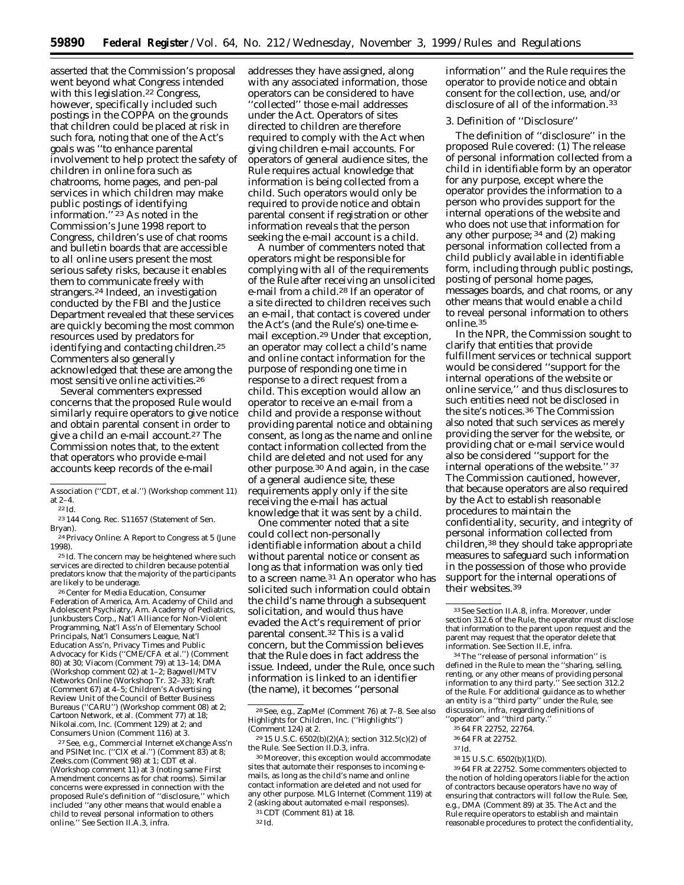asserted that the Commission's proposal went beyond what Congress intended with this legislation.[22] Congress, however, specifically included such postings in the COPPA on the grounds that children could be placed at risk in such fora, noting that one of the Act's goals was ''to enhance parental involvement to help protect the safety of children in online fora such as chatrooms, home pages, and pen-pal services in which children may make public postings of identifying information.''[23] As noted in the Commission's June 1998 report to Congress, children's use of chat rooms and bulletin boards that are accessible to all online users present the most serious safety risks, because it enables them to communicate freely with strangers.[24] Indeed, an investigation conducted by the FBI and the Justice Department revealed that these services are quickly becoming the most common resources used by predators for identifying and contacting children.[25] Commenters also generally acknowledged that these are among the most sensitive online activities.[26]

Several commenters expressed concerns that the proposed Rule would similarly require operators to give notice and obtain parental consent in order to give a child an e-mail account.[27] The Commission notes that, to the extent that operators who provide e-mail accounts keep records of the e-mail addresses they have assigned, along with any associated information, those operators can be considered to have ''collected'' those e-mail addresses under the Act. Operators of sites directed to children are therefore required to comply with the Act when giving children e-mail accounts. For operators of general audience sites, the Rule requires actual knowledge that information is being collected from a child. Such operators would only be required to provide notice and obtain parental consent if registration or other information reveals that the person seeking the e-mail account is a child.

A number of commenters noted that operators might be responsible for complying with all of the requirements of the Rule after receiving an unsolicited e-mail from a child.[28] If an operator of a site directed to children receives such an e-mail, that contact is covered under the Act's (and the Rule's) one-time e-mail exception.[29] Under that exception, an operator may collect a child's name and online contact information for the purpose of responding one time in response to a direct request from a child. This exception would allow an operator to receive an e-mail from a child and provide a response without providing parental notice and obtaining consent, as long as the name and online contact information collected from the child are deleted and not used for any other purpose.[30] And again, in the case of a general audience site, these requirements apply only if the site receiving the e-mail has actual knowledge that it was sent by a child.

One commenter noted that a site could collect non-personally identifiable information about a child without parental notice or consent as long as that information was only tied to a screen name.[31] An operator who has solicited such information could obtain the child's name through a subsequent solicitation, and would thus have evaded the Act's requirement of prior parental consent.[32] This is a valid concern, but the Commission believes that the Rule does in fact address the issue. Indeed, under the Rule, once such information is linked to an identifier (the name), it becomes ''personal information'' and the Rule requires the operator to provide notice and obtain consent for the collection, use, and/or disclosure of all of the information.[33]

### 3. Definition of ''Disclosure''

The definition of ''disclosure'' in the proposed Rule covered: (1) The release of personal information collected from a child in identifiable form by an operator for any purpose, except where the operator provides the information to a person who provides support for the internal operations of the website and who does not use that information for any other purpose;[34] and (2) making personal information collected from a child publicly available in identifiable form, including through public postings, posting of personal home pages, messages boards, and chat rooms, or any other means that would enable a child to reveal personal information to others online.[35]

In the NPR, the Commission sought to clarify that entities that provide fulfillment services or technical support would be considered ''support for the internal operations of the website or online service,'' and thus disclosures to such entities need not be disclosed in the site's notices.[36] The Commission also noted that such services as merely providing the server for the website, or providing chat or e-mail service would also be considered ''support for the internal operations of the website.''[37] The Commission cautioned, however, that because operators are also required by the Act to establish reasonable procedures to maintain the confidentiality, security, and integrity of personal information collected from children,[38] they should take appropriate measures to safeguard such information in the possession of those who provide support for the internal operations of their websites.[39]

---

Association (''CDT, et al.'') (Workshop comment 11) at 2–4.

[22] *Id.*

[23] 144 Cong. Rec. S11657 (Statement of Sen. Bryan).

[24] Privacy Online: A Report to Congress at 5 (June 1998).

[25] *Id.* The concern may be heightened where such services are directed to children because potential predators know that the majority of the participants are likely to be underage.

[26] Center for Media Education, Consumer Federation of America, Am. Academy of Child and Adolescent Psychiatry, Am. Academy of Pediatrics, Junkbusters Corp., Nat'l Alliance for Non-Violent Programming, Nat'l Ass'n of Elementary School Principals, Nat'l Consumers League, Nat'l Education Ass'n, Privacy Times and Public Advocacy for Kids (''CME/CFA et al.'') (Comment 80) at 30; Viacom (Comment 79) at 13–14; DMA (Workshop comment 02) at 1–2; Bagwell/MTV Networks Online (Workshop Tr. 32–33); Kraft (Comment 67) at 4–5; Children's Advertising Review Unit of the Council of Better Business Bureaus (''CARU'') (Workshop comment 08) at 2; Cartoon Network, et al. (Comment 77) at 18; Nikolai.com, Inc. (Comment 129) at 2; and Consumers Union (Comment 116) at 3.

[27] *See, e.g.,* Commercial Internet eXchange Ass'n and PSINet Inc. (''CIX et al.'') (Comment 83) at 8; Zeeks.com (Comment 98) at 1; CDT et al. (Workshop comment 11) at 3 (noting same First Amendment concerns as for chat rooms). Similar concerns were expressed in connection with the proposed Rule's definition of ''disclosure,'' which included ''any other means that would enable a child to reveal personal information to others online.'' *See* Section II.A.3, *infra.*

[28] *See, e.g.,* ZapMe! (Comment 76) at 7–8. *See also* Highlights for Children, Inc. (''Highlights'') (Comment 124) at 2.

[29] 15 U.S.C. 6502(b)(2)(A); section 312.5(c)(2) of the Rule. *See* Section II.D.3, *infra.*

[30] Moreover, this exception would accommodate sites that automate their responses to incoming e-mails, as long as the child's name and online contact information are deleted and not used for any other purpose. MLG Internet (Comment 119) at 2 (asking about automated e-mail responses).

[31] CDT (Comment 81) at 18.

[32] *Id.*

[33] *See* Section II.A.8, *infra.* Moreover, under section 312.6 of the Rule, the operator must disclose that information to the parent upon request and the parent may request that the operator delete that information. *See* Section II.E, *infra.*

[34] The ''release of personal information'' is defined in the Rule to mean the ''sharing, selling, renting, or any other means of providing personal information to any third party.'' *See* section 312.2 of the Rule. For additional guidance as to whether an entity is a ''third party'' under the Rule, *see* discussion, *infra,* regarding definitions of ''operator'' and ''third party.''

[35] 64 FR 22752, 22764.

[36] 64 FR at 22752.

[37] *Id.*

[38] 15 U.S.C. 6502(b)(1)(D).

[39] 64 FR at 22752. Some commenters objected to the notion of holding operators liable for the action of contractors because operators have no way of ensuring that contractors will follow the Rule. *See, e.g.,* DMA (Comment 89) at 35. The Act and the Rule require operators to establish and maintain reasonable procedures to protect the confidentiality,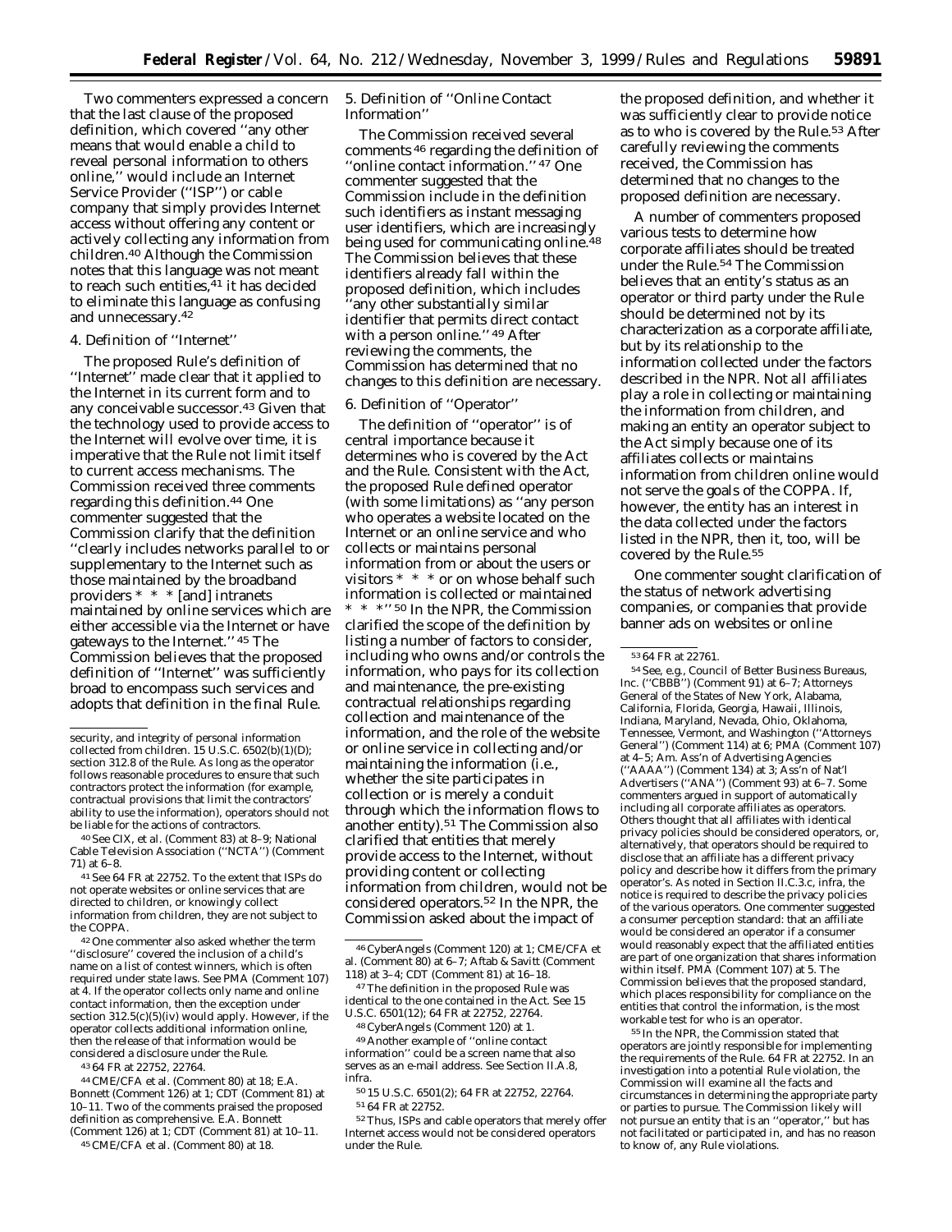Two commenters expressed a concern that the last clause of the proposed definition, which covered ''any other means that would enable a child to reveal personal information to others online,'' would include an Internet Service Provider (''ISP'') or cable company that simply provides Internet access without offering any content or actively collecting any information from children.[40] Although the Commission notes that this language was not meant to reach such entities,[41] it has decided to eliminate this language as confusing and unnecessary.[42]

### 4. Definition of ''Internet''

The proposed Rule's definition of ''Internet'' made clear that it applied to the Internet in its current form and to any conceivable successor.[43] Given that the technology used to provide access to the Internet will evolve over time, it is imperative that the Rule not limit itself to current access mechanisms. The Commission received three comments regarding this definition.[44] One commenter suggested that the Commission clarify that the definition ''clearly includes networks parallel to or supplementary to the Internet such as those maintained by the broadband providers * * * [and] intranets maintained by online services which are either accessible via the Internet or have gateways to the Internet.'' [45] The Commission believes that the proposed definition of ''Internet'' was sufficiently broad to encompass such services and adopts that definition in the final Rule.

### 5. Definition of ''Online Contact Information''

The Commission received several comments [46] regarding the definition of ''online contact information.'' [47] One commenter suggested that the Commission include in the definition such identifiers as instant messaging user identifiers, which are increasingly being used for communicating online.[48] The Commission believes that these identifiers already fall within the proposed definition, which includes ''any other substantially similar identifier that permits direct contact with a person online.'' [49] After reviewing the comments, the Commission has determined that no changes to this definition are necessary.

### 6. Definition of ''Operator''

The definition of ''operator'' is of central importance because it determines who is covered by the Act and the Rule. Consistent with the Act, the proposed Rule defined operator (with some limitations) as ''any person who operates a website located on the Internet or an online service and who collects or maintains personal information from or about the users or visitors * * * or on whose behalf such information is collected or maintained * * *'' [50] In the NPR, the Commission clarified the scope of the definition by listing a number of factors to consider, including who owns and/or controls the information, who pays for its collection and maintenance, the pre-existing contractual relationships regarding collection and maintenance of the information, and the role of the website or online service in collecting and/or maintaining the information (*i.e.*, whether the site participates in collection or is merely a conduit through which the information flows to another entity).[51] The Commission also clarified that entities that merely provide access to the Internet, without providing content or collecting information from children, would not be considered operators.[52] In the NPR, the Commission asked about the impact of the proposed definition, and whether it was sufficiently clear to provide notice as to who is covered by the Rule.[53] After carefully reviewing the comments received, the Commission has determined that no changes to the proposed definition are necessary.

A number of commenters proposed various tests to determine how corporate affiliates should be treated under the Rule.[54] The Commission believes that an entity's status as an operator or third party under the Rule should be determined not by its characterization as a corporate affiliate, but by its relationship to the information collected under the factors described in the NPR. Not all affiliates play a role in collecting or maintaining the information from children, and making an entity an operator subject to the Act simply because one of its affiliates collects or maintains information from children online would not serve the goals of the COPPA. If, however, the entity has an interest in the data collected under the factors listed in the NPR, then it, too, will be covered by the Rule.[55]

One commenter sought clarification of the status of network advertising companies, or companies that provide banner ads on websites or online

---

security, and integrity of personal information collected from children. 15 U.S.C. 6502(b)(1)(D); section 312.8 of the Rule. As long as the operator follows reasonable procedures to ensure that such contractors protect the information (for example, contractual provisions that limit the contractors' ability to use the information), operators should not be liable for the actions of contractors.

[40] *See* CIX, *et al.* (Comment 83) at 8–9; National Cable Television Association (''NCTA'') (Comment 71) at 6–8.

[41] *See* 64 FR at 22752. To the extent that ISPs do not operate websites or online services that are directed to children, or knowingly collect information from children, they are not subject to the COPPA.

[42] One commenter also asked whether the term ''disclosure'' covered the inclusion of a child's name on a list of contest winners, which is often required under state laws. *See* PMA (Comment 107) at 4. If the operator collects only name and online contact information, then the exception under section 312.5(c)(5)(iv) would apply. However, if the operator collects additional information online, then the release of that information would be considered a disclosure under the Rule.

[43] 64 FR at 22752, 22764.

[44] CME/CFA *et al.* (Comment 80) at 18; E.A. Bonnett (Comment 126) at 1; CDT (Comment 81) at 10–11. Two of the comments praised the proposed definition as comprehensive. E.A. Bonnett (Comment 126) at 1; CDT (Comment 81) at 10–11.

[45] CME/CFA *et al.* (Comment 80) at 18.

[46] CyberAngels (Comment 120) at 1; CME/CFA *et al.* (Comment 80) at 6–7; Aftab & Savitt (Comment 118) at 3–4; CDT (Comment 81) at 16–18.

[47] The definition in the proposed Rule was identical to the one contained in the Act. *See* 15 U.S.C. 6501(12); 64 FR at 22752, 22764.

[48] CyberAngels (Comment 120) at 1.

[49] Another example of ''online contact information'' could be a screen name that also serves as an e-mail address. *See* Section II.A.8, *infra*.

[50] 15 U.S.C. 6501(2); 64 FR at 22752, 22764.

[51] 64 FR at 22752.

[52] Thus, ISPs and cable operators that merely offer Internet access would not be considered operators under the Rule.

[53] 64 FR at 22761.

[54] *See, e.g.*, Council of Better Business Bureaus, Inc. (''CBBB'') (Comment 91) at 6–7; Attorneys General of the States of New York, Alabama, California, Florida, Georgia, Hawaii, Illinois, Indiana, Maryland, Nevada, Ohio, Oklahoma, Tennessee, Vermont, and Washington (''Attorneys General'') (Comment 114) at 6; PMA (Comment 107) at 4–5; Am. Ass'n of Advertising Agencies (''AAAA'') (Comment 134) at 3; Ass'n of Nat'l Advertisers (''ANA'') (Comment 93) at 6–7. Some commenters argued in support of automatically including all corporate affiliates as operators. Others thought that all affiliates with identical privacy policies should be considered operators, or, alternatively, that operators should be required to disclose that an affiliate has a different privacy policy and describe how it differs from the primary operator's. As noted in Section II.C.3.c, *infra*, the notice is required to describe the privacy policies of the various operators. One commenter suggested a consumer perception standard: that an affiliate would be considered an operator if a consumer would reasonably expect that the affiliated entities are part of one organization that shares information within itself. PMA (Comment 107) at 5. The Commission believes that the proposed standard, which places responsibility for compliance on the entities that control the information, is the most workable test for who is an operator.

[55] In the NPR, the Commission stated that operators are jointly responsible for implementing the requirements of the Rule. 64 FR at 22752. In an investigation into a potential Rule violation, the Commission will examine all the facts and circumstances in determining the appropriate party or parties to pursue. The Commission likely will not pursue an entity that is an ''operator,'' but has not facilitated or participated in, and has no reason to know of, any Rule violations.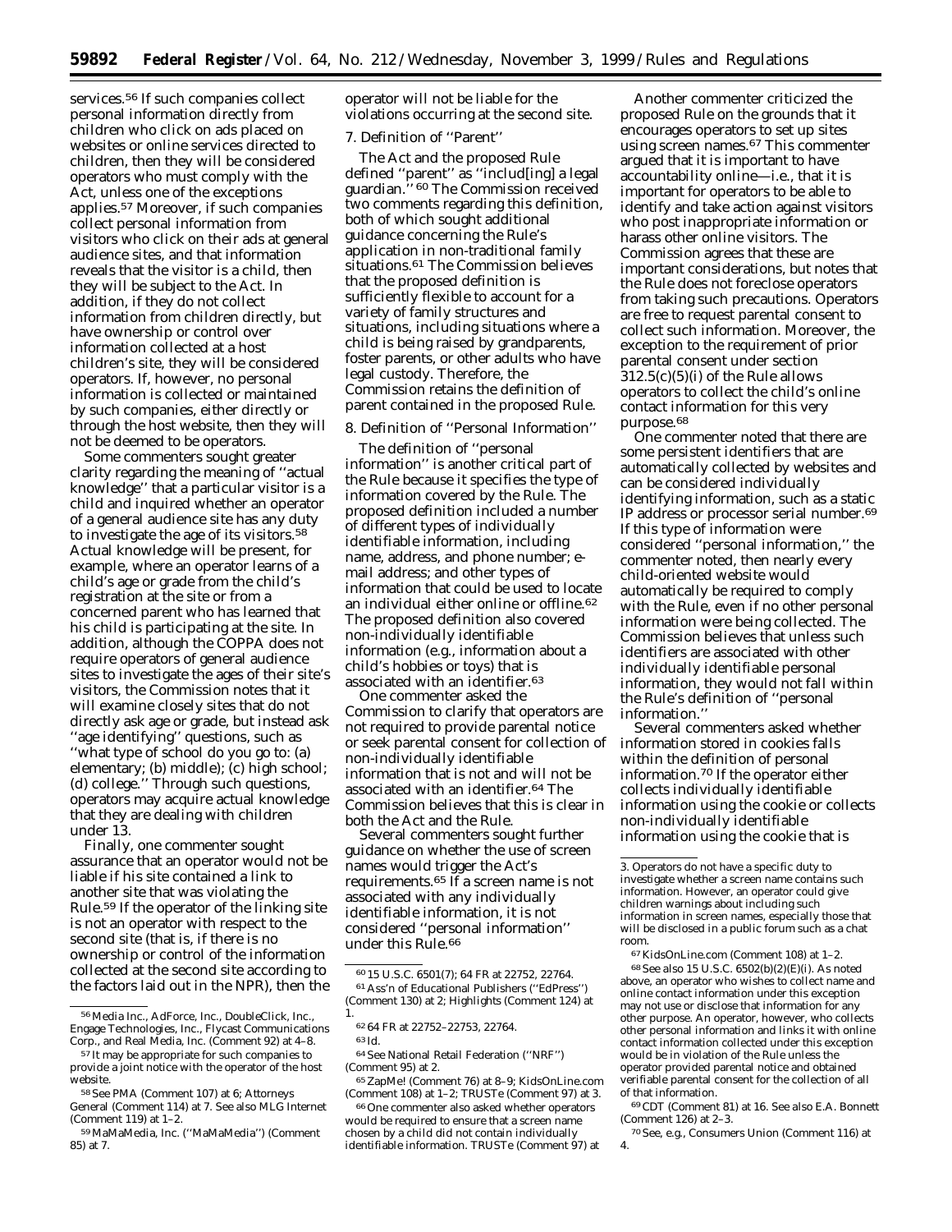services.[56] If such companies collect personal information directly from children who click on ads placed on websites or online services directed to children, then they will be considered operators who must comply with the Act, unless one of the exceptions applies.[57] Moreover, if such companies collect personal information from visitors who click on their ads at general audience sites, and that information reveals that the visitor is a child, then they will be subject to the Act. In addition, if they do not collect information from children directly, but have ownership or control over information collected at a host children's site, they will be considered operators. If, however, no personal information is collected or maintained by such companies, either directly or through the host website, then they will not be deemed to be operators.

Some commenters sought greater clarity regarding the meaning of "actual knowledge" that a particular visitor is a child and inquired whether an operator of a general audience site has any duty to investigate the age of its visitors.[58] Actual knowledge will be present, for example, where an operator learns of a child's age or grade from the child's registration at the site or from a concerned parent who has learned that his child is participating at the site. In addition, although the COPPA does not require operators of general audience sites to investigate the ages of their site's visitors, the Commission notes that it will examine closely sites that do not directly ask age or grade, but instead ask "age identifying" questions, such as "what type of school do you go to: (a) elementary; (b) middle); (c) high school; (d) college." Through such questions, operators may acquire actual knowledge that they are dealing with children under 13.

Finally, one commenter sought assurance that an operator would not be liable if his site contained a link to another site that was violating the Rule.[59] If the operator of the linking site is not an operator with respect to the second site (that is, if there is no ownership or control of the information collected at the second site according to the factors laid out in the NPR), then the operator will not be liable for the violations occurring at the second site.

## 7. Definition of "Parent"

The Act and the proposed Rule defined "parent" as "includ[ing] a legal guardian."[60] The Commission received two comments regarding this definition, both of which sought additional guidance concerning the Rule's application in non-traditional family situations.[61] The Commission believes that the proposed definition is sufficiently flexible to account for a variety of family structures and situations, including situations where a child is being raised by grandparents, foster parents, or other adults who have legal custody. Therefore, the Commission retains the definition of parent contained in the proposed Rule.

## 8. Definition of "Personal Information"

The definition of "personal information" is another critical part of the Rule because it specifies the type of information covered by the Rule. The proposed definition included a number of different types of individually identifiable information, including name, address, and phone number; e-mail address; and other types of information that could be used to locate an individual either online or offline.[62] The proposed definition also covered non-individually identifiable information (*e.g.*, information about a child's hobbies or toys) that is associated with an identifier.[63]

One commenter asked the Commission to clarify that operators are not required to provide parental notice or seek parental consent for collection of non-individually identifiable information that is not and will not be associated with an identifier.[64] The Commission believes that this is clear in both the Act and the Rule.

Several commenters sought further guidance on whether the use of screen names would trigger the Act's requirements.[65] If a screen name is not associated with any individually identifiable information, it is not considered "personal information" under this Rule.[66]

Another commenter criticized the proposed Rule on the grounds that it encourages operators to set up sites using screen names.[67] This commenter argued that it is important to have accountability online—*i.e.*, that it is important for operators to be able to identify and take action against visitors who post inappropriate information or harass other online visitors. The Commission agrees that these are important considerations, but notes that the Rule does not foreclose operators from taking such precautions. Operators are free to request parental consent to collect such information. Moreover, the exception to the requirement of prior parental consent under section 312.5(c)(5)(i) of the Rule allows operators to collect the child's online contact information for this very purpose.[68]

One commenter noted that there are some persistent identifiers that are automatically collected by websites and can be considered individually identifying information, such as a static IP address or processor serial number.[69] If this type of information were considered "personal information," the commenter noted, then nearly every child-oriented website would automatically be required to comply with the Rule, even if no other personal information were being collected. The Commission believes that unless such identifiers are associated with other individually identifiable personal information, they would not fall within the Rule's definition of "personal information."

Several commenters asked whether information stored in cookies falls within the definition of personal information.[70] If the operator either collects individually identifiable information using the cookie or collects non-individually identifiable information using the cookie that is

---

[56] Media Inc., AdForce, Inc., DoubleClick, Inc., Engage Technologies, Inc., Flycast Communications Corp., and Real Media, Inc. (Comment 92) at 4–8.

[57] It may be appropriate for such companies to provide a joint notice with the operator of the host website.

[58] See PMA (Comment 107) at 6; Attorneys General (Comment 114) at 7. See also MLG Internet (Comment 119) at 1–2.

[59] MaMaMedia, Inc. ("MaMaMedia") (Comment 85) at 7.

[60] 15 U.S.C. 6501(7); 64 FR at 22752, 22764.

[61] Ass'n of Educational Publishers ("EdPress") (Comment 130) at 2; Highlights (Comment 124) at 1.

[62] 64 FR at 22752–22753, 22764.

[63] *Id.*

[64] See National Retail Federation ("NRF") (Comment 95) at 2.

[65] ZapMe! (Comment 76) at 8–9; KidsOnLine.com (Comment 108) at 1–2; TRUSTe (Comment 97) at 3.

[66] One commenter also asked whether operators would be required to ensure that a screen name chosen by a child did not contain individually identifiable information. TRUSTe (Comment 97) at 3. Operators do not have a specific duty to investigate whether a screen name contains such information. However, an operator could give children warnings about including such information in screen names, especially those that will be disclosed in a public forum such as a chat room.

[67] KidsOnLine.com (Comment 108) at 1–2.

[68] See also 15 U.S.C. 6502(b)(2)(E)(i). As noted above, an operator who wishes to collect name and online contact information under this exception may not use or disclose that information for any other purpose. An operator, however, who collects other personal information and links it with online contact information collected under this exception would be in violation of the Rule unless the operator provided parental notice and obtained verifiable parental consent for the collection of all of that information.

[69] CDT (Comment 81) at 16. See also E.A. Bonnett (Comment 126) at 2–3.

[70] See, e.g., Consumers Union (Comment 116) at 4.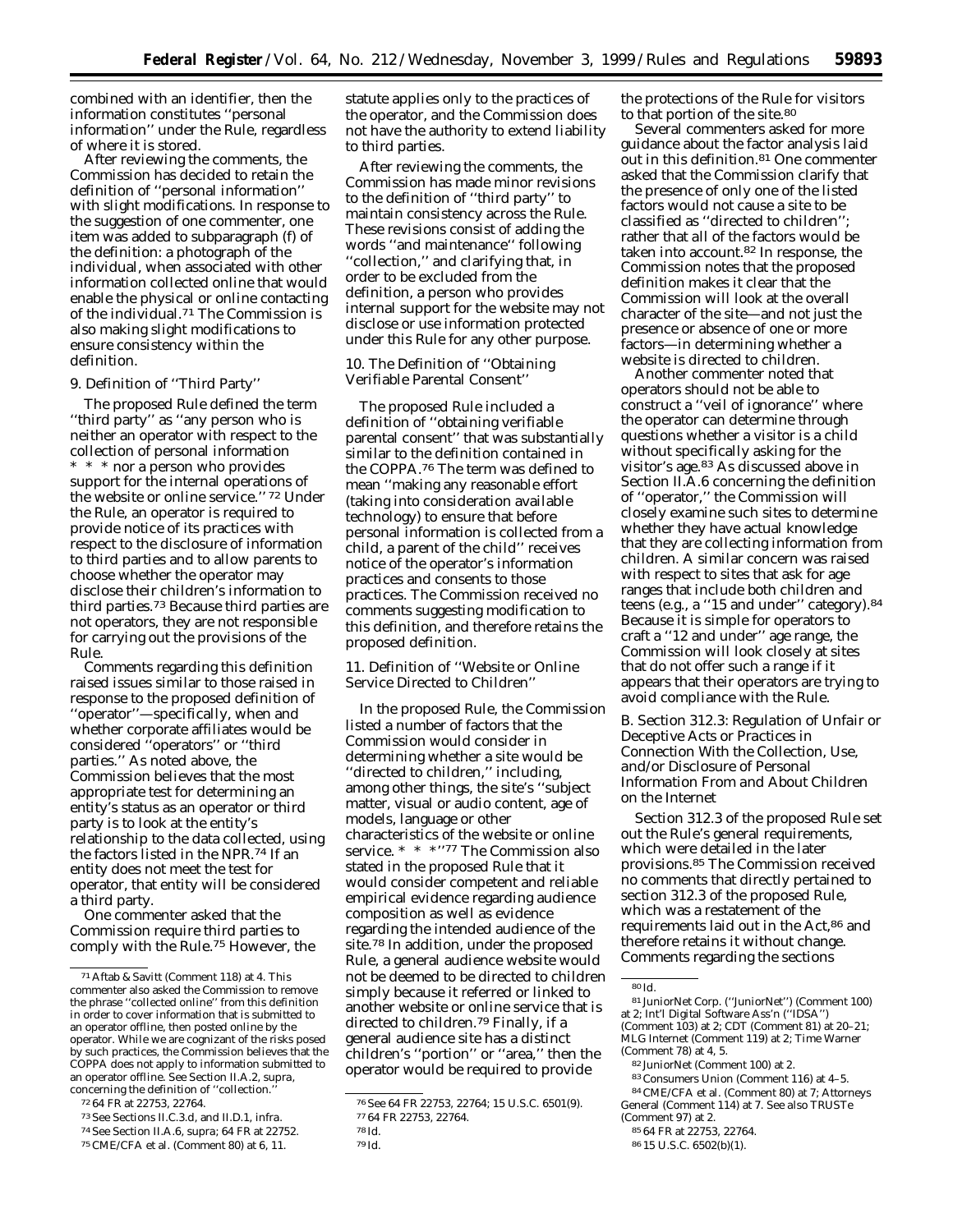combined with an identifier, then the information constitutes ''personal information'' under the Rule, regardless of where it is stored.

After reviewing the comments, the Commission has decided to retain the definition of ''personal information'' with slight modifications. In response to the suggestion of one commenter, one item was added to subparagraph (f) of the definition: a photograph of the individual, when associated with other information collected online that would enable the physical or online contacting of the individual.[71] The Commission is also making slight modifications to ensure consistency within the definition.

9. Definition of ''Third Party''

The proposed Rule defined the term ''third party'' as ''any person who is neither an operator with respect to the collection of personal information * * * nor a person who provides support for the internal operations of the website or online service.''[72] Under the Rule, an operator is required to provide notice of its practices with respect to the disclosure of information to third parties and to allow parents to choose whether the operator may disclose their children's information to third parties.[73] Because third parties are not operators, they are not responsible for carrying out the provisions of the Rule.

Comments regarding this definition raised issues similar to those raised in response to the proposed definition of ''operator''—specifically, when and whether corporate affiliates would be considered ''operators'' or ''third parties.'' As noted above, the Commission believes that the most appropriate test for determining an entity's status as an operator or third party is to look at the entity's relationship to the data collected, using the factors listed in the NPR.[74] If an entity does not meet the test for operator, that entity will be considered a third party.

One commenter asked that the Commission require third parties to comply with the Rule.[75] However, the statute applies only to the practices of the operator, and the Commission does not have the authority to extend liability to third parties.

After reviewing the comments, the Commission has made minor revisions to the definition of ''third party'' to maintain consistency across the Rule. These revisions consist of adding the words ''and maintenance'' following ''collection,'' and clarifying that, in order to be excluded from the definition, a person who provides internal support for the website may not disclose or use information protected under this Rule for any other purpose.

10. The Definition of ''Obtaining Verifiable Parental Consent''

The proposed Rule included a definition of ''obtaining verifiable parental consent'' that was substantially similar to the definition contained in the COPPA.[76] The term was defined to mean ''making any reasonable effort (taking into consideration available technology) to ensure that before personal information is collected from a child, a parent of the child'' receives notice of the operator's information practices and consents to those practices. The Commission received no comments suggesting modification to this definition, and therefore retains the proposed definition.

11. Definition of ''Website or Online Service Directed to Children''

In the proposed Rule, the Commission listed a number of factors that the Commission would consider in determining whether a site would be ''directed to children,'' including, among other things, the site's ''subject matter, visual or audio content, age of models, language or other characteristics of the website or online service. * * *''[77] The Commission also stated in the proposed Rule that it would consider competent and reliable empirical evidence regarding audience composition as well as evidence regarding the intended audience of the site.[78] In addition, under the proposed Rule, a general audience website would not be deemed to be directed to children simply because it referred or linked to another website or online service that is directed to children.[79] Finally, if a general audience site has a distinct children's ''portion'' or ''area,'' then the operator would be required to provide the protections of the Rule for visitors to that portion of the site.[80]

Several commenters asked for more guidance about the factor analysis laid out in this definition.[81] One commenter asked that the Commission clarify that the presence of only one of the listed factors would not cause a site to be classified as ''directed to children''; rather that all of the factors would be taken into account.[82] In response, the Commission notes that the proposed definition makes it clear that the Commission will look at the overall character of the site—and not just the presence or absence of one or more factors—in determining whether a website is directed to children.

Another commenter noted that operators should not be able to construct a ''veil of ignorance'' where the operator can determine through questions whether a visitor is a child without specifically asking for the visitor's age.[83] As discussed above in Section II.A.6 concerning the definition of ''operator,'' the Commission will closely examine such sites to determine whether they have actual knowledge that they are collecting information from children. A similar concern was raised with respect to sites that ask for age ranges that include both children and teens (e.g., a ''15 and under'' category).[84] Because it is simple for operators to craft a ''12 and under'' age range, the Commission will look closely at sites that do not offer such a range if it appears that their operators are trying to avoid compliance with the Rule.

*B. Section 312.3: Regulation of Unfair or Deceptive Acts or Practices in Connection With the Collection, Use, and/or Disclosure of Personal Information From and About Children on the Internet*

Section 312.3 of the proposed Rule set out the Rule's general requirements, which were detailed in the later provisions.[85] The Commission received no comments that directly pertained to section 312.3 of the proposed Rule, which was a restatement of the requirements laid out in the Act,[86] and therefore retains it without change. Comments regarding the sections

---

[71] Aftab & Savitt (Comment 118) at 4. This commenter also asked the Commission to remove the phrase ''collected online'' from this definition in order to cover information that is submitted to an operator offline, then posted online by the operator. While we are cognizant of the risks posed by such practices, the Commission believes that the COPPA does not apply to information submitted to an operator offline. *See* Section II.A.2, *supra*, concerning the definition of ''collection.''

[72] 64 FR at 22753, 22764.

[73] *See* Sections II.C.3.d, and II.D.1, *infra*.

[74] *See* Section II.A.6, *supra*; 64 FR at 22752.

[75] CME/CFA et al. (Comment 80) at 6, 11.

[76] *See* 64 FR 22753, 22764; 15 U.S.C. 6501(9).

[77] 64 FR 22753, 22764.

[78] *Id.*

[79] *Id.*

[80] *Id.*

[81] JuniorNet Corp. (''JuniorNet'') (Comment 100) at 2; Int'l Digital Software Ass'n (''IDSA'') (Comment 103) at 2; CDT (Comment 81) at 20–21; MLG Internet (Comment 119) at 2; Time Warner (Comment 78) at 4, 5.

[82] JuniorNet (Comment 100) at 2.

[83] Consumers Union (Comment 116) at 4–5.

[84] CME/CFA et al. (Comment 80) at 7; Attorneys General (Comment 114) at 7. *See also* TRUSTe (Comment 97) at 2.

[85] 64 FR at 22753, 22764.

[86] 15 U.S.C. 6502(b)(1).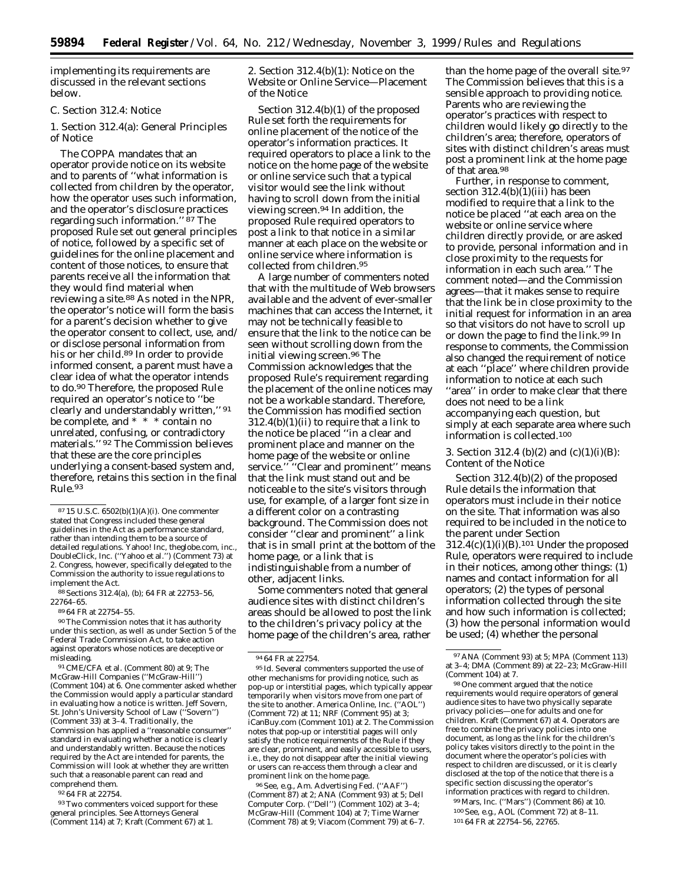implementing its requirements are discussed in the relevant sections below.

### C. Section 312.4: Notice

#### 1. Section 312.4(a): General Principles of Notice

The COPPA mandates that an operator provide notice on its website and to parents of ''what information is collected from children by the operator, how the operator uses such information, and the operator's disclosure practices regarding such information.'' [87] The proposed Rule set out general principles of notice, followed by a specific set of guidelines for the online placement and content of those notices, to ensure that parents receive all the information that they would find material when reviewing a site.[88] As noted in the NPR, the operator's notice will form the basis for a parent's decision whether to give the operator consent to collect, use, and/or disclose personal information from his or her child.[89] In order to provide informed consent, a parent must have a clear idea of what the operator intends to do.[90] Therefore, the proposed Rule required an operator's notice to ''be clearly and understandably written,'' [91] be complete, and * * * contain no unrelated, confusing, or contradictory materials.'' [92] The Commission believes that these are the core principles underlying a consent-based system and, therefore, retains this section in the final Rule.[93]

#### 2. Section 312.4(b)(1): Notice on the Website or Online Service—Placement of the Notice

Section 312.4(b)(1) of the proposed Rule set forth the requirements for online placement of the notice of the operator's information practices. It required operators to place a link to the notice on the home page of the website or online service such that a typical visitor would see the link without having to scroll down from the initial viewing screen.[94] In addition, the proposed Rule required operators to post a link to that notice in a similar manner at each place on the website or online service where information is collected from children.[95]

A large number of commenters noted that with the multitude of Web browsers available and the advent of ever-smaller machines that can access the Internet, it may not be technically feasible to ensure that the link to the notice can be seen without scrolling down from the initial viewing screen.[96] The Commission acknowledges that the proposed Rule's requirement regarding the placement of the online notices may not be a workable standard. Therefore, the Commission has modified section 312.4(b)(1)(ii) to require that a link to the notice be placed ''in a clear and prominent place and manner on the home page of the website or online service.'' ''Clear and prominent'' means that the link must stand out and be noticeable to the site's visitors through use, for example, of a larger font size in a different color on a contrasting background. The Commission does not consider ''clear and prominent'' a link that is in small print at the bottom of the home page, or a link that is indistinguishable from a number of other, adjacent links.

Some commenters noted that general audience sites with distinct children's areas should be allowed to post the link to the children's privacy policy at the home page of the children's area, rather than the home page of the overall site.[97] The Commission believes that this is a sensible approach to providing notice. Parents who are reviewing the operator's practices with respect to children would likely go directly to the children's area; therefore, operators of sites with distinct children's areas must post a prominent link at the home page of that area.[98]

Further, in response to comment, section 312.4(b)(1)(iii) has been modified to require that a link to the notice be placed ''at each area on the website or online service where children directly provide, or are asked to provide, personal information and in close proximity to the requests for information in each such area.'' The comment noted—and the Commission agrees—that it makes sense to require that the link be in close proximity to the initial request for information in an area so that visitors do not have to scroll up or down the page to find the link.[99] In response to comments, the Commission also changed the requirement of notice at each ''place'' where children provide information to notice at each such ''area'' in order to make clear that there does not need to be a link accompanying each question, but simply at each separate area where such information is collected.[100]

#### 3. Section 312.4 (b)(2) and (c)(1)(i)(B): Content of the Notice

Section 312.4(b)(2) of the proposed Rule details the information that operators must include in their notice on the site. That information was also required to be included in the notice to the parent under Section 312.4(c)(1)(i)(B).[101] Under the proposed Rule, operators were required to include in their notices, among other things: (1) names and contact information for all operators; (2) the types of personal information collected through the site and how such information is collected; (3) how the personal information would be used; (4) whether the personal

---

[87] 15 U.S.C. 6502(b)(1)(A)(i). One commenter stated that Congress included these general guidelines in the Act as a performance standard, rather than intending them to be a source of detailed regulations. Yahoo! Inc, theglobe.com, inc., DoubleClick, Inc. (''Yahoo et al.'') (Comment 73) at 2. Congress, however, specifically delegated to the Commission the authority to issue regulations to implement the Act.

[88] Sections 312.4(a), (b); 64 FR at 22753–56, 22764–65.

[89] 64 FR at 22754–55.

[90] The Commission notes that it has authority under this section, as well as under Section 5 of the Federal Trade Commission Act, to take action against operators whose notices are deceptive or misleading.

[91] CME/CFA et al. (Comment 80) at 9; The McGraw-Hill Companies (''McGraw-Hill'') (Comment 104) at 6. One commenter asked whether the Commission would apply a particular standard in evaluating how a notice is written. Jeff Sovern, St. John's University School of Law (''Sovern'') (Comment 33) at 3–4. Traditionally, the Commission has applied a ''reasonable consumer'' standard in evaluating whether a notice is clearly and understandably written. Because the notices required by the Act are intended for parents, the Commission will look at whether they are written such that a reasonable parent can read and comprehend them.

[92] 64 FR at 22754.

[93] Two commenters voiced support for these general principles. See Attorneys General (Comment 114) at 7; Kraft (Comment 67) at 1.

[94] 64 FR at 22754.

[95] *Id.* Several commenters supported the use of other mechanisms for providing notice, such as pop-up or interstitial pages, which typically appear temporarily when visitors move from one part of the site to another. America Online, Inc. (''AOL'') (Comment 72) at 11; NRF (Comment 95) at 3; iCanBuy.com (Comment 101) at 2. The Commission notes that pop-up or interstitial pages will only satisfy the notice requirements of the Rule if they are clear, prominent, and easily accessible to users, *i.e.*, they do not disappear after the initial viewing or users can re-access them through a clear and prominent link on the home page.

[96] *See, e.g.,* Am. Advertising Fed. (''AAF'') (Comment 87) at 2; ANA (Comment 93) at 5; Dell Computer Corp. (''Dell'') (Comment 102) at 3–4; McGraw-Hill (Comment 104) at 7; Time Warner (Comment 78) at 9; Viacom (Comment 79) at 6–7.

[97] ANA (Comment 93) at 5; MPA (Comment 113) at 3–4; DMA (Comment 89) at 22–23; McGraw-Hill (Comment 104) at 7.

[98] One comment argued that the notice requirements would require operators of general audience sites to have two physically separate privacy policies—one for adults and one for children. Kraft (Comment 67) at 4. Operators are free to combine the privacy policies into one document, as long as the link for the children's policy takes visitors directly to the point in the document where the operator's policies with respect to children are discussed, or it is clearly disclosed at the top of the notice that there is a specific section discussing the operator's information practices with regard to children.

[99] Mars, Inc. (''Mars'') (Comment 86) at 10.

[100] *See, e.g.,* AOL (Comment 72) at 8–11.

[101] 64 FR at 22754–56, 22765.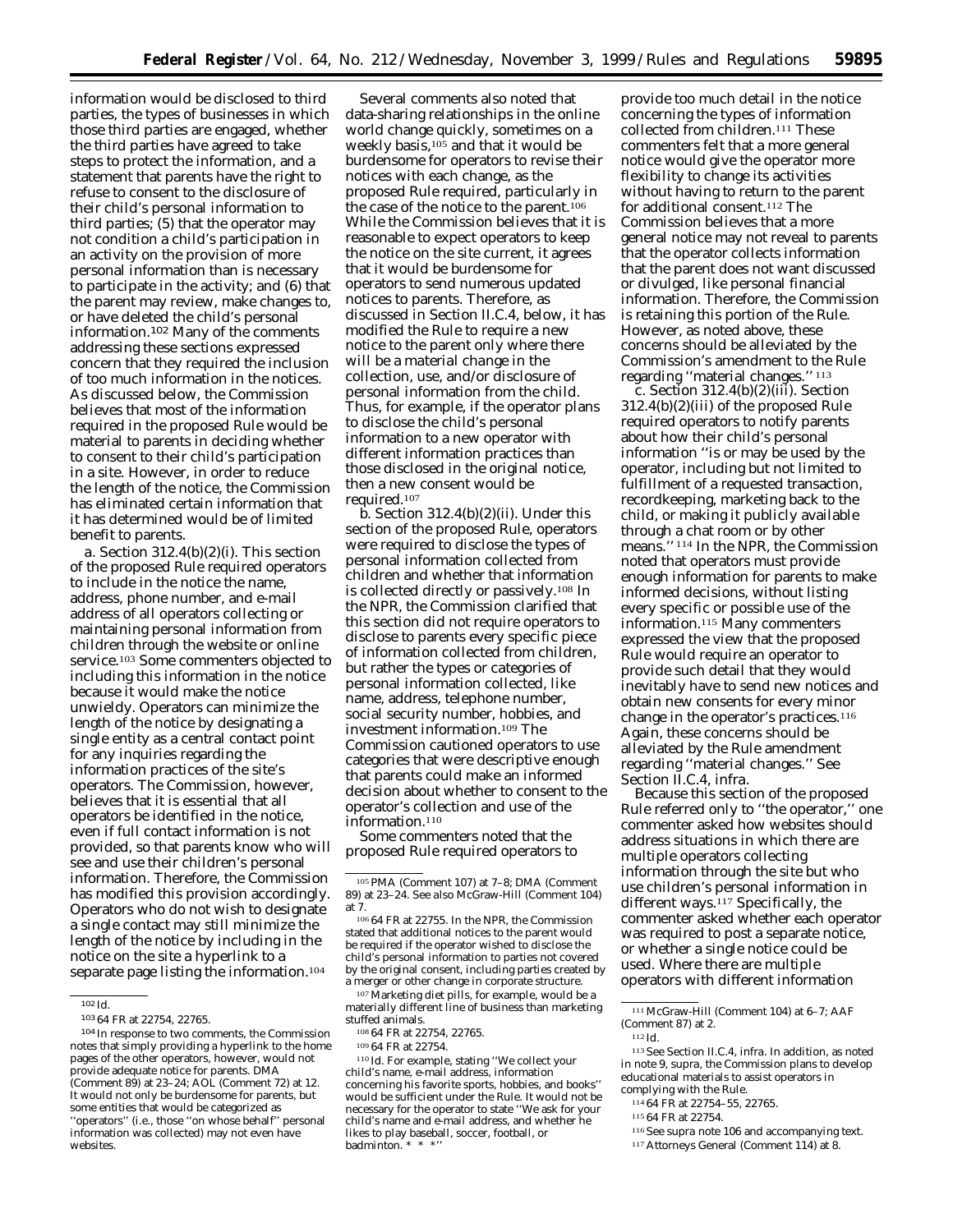information would be disclosed to third parties, the types of businesses in which those third parties are engaged, whether the third parties have agreed to take steps to protect the information, and a statement that parents have the right to refuse to consent to the disclosure of their child's personal information to third parties; (5) that the operator may not condition a child's participation in an activity on the provision of more personal information than is necessary to participate in the activity; and (6) that the parent may review, make changes to, or have deleted the child's personal information.[102] Many of the comments addressing these sections expressed concern that they required the inclusion of too much information in the notices. As discussed below, the Commission believes that most of the information required in the proposed Rule would be material to parents in deciding whether to consent to their child's participation in a site. However, in order to reduce the length of the notice, the Commission has eliminated certain information that it has determined would be of limited benefit to parents.

a. *Section 312.4(b)(2)(i).* This section of the proposed Rule required operators to include in the notice the name, address, phone number, and e-mail address of all operators collecting or maintaining personal information from children through the website or online service.[103] Some commenters objected to including this information in the notice because it would make the notice unwieldy. Operators can minimize the length of the notice by designating a single entity as a central contact point for any inquiries regarding the information practices of the site's operators. The Commission, however, believes that it is essential that all operators be identified in the notice, even if full contact information is not provided, so that parents know who will see and use their children's personal information. Therefore, the Commission has modified this provision accordingly. Operators who do not wish to designate a single contact may still minimize the length of the notice by including in the notice on the site a hyperlink to a separate page listing the information.[104]

Several comments also noted that data-sharing relationships in the online world change quickly, sometimes on a weekly basis,[105] and that it would be burdensome for operators to revise their notices with each change, as the proposed Rule required, particularly in the case of the notice to the parent.[106] While the Commission believes that it is reasonable to expect operators to keep the notice on the site current, it agrees that it would be burdensome for operators to send numerous updated notices to parents. Therefore, as discussed in Section II.C.4, below, it has modified the Rule to require a new notice to the parent only where there will be a material change in the collection, use, and/or disclosure of personal information from the child. Thus, for example, if the operator plans to disclose the child's personal information to a new operator with different information practices than those disclosed in the original notice, then a new consent would be required.[107]

b. *Section 312.4(b)(2)(ii).* Under this section of the proposed Rule, operators were required to disclose the types of personal information collected from children and whether that information is collected directly or passively.[108] In the NPR, the Commission clarified that this section did not require operators to disclose to parents every specific piece of information collected from children, but rather the types or categories of personal information collected, like name, address, telephone number, social security number, hobbies, and investment information.[109] The Commission cautioned operators to use categories that were descriptive enough that parents could make an informed decision about whether to consent to the operator's collection and use of the information.[110]

Some commenters noted that the proposed Rule required operators to provide too much detail in the notice concerning the types of information collected from children.[111] These commenters felt that a more general notice would give the operator more flexibility to change its activities without having to return to the parent for additional consent.[112] The Commission believes that a more general notice may not reveal to parents that the operator collects information that the parent does not want discussed or divulged, like personal financial information. Therefore, the Commission is retaining this portion of the Rule. However, as noted above, these concerns should be alleviated by the Commission's amendment to the Rule regarding "material changes." [113]

c. *Section 312.4(b)(2)(iii).* Section 312.4(b)(2)(iii) of the proposed Rule required operators to notify parents about how their child's personal information "is or may be used by the operator, including but not limited to fulfillment of a requested transaction, recordkeeping, marketing back to the child, or making it publicly available through a chat room or by other means." [114] In the NPR, the Commission noted that operators must provide enough information for parents to make informed decisions, without listing every specific or possible use of the information.[115] Many commenters expressed the view that the proposed Rule would require an operator to provide such detail that they would inevitably have to send new notices and obtain new consents for every minor change in the operator's practices.[116] Again, these concerns should be alleviated by the Rule amendment regarding "material changes." See Section II.C.4, *infra.*

Because this section of the proposed Rule referred only to "the operator," one commenter asked how websites should address situations in which there are multiple operators collecting information through the site but who use children's personal information in different ways.[117] Specifically, the commenter asked whether each operator was required to post a separate notice, or whether a single notice could be used. Where there are multiple operators with different information

---

[102] *Id.*

[103] 64 FR at 22754, 22765.

[104] In response to two comments, the Commission notes that simply providing a hyperlink to the home pages of the other operators, however, would not provide adequate notice for parents. DMA (Comment 89) at 23–24; AOL (Comment 72) at 12. It would not only be burdensome for parents, but some entities that would be categorized as "operators" (i.e., those "on whose behalf" personal information was collected) may not even have websites.

[105] PMA (Comment 107) at 7–8; DMA (Comment 89) at 23–24. See also McGraw-Hill (Comment 104) at 7.

[106] 64 FR at 22755. In the NPR, the Commission stated that additional notices to the parent would be required if the operator wished to disclose the child's personal information to parties not covered by the original consent, including parties created by a merger or other change in corporate structure.

[107] Marketing diet pills, for example, would be a materially different line of business than marketing stuffed animals.

[108] 64 FR at 22754, 22765.

[109] 64 FR at 22754.

[110] *Id.* For example, stating "We collect your child's name, e-mail address, information concerning his favorite sports, hobbies, and books" would be sufficient under the Rule. It would not be necessary for the operator to state "We ask for your child's name and e-mail address, and whether he likes to play baseball, soccer, football, or badminton. * * *"

[111] McGraw-Hill (Comment 104) at 6–7; AAF (Comment 87) at 2.

[112] *Id.*

[113] See Section II.C.4, *infra.* In addition, as noted in note 9, *supra,* the Commission plans to develop educational materials to assist operators in complying with the Rule.

[114] 64 FR at 22754–55, 22765.

[115] 64 FR at 22754.

[116] See *supra* note 106 and accompanying text.

[117] Attorneys General (Comment 114) at 8.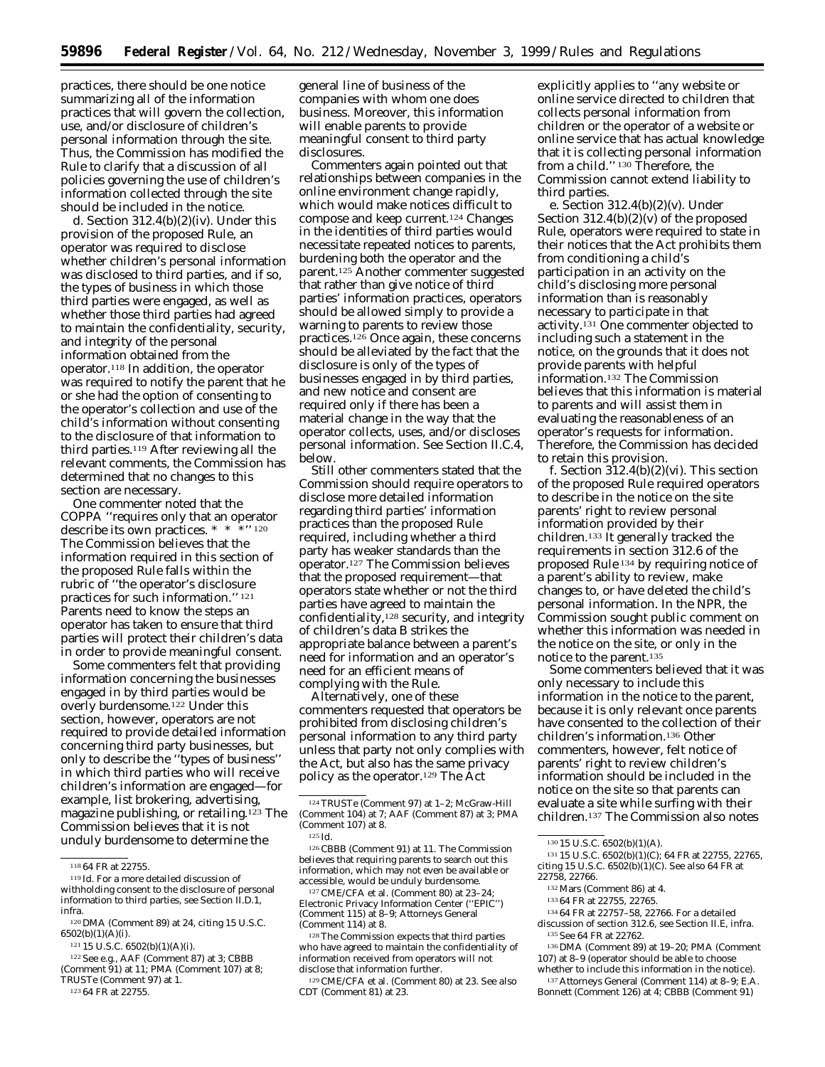practices, there should be one notice summarizing all of the information practices that will govern the collection, use, and/or disclosure of children's personal information through the site. Thus, the Commission has modified the Rule to clarify that a discussion of all policies governing the use of children's information collected through the site should be included in the notice.

d. *Section 312.4(b)(2)(iv).* Under this provision of the proposed Rule, an operator was required to disclose whether children's personal information was disclosed to third parties, and if so, the types of business in which those third parties were engaged, as well as whether those third parties had agreed to maintain the confidentiality, security, and integrity of the personal information obtained from the operator.[118] In addition, the operator was required to notify the parent that he or she had the option of consenting to the operator's collection and use of the child's information without consenting to the disclosure of that information to third parties.[119] After reviewing all the relevant comments, the Commission has determined that no changes to this section are necessary.

One commenter noted that the COPPA ''requires only that an operator describe its own practices. * * *'' [120] The Commission believes that the information required in this section of the proposed Rule falls within the rubric of ''the operator's disclosure practices for such information.'' [121] Parents need to know the steps an operator has taken to ensure that third parties will protect their children's data in order to provide meaningful consent.

Some commenters felt that providing information concerning the businesses engaged in by third parties would be overly burdensome.[122] Under this section, however, operators are not required to provide detailed information concerning third party businesses, but only to describe the ''types of business'' in which third parties who will receive children's information are engaged—for example, list brokering, advertising, magazine publishing, or retailing.[123] The Commission believes that it is not unduly burdensome to determine the general line of business of the companies with whom one does business. Moreover, this information will enable parents to provide meaningful consent to third party disclosures.

Commenters again pointed out that relationships between companies in the online environment change rapidly, which would make notices difficult to compose and keep current.[124] Changes in the identities of third parties would necessitate repeated notices to parents, burdening both the operator and the parent.[125] Another commenter suggested that rather than give notice of third parties' information practices, operators should be allowed simply to provide a warning to parents to review those practices.[126] Once again, these concerns should be alleviated by the fact that the disclosure is only of the types of businesses engaged in by third parties, and new notice and consent are required only if there has been a material change in the way that the operator collects, uses, and/or discloses personal information. See Section II.C.4, below.

Still other commenters stated that the Commission should require operators to disclose more detailed information regarding third parties' information practices than the proposed Rule required, including whether a third party has weaker standards than the operator.[127] The Commission believes that the proposed requirement—that operators state whether or not the third parties have agreed to maintain the confidentiality,[128] security, and integrity of children's data B strikes the appropriate balance between a parent's need for information and an operator's need for an efficient means of complying with the Rule.

Alternatively, one of these commenters requested that operators be prohibited from disclosing children's personal information to any third party unless that party not only complies with the Act, but also has the same privacy policy as the operator.[129] The Act explicitly applies to ''any website or online service directed to children that collects personal information from children or the operator of a website or online service that has actual knowledge that it is collecting personal information from a child.'' [130] Therefore, the Commission cannot extend liability to third parties.

e. *Section 312.4(b)(2)(v).* Under Section 312.4(b)(2)(v) of the proposed Rule, operators were required to state in their notices that the Act prohibits them from conditioning a child's participation in an activity on the child's disclosing more personal information than is reasonably necessary to participate in that activity.[131] One commenter objected to including such a statement in the notice, on the grounds that it does not provide parents with helpful information.[132] The Commission believes that this information is material to parents and will assist them in evaluating the reasonableness of an operator's requests for information. Therefore, the Commission has decided to retain this provision.

f. *Section 312.4(b)(2)(vi).* This section of the proposed Rule required operators to describe in the notice on the site parents' right to review personal information provided by their children.[133] It generally tracked the requirements in section 312.6 of the proposed Rule [134] by requiring notice of a parent's ability to review, make changes to, or have deleted the child's personal information. In the NPR, the Commission sought public comment on whether this information was needed in the notice on the site, or only in the notice to the parent.[135]

Some commenters believed that it was only necessary to include this information in the notice to the parent, because it is only relevant once parents have consented to the collection of their children's information.[136] Other commenters, however, felt notice of parents' right to review children's information should be included in the notice on the site so that parents can evaluate a site while surfing with their children.[137] The Commission also notes

---

[118] 64 FR at 22755.

[119] Id. For a more detailed discussion of withholding consent to the disclosure of personal information to third parties, see Section II.D.1, infra.

[120] DMA (Comment 89) at 24, citing 15 U.S.C. 6502(b)(1)(A)(i).

[121] 15 U.S.C. 6502(b)(1)(A)(i).

[122] See e.g., AAF (Comment 87) at 3; CBBB (Comment 91) at 11; PMA (Comment 107) at 8; TRUSTe (Comment 97) at 1.

[123] 64 FR at 22755.

[124] TRUSTe (Comment 97) at 1–2; McGraw-Hill (Comment 104) at 7; AAF (Comment 87) at 3; PMA (Comment 107) at 8.

[125] Id.

[126] CBBB (Comment 91) at 11. The Commission believes that requiring parents to search out this information, which may not even be available or accessible, would be unduly burdensome.

[127] CME/CFA et al. (Comment 80) at 23–24; Electronic Privacy Information Center (''EPIC'') (Comment 115) at 8–9; Attorneys General (Comment 114) at 8.

[128] The Commission expects that third parties who have agreed to maintain the confidentiality of information received from operators will not disclose that information further.

[129] CME/CFA et al. (Comment 80) at 23. See also CDT (Comment 81) at 23.

[130] 15 U.S.C. 6502(b)(1)(A).

[131] 15 U.S.C. 6502(b)(1)(C); 64 FR at 22755, 22765, citing 15 U.S.C. 6502(b)(1)(C). See also 64 FR at 22758, 22766.

[132] Mars (Comment 86) at 4.

[133] 64 FR at 22755, 22765.

[134] 64 FR at 22757–58, 22766. For a detailed discussion of section 312.6, see Section II.E, infra.

[135] See 64 FR at 22762.

[136] DMA (Comment 89) at 19–20; PMA (Comment 107) at 8–9 (operator should be able to choose whether to include this information in the notice).

[137] Attorneys General (Comment 114) at 8–9; E.A. Bonnett (Comment 126) at 4; CBBB (Comment 91)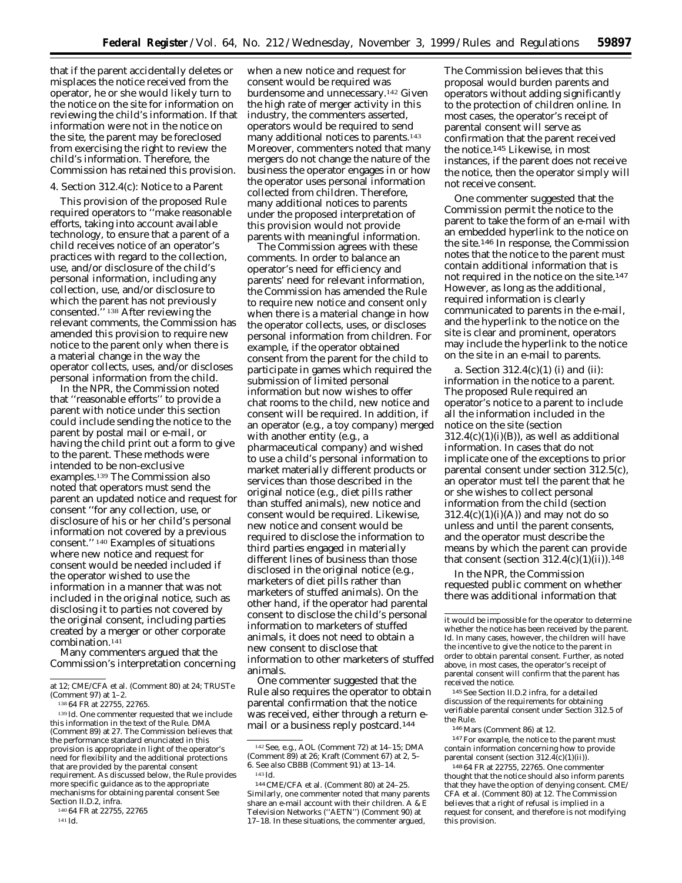that if the parent accidentally deletes or misplaces the notice received from the operator, he or she would likely turn to the notice on the site for information on reviewing the child's information. If that information were not in the notice on the site, the parent may be foreclosed from exercising the right to review the child's information. Therefore, the Commission has retained this provision.

### 4. Section 312.4(c): Notice to a Parent

This provision of the proposed Rule required operators to ''make reasonable efforts, taking into account available technology, to ensure that a parent of a child receives notice of an operator's practices with regard to the collection, use, and/or disclosure of the child's personal information, including any collection, use, and/or disclosure to which the parent has not previously consented.'' [138] After reviewing the relevant comments, the Commission has amended this provision to require new notice to the parent only when there is a material change in the way the operator collects, uses, and/or discloses personal information from the child.

In the NPR, the Commission noted that ''reasonable efforts'' to provide a parent with notice under this section could include sending the notice to the parent by postal mail or e-mail, or having the child print out a form to give to the parent. These methods were intended to be non-exclusive examples.[139] The Commission also noted that operators must send the parent an updated notice and request for consent ''for any collection, use, or disclosure of his or her child's personal information not covered by a previous consent.'' [140] Examples of situations where new notice and request for consent would be needed included if the operator wished to use the information in a manner that was not included in the original notice, such as disclosing it to parties not covered by the original consent, including parties created by a merger or other corporate combination.[141]

Many commenters argued that the Commission's interpretation concerning when a new notice and request for consent would be required was burdensome and unnecessary.[142] Given the high rate of merger activity in this industry, the commenters asserted, operators would be required to send many additional notices to parents.[143] Moreover, commenters noted that many mergers do not change the nature of the business the operator engages in or how the operator uses personal information collected from children. Therefore, many additional notices to parents under the proposed interpretation of this provision would not provide parents with meaningful information.

The Commission agrees with these comments. In order to balance an operator's need for efficiency and parents' need for relevant information, the Commission has amended the Rule to require new notice and consent only when there is a material change in how the operator collects, uses, or discloses personal information from children. For example, if the operator obtained consent from the parent for the child to participate in games which required the submission of limited personal information but now wishes to offer chat rooms to the child, new notice and consent will be required. In addition, if an operator (*e.g.*, a toy company) merged with another entity (*e.g.*, a pharmaceutical company) and wished to use a child's personal information to market materially different products or services than those described in the original notice (*e.g.*, diet pills rather than stuffed animals), new notice and consent would be required. Likewise, new notice and consent would be required to disclose the information to third parties engaged in materially different lines of business than those disclosed in the original notice (*e.g.*, marketers of diet pills rather than marketers of stuffed animals). On the other hand, if the operator had parental consent to disclose the child's personal information to marketers of stuffed animals, it does not need to obtain a new consent to disclose that information to other marketers of stuffed animals.

One commenter suggested that the Rule also requires the operator to obtain parental confirmation that the notice was received, either through a return e-mail or a business reply postcard.[144] The Commission believes that this proposal would burden parents and operators without adding significantly to the protection of children online. In most cases, the operator's receipt of parental consent will serve as confirmation that the parent received the notice.[145] Likewise, in most instances, if the parent does not receive the notice, then the operator simply will not receive consent.

One commenter suggested that the Commission permit the notice to the parent to take the form of an e-mail with an embedded hyperlink to the notice on the site.[146] In response, the Commission notes that the notice to the parent must contain additional information that is not required in the notice on the site.[147] However, as long as the additional, required information is clearly communicated to parents in the e-mail, and the hyperlink to the notice on the site is clear and prominent, operators may include the hyperlink to the notice on the site in an e-mail to parents.

*a. Section 312.4(c)(1) (i) and (ii): information in the notice to a parent.* The proposed Rule required an operator's notice to a parent to include all the information included in the notice on the site (section 312.4(c)(1)(i)(B)), as well as additional information. In cases that do not implicate one of the exceptions to prior parental consent under section 312.5(c), an operator must tell the parent that he or she wishes to collect personal information from the child (section 312.4(c)(1)(i)(A)) and may not do so unless and until the parent consents, and the operator must describe the means by which the parent can provide that consent (section 312.4(c)(1)(ii)).[148]

In the NPR, the Commission requested public comment on whether there was additional information that

---

at 12; CME/CFA et al. (Comment 80) at 24; TRUSTe (Comment 97) at 1–2.

[138] 64 FR at 22755, 22765.

[139] *Id.* One commenter requested that we include this information in the text of the Rule. DMA (Comment 89) at 27. The Commission believes that the performance standard enunciated in this provision is appropriate in light of the operator's need for flexibility and the additional protections that are provided by the parental consent requirement. As discussed below, the Rule provides more specific guidance as to the appropriate mechanisms for obtaining parental consent See Section II.D.2, *infra.*

[140] 64 FR at 22755, 22765

[141] *Id.*

[142] *See, e.g.*, AOL (Comment 72) at 14–15; DMA (Comment 89) at 26; Kraft (Comment 67) at 2, 5–6. *See also* CBBB (Comment 91) at 13–14.

[143] *Id.*

[144] CME/CFA et al. (Comment 80) at 24–25. Similarly, one commenter noted that many parents share an e-mail account with their children. A & E Television Networks (''AETN'') (Comment 90) at 17–18. In these situations, the commenter argued, it would be impossible for the operator to determine whether the notice has been received by the parent. *Id.* In many cases, however, the children will have the incentive to give the notice to the parent in order to obtain parental consent. Further, as noted above, in most cases, the operator's receipt of parental consent will confirm that the parent has received the notice.

[145] *See* Section II.D.2 *infra*, for a detailed discussion of the requirements for obtaining verifiable parental consent under Section 312.5 of the Rule.

[146] Mars (Comment 86) at 12.

[147] For example, the notice to the parent must contain information concerning how to provide parental consent (section 312.4(c)(1)(ii)).

[148] 64 FR at 22755, 22765. One commenter thought that the notice should also inform parents that they have the option of denying consent. CME/CFA et al. (Comment 80) at 12. The Commission believes that a right of refusal is implied in a request for consent, and therefore is not modifying this provision.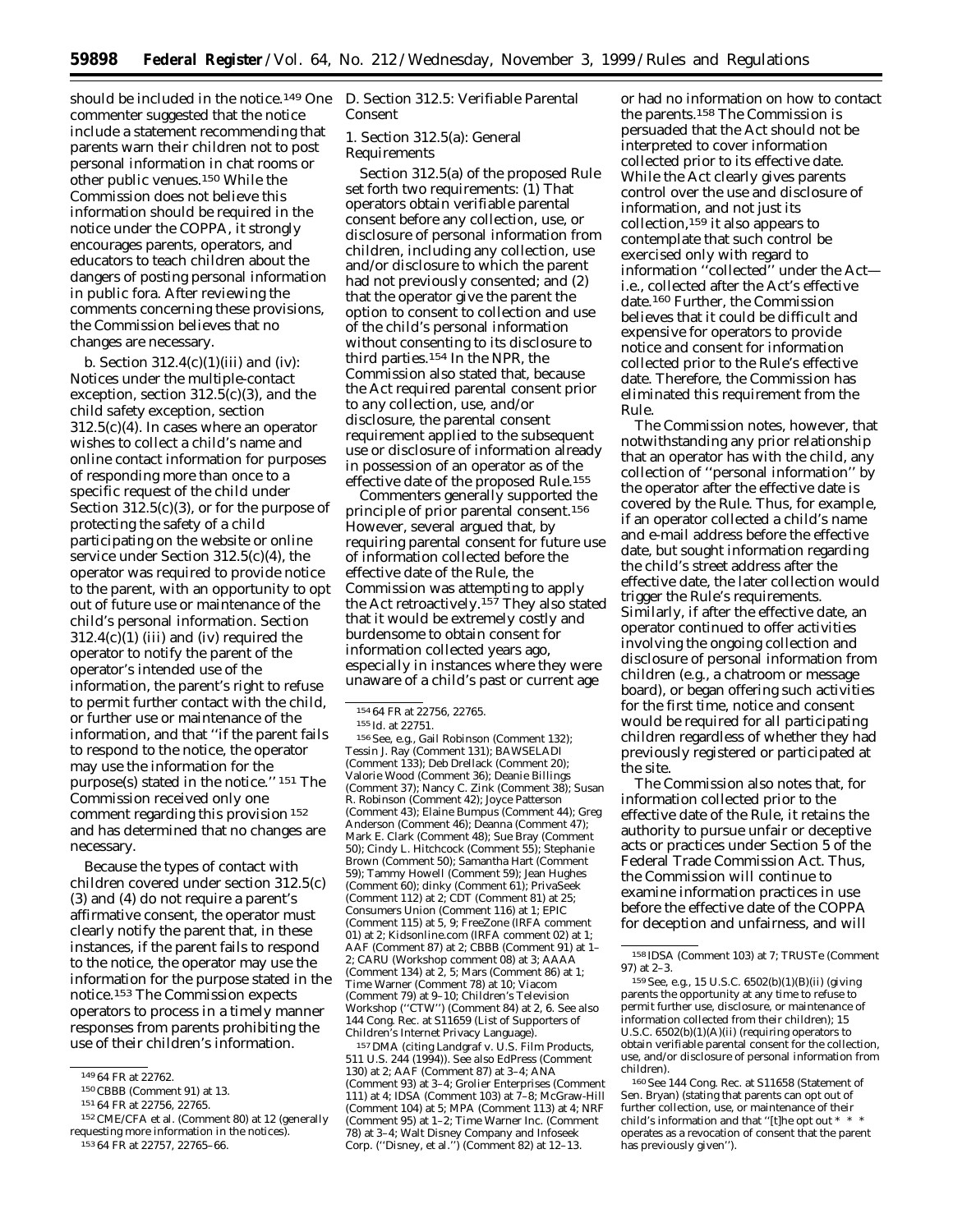should be included in the notice.[149] One commenter suggested that the notice include a statement recommending that parents warn their children not to post personal information in chat rooms or other public venues.[150] While the Commission does not believe this information should be required in the notice under the COPPA, it strongly encourages parents, operators, and educators to teach children about the dangers of posting personal information in public fora. After reviewing the comments concerning these provisions, the Commission believes that no changes are necessary.

*b. Section 312.4(c)(1)(iii) and (iv): Notices under the multiple-contact exception, section 312.5(c)(3), and the child safety exception, section 312.5(c)(4).* In cases where an operator wishes to collect a child's name and online contact information for purposes of responding more than once to a specific request of the child under Section 312.5(c)(3), or for the purpose of protecting the safety of a child participating on the website or online service under Section 312.5(c)(4), the operator was required to provide notice to the parent, with an opportunity to opt out of future use or maintenance of the child's personal information. Section 312.4(c)(1) (iii) and (iv) required the operator to notify the parent of the operator's intended use of the information, the parent's right to refuse to permit further contact with the child, or further use or maintenance of the information, and that ''if the parent fails to respond to the notice, the operator may use the information for the purpose(s) stated in the notice.'' [151] The Commission received only one comment regarding this provision [152] and has determined that no changes are necessary.

Because the types of contact with children covered under section 312.5(c) (3) and (4) do not require a parent's affirmative consent, the operator must clearly notify the parent that, in these instances, if the parent fails to respond to the notice, the operator may use the information for the purpose stated in the notice.[153] The Commission expects operators to process in a timely manner responses from parents prohibiting the use of their children's information.

## *D. Section 312.5: Verifiable Parental Consent*

### *1. Section 312.5(a): General Requirements*

Section 312.5(a) of the proposed Rule set forth two requirements: (1) That operators obtain verifiable parental consent before any collection, use, or disclosure of personal information from children, including any collection, use and/or disclosure to which the parent had not previously consented; and (2) that the operator give the parent the option to consent to collection and use of the child's personal information without consenting to its disclosure to third parties.[154] In the NPR, the Commission also stated that, because the Act required parental consent prior to any collection, use, and/or disclosure, the parental consent requirement applied to the subsequent use or disclosure of information already in possession of an operator as of the effective date of the proposed Rule.[155]

Commenters generally supported the principle of prior parental consent.[156] However, several argued that, by requiring parental consent for future use of information collected before the effective date of the Rule, the Commission was attempting to apply the Act retroactively.[157] They also stated that it would be extremely costly and burdensome to obtain consent for information collected years ago, especially in instances where they were unaware of a child's past or current age or had no information on how to contact the parents.[158] The Commission is persuaded that the Act should not be interpreted to cover information collected prior to its effective date. While the Act clearly gives parents control over the use and disclosure of information, and not just its collection,[159] it also appears to contemplate that such control be exercised only with regard to information ''collected'' under the Act—i.e., collected after the Act's effective date.[160] Further, the Commission believes that it could be difficult and expensive for operators to provide notice and consent for information collected prior to the Rule's effective date. Therefore, the Commission has eliminated this requirement from the Rule.

The Commission notes, however, that notwithstanding any prior relationship that an operator has with the child, any collection of ''personal information'' by the operator after the effective date is covered by the Rule. Thus, for example, if an operator collected a child's name and e-mail address before the effective date, but sought information regarding the child's street address after the effective date, the later collection would trigger the Rule's requirements. Similarly, if after the effective date, an operator continued to offer activities involving the ongoing collection and disclosure of personal information from children (e.g., a chatroom or message board), or began offering such activities for the first time, notice and consent would be required for all participating children regardless of whether they had previously registered or participated at the site.

The Commission also notes that, for information collected prior to the effective date of the Rule, it retains the authority to pursue unfair or deceptive acts or practices under Section 5 of the Federal Trade Commission Act. Thus, the Commission will continue to examine information practices in use before the effective date of the COPPA for deception and unfairness, and will

---

[149] 64 FR at 22762.

[150] CBBB (Comment 91) at 13.

[151] 64 FR at 22756, 22765.

[152] CME/CFA et al. (Comment 80) at 12 (generally requesting more information in the notices).

[153] 64 FR at 22757, 22765–66.

[154] 64 FR at 22756, 22765.

[155] *Id.* at 22751.

[156] *See, e.g.,* Gail Robinson (Comment 132); Tessin J. Ray (Comment 131); BAWSELADI (Comment 133); Deb Drellack (Comment 20); Valorie Wood (Comment 36); Deanie Billings (Comment 37); Nancy C. Zink (Comment 38); Susan R. Robinson (Comment 42); Joyce Patterson (Comment 43); Elaine Bumpus (Comment 44); Greg Anderson (Comment 46); Deanna (Comment 47); Mark E. Clark (Comment 48); Sue Bray (Comment 50); Cindy L. Hitchcock (Comment 55); Stephanie Brown (Comment 50); Samantha Hart (Comment 59); Tammy Howell (Comment 59); Jean Hughes (Comment 60); dinky (Comment 61); PrivaSeek (Comment 112) at 2; CDT (Comment 81) at 25; Consumers Union (Comment 116) at 1; EPIC (Comment 115) at 5, 9; FreeZone (IRFA comment 01) at 2; Kidsonline.com (IRFA comment 02) at 1; AAF (Comment 87) at 2; CBBB (Comment 91) at 1–2; CARU (Workshop comment 08) at 3; AAAA (Comment 134) at 2, 5; Mars (Comment 86) at 1; Time Warner (Comment 78) at 10; Viacom (Comment 79) at 9–10; Children's Television Workshop (''CTW'') (Comment 84) at 2, 6. *See also* 144 Cong. Rec. at S11659 (List of Supporters of Children's Internet Privacy Language).

[157] DMA (citing *Landgraf* v. *U.S. Film Products,* 511 U.S. 244 (1994)). *See also* EdPress (Comment 130) at 2; AAF (Comment 87) at 3–4; ANA (Comment 93) at 3–4; Grolier Enterprises (Comment 111) at 4; IDSA (Comment 103) at 7–8; McGraw-Hill (Comment 104) at 5; MPA (Comment 113) at 4; NRF (Comment 95) at 1–2; Time Warner Inc. (Comment 78) at 3–4; Walt Disney Company and Infoseek Corp. (''Disney, et al.'') (Comment 82) at 12–13.

[158] IDSA (Comment 103) at 7; TRUSTe (Comment 97) at 2–3.

[159] *See, e.g.,* 15 U.S.C. 6502(b)(1)(B)(ii) (giving parents the opportunity at any time to refuse to permit further use, disclosure, or maintenance of information collected from their children); 15 U.S.C. 6502(b)(1)(A)(ii) (requiring operators to obtain verifiable parental consent for the collection, use, and/or disclosure of personal information from children).

[160] *See* 144 Cong. Rec. at S11658 (Statement of Sen. Bryan) (stating that parents can opt out of further collection, use, or maintenance of their child's information and that ''[t]he opt out * * * operates as a revocation of consent that the parent has previously given'').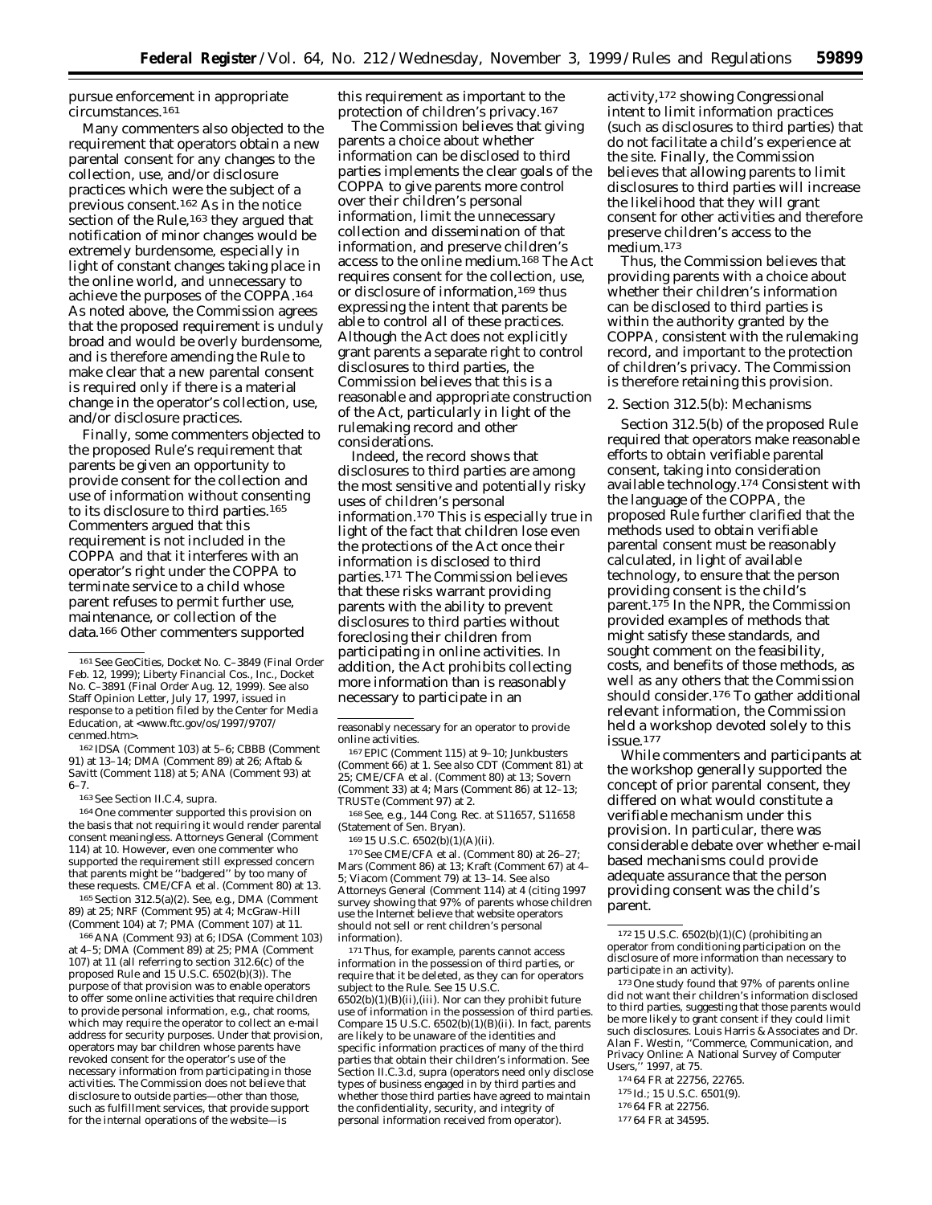pursue enforcement in appropriate circumstances.[161]

Many commenters also objected to the requirement that operators obtain a new parental consent for any changes to the collection, use, and/or disclosure practices which were the subject of a previous consent.[162] As in the notice section of the Rule,[163] they argued that notification of minor changes would be extremely burdensome, especially in light of constant changes taking place in the online world, and unnecessary to achieve the purposes of the COPPA.[164] As noted above, the Commission agrees that the proposed requirement is unduly broad and would be overly burdensome, and is therefore amending the Rule to make clear that a new parental consent is required only if there is a material change in the operator's collection, use, and/or disclosure practices.

Finally, some commenters objected to the proposed Rule's requirement that parents be given an opportunity to provide consent for the collection and use of information without consenting to its disclosure to third parties.[165] Commenters argued that this requirement is not included in the COPPA and that it interferes with an operator's right under the COPPA to terminate service to a child whose parent refuses to permit further use, maintenance, or collection of the data.[166] Other commenters supported this requirement as important to the protection of children's privacy.[167]

The Commission believes that giving parents a choice about whether information can be disclosed to third parties implements the clear goals of the COPPA to give parents more control over their children's personal information, limit the unnecessary collection and dissemination of that information, and preserve children's access to the online medium.[168] The Act requires consent for the collection, use, or disclosure of information,[169] thus expressing the intent that parents be able to control all of these practices. Although the Act does not explicitly grant parents a separate right to control disclosures to third parties, the Commission believes that this is a reasonable and appropriate construction of the Act, particularly in light of the rulemaking record and other considerations.

Indeed, the record shows that disclosures to third parties are among the most sensitive and potentially risky uses of children's personal information.[170] This is especially true in light of the fact that children lose even the protections of the Act once their information is disclosed to third parties.[171] The Commission believes that these risks warrant providing parents with the ability to prevent disclosures to third parties without foreclosing their children from participating in online activities. In addition, the Act prohibits collecting more information than is reasonably necessary to participate in an activity,[172] showing Congressional intent to limit information practices (such as disclosures to third parties) that do not facilitate a child's experience at the site. Finally, the Commission believes that allowing parents to limit disclosures to third parties will increase the likelihood that they will grant consent for other activities and therefore preserve children's access to the medium.[173]

Thus, the Commission believes that providing parents with a choice about whether their children's information can be disclosed to third parties is within the authority granted by the COPPA, consistent with the rulemaking record, and important to the protection of children's privacy. The Commission is therefore retaining this provision.

### 2. Section 312.5(b): Mechanisms

Section 312.5(b) of the proposed Rule required that operators make reasonable efforts to obtain verifiable parental consent, taking into consideration available technology.[174] Consistent with the language of the COPPA, the proposed Rule further clarified that the methods used to obtain verifiable parental consent must be reasonably calculated, in light of available technology, to ensure that the person providing consent is the child's parent.[175] In the NPR, the Commission provided examples of methods that might satisfy these standards, and sought comment on the feasibility, costs, and benefits of those methods, as well as any others that the Commission should consider.[176] To gather additional relevant information, the Commission held a workshop devoted solely to this issue.[177]

While commenters and participants at the workshop generally supported the concept of prior parental consent, they differed on what would constitute a verifiable mechanism under this provision. In particular, there was considerable debate over whether e-mail based mechanisms could provide adequate assurance that the person providing consent was the child's parent.

---

[161] *See* GeoCities, Docket No. C–3849 (Final Order Feb. 12, 1999); Liberty Financial Cos., Inc., Docket No. C–3891 (Final Order Aug. 12, 1999). *See also* Staff Opinion Letter, July 17, 1997, issued in response to a petition filed by the Center for Media Education, at <www.ftc.gov/os/1997/9707/cenmed.htm>.

[162] IDSA (Comment 103) at 5–6; CBBB (Comment 91) at 13–14; DMA (Comment 89) at 26; Aftab & Savitt (Comment 118) at 5; ANA (Comment 93) at 6–7.

[163] *See* Section II.C.4, *supra.*

[164] One commenter supported this provision on the basis that not requiring it would render parental consent meaningless. Attorneys General (Comment 114) at 10. However, even one commenter who supported the requirement still expressed concern that parents might be ''badgered'' by too many of these requests. CME/CFA et al. (Comment 80) at 13.

[165] Section 312.5(a)(2). *See, e.g.,* DMA (Comment 89) at 25; NRF (Comment 95) at 4; McGraw-Hill (Comment 104) at 7; PMA (Comment 107) at 11.

[166] ANA (Comment 93) at 6; IDSA (Comment 103) at 4–5; DMA (Comment 89) at 25; PMA (Comment 107) at 11 (all referring to section 312.6(c) of the proposed Rule and 15 U.S.C. 6502(b)(3)). The purpose of that provision was to enable operators to offer some online activities that require children to provide personal information, *e.g.,* chat rooms, which may require the operator to collect an e-mail address for security purposes. Under that provision, operators may bar children whose parents have revoked consent for the operator's use of the necessary information from participating in those activities. The Commission does not believe that disclosure to outside parties—other than those, such as fulfillment services, that provide support for the internal operations of the website—is reasonably necessary for an operator to provide online activities.

[167] EPIC (Comment 115) at 9–10; Junkbusters (Comment 66) at 1. *See also* CDT (Comment 81) at 25; CME/CFA et al. (Comment 80) at 13; Sovern (Comment 33) at 4; Mars (Comment 86) at 12–13; TRUSTe (Comment 97) at 2.

[168] *See, e.g.,* 144 Cong. Rec. at S11657, S11658 (Statement of Sen. Bryan).

[169] 15 U.S.C. 6502(b)(1)(A)(ii).

[170] *See* CME/CFA et al. (Comment 80) at 26–27; Mars (Comment 86) at 13; Kraft (Comment 67) at 4–5; Viacom (Comment 79) at 13–14. *See also* Attorneys General (Comment 114) at 4 (citing 1997 survey showing that 97% of parents whose children use the Internet believe that website operators should not sell or rent children's personal information).

[171] Thus, for example, parents cannot access information in the possession of third parties, or require that it be deleted, as they can for operators subject to the Rule. *See* 15 U.S.C. 6502(b)(1)(B)(ii),(iii). Nor can they prohibit future use of information in the possession of third parties. *Compare* 15 U.S.C. 6502(b)(1)(B)(ii). In fact, parents are likely to be unaware of the identities and specific information practices of many of the third parties that obtain their children's information. *See* Section II.C.3.d, *supra* (operators need only disclose types of business engaged in by third parties and whether those third parties have agreed to maintain the confidentiality, security, and integrity of personal information received from operator).

[172] 15 U.S.C. 6502(b)(1)(C) (prohibiting an operator from conditioning participation on the disclosure of more information than necessary to participate in an activity).

[173] One study found that 97% of parents online did not want their children's information disclosed to third parties, suggesting that those parents would be more likely to grant consent if they could limit such disclosures. Louis Harris & Associates and Dr. Alan F. Westin, ''Commerce, Communication, and Privacy Online: A National Survey of Computer Users,'' 1997, at 75.

[174] 64 FR at 22756, 22765.

[175] *Id.*; 15 U.S.C. 6501(9).

[176] 64 FR at 22756.

[177] 64 FR at 34595.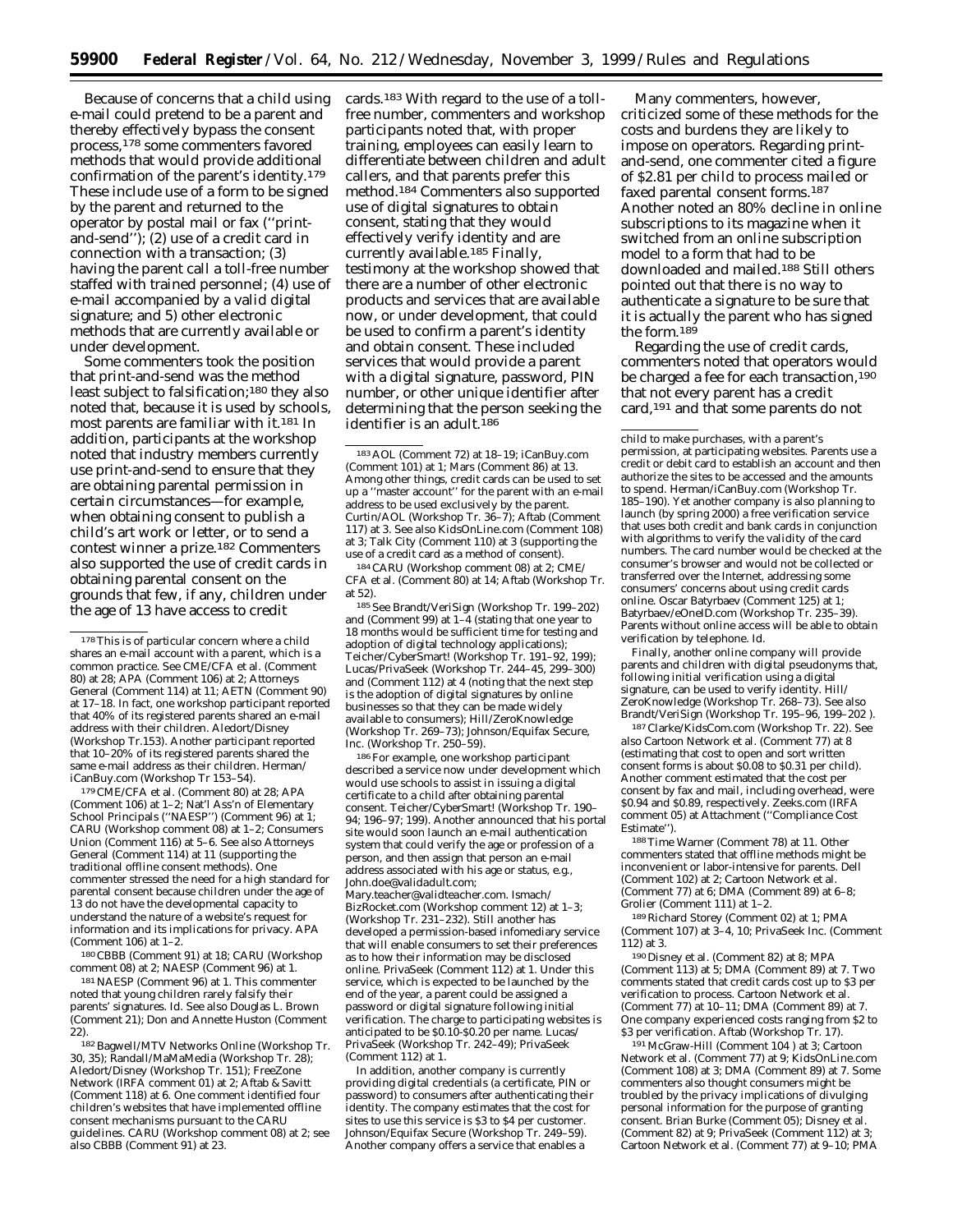Because of concerns that a child using e-mail could pretend to be a parent and thereby effectively bypass the consent process,[178] some commenters favored methods that would provide additional confirmation of the parent's identity.[179] These include use of a form to be signed by the parent and returned to the operator by postal mail or fax (''print-and-send''); (2) use of a credit card in connection with a transaction; (3) having the parent call a toll-free number staffed with trained personnel; (4) use of e-mail accompanied by a valid digital signature; and 5) other electronic methods that are currently available or under development.

Some commenters took the position that print-and-send was the method least subject to falsification;[180] they also noted that, because it is used by schools, most parents are familiar with it.[181] In addition, participants at the workshop noted that industry members currently use print-and-send to ensure that they are obtaining parental permission in certain circumstances—for example, when obtaining consent to publish a child's art work or letter, or to send a contest winner a prize.[182] Commenters also supported the use of credit cards in obtaining parental consent on the grounds that few, if any, children under the age of 13 have access to credit cards.[183] With regard to the use of a toll-free number, commenters and workshop participants noted that, with proper training, employees can easily learn to differentiate between children and adult callers, and that parents prefer this method.[184] Commenters also supported use of digital signatures to obtain consent, stating that they would effectively verify identity and are currently available.[185] Finally, testimony at the workshop showed that there are a number of other electronic products and services that are available now, or under development, that could be used to confirm a parent's identity and obtain consent. These included services that would provide a parent with a digital signature, password, PIN number, or other unique identifier after determining that the person seeking the identifier is an adult.[186]

Many commenters, however, criticized some of these methods for the costs and burdens they are likely to impose on operators. Regarding print-and-send, one commenter cited a figure of $2.81 per child to process mailed or faxed parental consent forms.[187] Another noted an 80% decline in online subscriptions to its magazine when it switched from an online subscription model to a form that had to be downloaded and mailed.[188] Still others pointed out that there is no way to authenticate a signature to be sure that it is actually the parent who has signed the form.[189]

Regarding the use of credit cards, commenters noted that operators would be charged a fee for each transaction,[190] that not every parent has a credit card,[191] and that some parents do not

---

[178] This is of particular concern where a child shares an e-mail account with a parent, which is a common practice. See CME/CFA et al. (Comment 80) at 28; APA (Comment 106) at 2; Attorneys General (Comment 114) at 11; AETN (Comment 90) at 17–18. In fact, one workshop participant reported that 40% of its registered parents shared an e-mail address with their children. Aledort/Disney (Workshop Tr.153). Another participant reported that 10–20% of its registered parents shared the same e-mail address as their children. Herman/iCanBuy.com (Workshop Tr 153–54).

[179] CME/CFA et al. (Comment 80) at 28; APA (Comment 106) at 1–2; Nat'l Ass'n of Elementary School Principals (''NAESP'') (Comment 96) at 1; CARU (Workshop comment 08) at 1–2; Consumers Union (Comment 116) at 5–6. See also Attorneys General (Comment 114) at 11 (supporting the traditional offline consent methods). One commenter stressed the need for a high standard for parental consent because children under the age of 13 do not have the developmental capacity to understand the nature of a website's request for information and its implications for privacy. APA (Comment 106) at 1–2.

[180] CBBB (Comment 91) at 18; CARU (Workshop comment 08) at 2; NAESP (Comment 96) at 1.

[181] NAESP (Comment 96) at 1. This commenter noted that young children rarely falsify their parents' signatures. Id. See also Douglas L. Brown (Comment 21); Don and Annette Huston (Comment 22).

[182] Bagwell/MTV Networks Online (Workshop Tr. 30, 35); Randall/MaMaMedia (Workshop Tr. 28); Aledort/Disney (Workshop Tr. 151); FreeZone Network (IRFA comment 01) at 2; Aftab & Savitt (Comment 118) at 6. One comment identified four children's websites that have implemented offline consent mechanisms pursuant to the CARU guidelines. CARU (Workshop comment 08) at 2; see also CBBB (Comment 91) at 23.

[183] AOL (Comment 72) at 18–19; iCanBuy.com (Comment 101) at 1; Mars (Comment 86) at 13. Among other things, credit cards can be used to set up a ''master account'' for the parent with an e-mail address to be used exclusively by the parent. Curtin/AOL (Workshop Tr. 36–7); Aftab (Comment 117) at 3. See also KidsOnLine.com (Comment 108) at 3; Talk City (Comment 110) at 3 (supporting the use of a credit card as a method of consent).

[184] CARU (Workshop comment 08) at 2; CME/CFA et al. (Comment 80) at 14; Aftab (Workshop Tr. at 52).

[185] See Brandt/VeriSign (Workshop Tr. 199–202) and (Comment 99) at 1–4 (stating that one year to 18 months would be sufficient time for testing and adoption of digital technology applications); Teicher/CyberSmart! (Workshop Tr. 191–92, 199); Lucas/PrivaSeek (Workshop Tr. 244–45, 299–300) and (Comment 112) at 4 (noting that the next step is the adoption of digital signatures by online businesses so that they can be made widely available to consumers); Hill/ZeroKnowledge (Workshop Tr. 269–73); Johnson/Equifax Secure, Inc. (Workshop Tr. 250–59).

[186] For example, one workshop participant described a service now under development which would use schools to assist in issuing a digital certificate to a child after obtaining parental consent. Teicher/CyberSmart! (Workshop Tr. 190–94; 196–97; 199). Another announced that his portal site would soon launch an e-mail authentication system that could verify the age or profession of a person, and then assign that person an e-mail address associated with his age or status, e.g., John.doe@validadult.com; Mary.teacher@validteacher.com. Ismach/BizRocket.com (Workshop comment 12) at 1–3; (Workshop Tr. 231–232). Still another has developed a permission-based infomediary service that will enable consumers to set their preferences as to how their information may be disclosed online. PrivaSeek (Comment 112) at 1. Under this service, which is expected to be launched by the end of the year, a parent could be assigned a password or digital signature following initial verification. The charge to participating websites is anticipated to be $0.10-$0.20 per name. Lucas/PrivaSeek (Workshop Tr. 242–49); PrivaSeek (Comment 112) at 1.

In addition, another company is currently providing digital credentials (a certificate, PIN or password) to consumers after authenticating their identity. The company estimates that the cost for sites to use this service is $3 to $4 per customer. Johnson/Equifax Secure (Workshop Tr. 249–59). Another company offers a service that enables a child to make purchases, with a parent's permission, at participating websites. Parents use a credit or debit card to establish an account and then authorize the sites to be accessed and the amounts to spend. Herman/iCanBuy.com (Workshop Tr. 185–190). Yet another company is also planning to launch (by spring 2000) a free verification service that uses both credit and bank cards in conjunction with algorithms to verify the validity of the card numbers. The card number would be checked at the consumer's browser and would not be collected or transferred over the Internet, addressing some consumers' concerns about using credit cards online. Oscar Batyrbaev (Comment 125) at 1; Batyrbaev/eOneID.com (Workshop Tr. 235–39). Parents without online access will be able to obtain verification by telephone. Id.

Finally, another online company will provide parents and children with digital pseudonyms that, following initial verification using a digital signature, can be used to verify identity. Hill/ZeroKnowledge (Workshop Tr. 268–73). See also Brandt/VeriSign (Workshop Tr. 195–96, 199–202 ).

[187] Clarke/KidsCom.com (Workshop Tr. 22). See also Cartoon Network et al. (Comment 77) at 8 (estimating that cost to open and sort written consent forms is about $0.08 to $0.31 per child). Another comment estimated that the cost per consent by fax and mail, including overhead, were $0.94 and $0.89, respectively. Zeeks.com (IRFA comment 05) at Attachment (''Compliance Cost Estimate'').

[188] Time Warner (Comment 78) at 11. Other commenters stated that offline methods might be inconvenient or labor-intensive for parents. Dell (Comment 102) at 2; Cartoon Network et al. (Comment 77) at 6; DMA (Comment 89) at 6–8; Grolier (Comment 111) at 1–2.

[189] Richard Storey (Comment 02) at 1; PMA (Comment 107) at 3–4, 10; PrivaSeek Inc. (Comment 112) at 3.

[190] Disney et al. (Comment 82) at 8; MPA (Comment 113) at 5; DMA (Comment 89) at 7. Two comments stated that credit cards cost up to $3 per verification to process. Cartoon Network et al. (Comment 77) at 10–11; DMA (Comment 89) at 7. One company experienced costs ranging from $2 to $3 per verification. Aftab (Workshop Tr. 17).

[191] McGraw-Hill (Comment 104 ) at 3; Cartoon Network et al. (Comment 77) at 9; KidsOnLine.com (Comment 108) at 3; DMA (Comment 89) at 7. Some commenters also thought consumers might be troubled by the privacy implications of divulging personal information for the purpose of granting consent. Brian Burke (Comment 05); Disney et al. (Comment 82) at 9; PrivaSeek (Comment 112) at 3; Cartoon Network et al. (Comment 77) at 9–10; PMA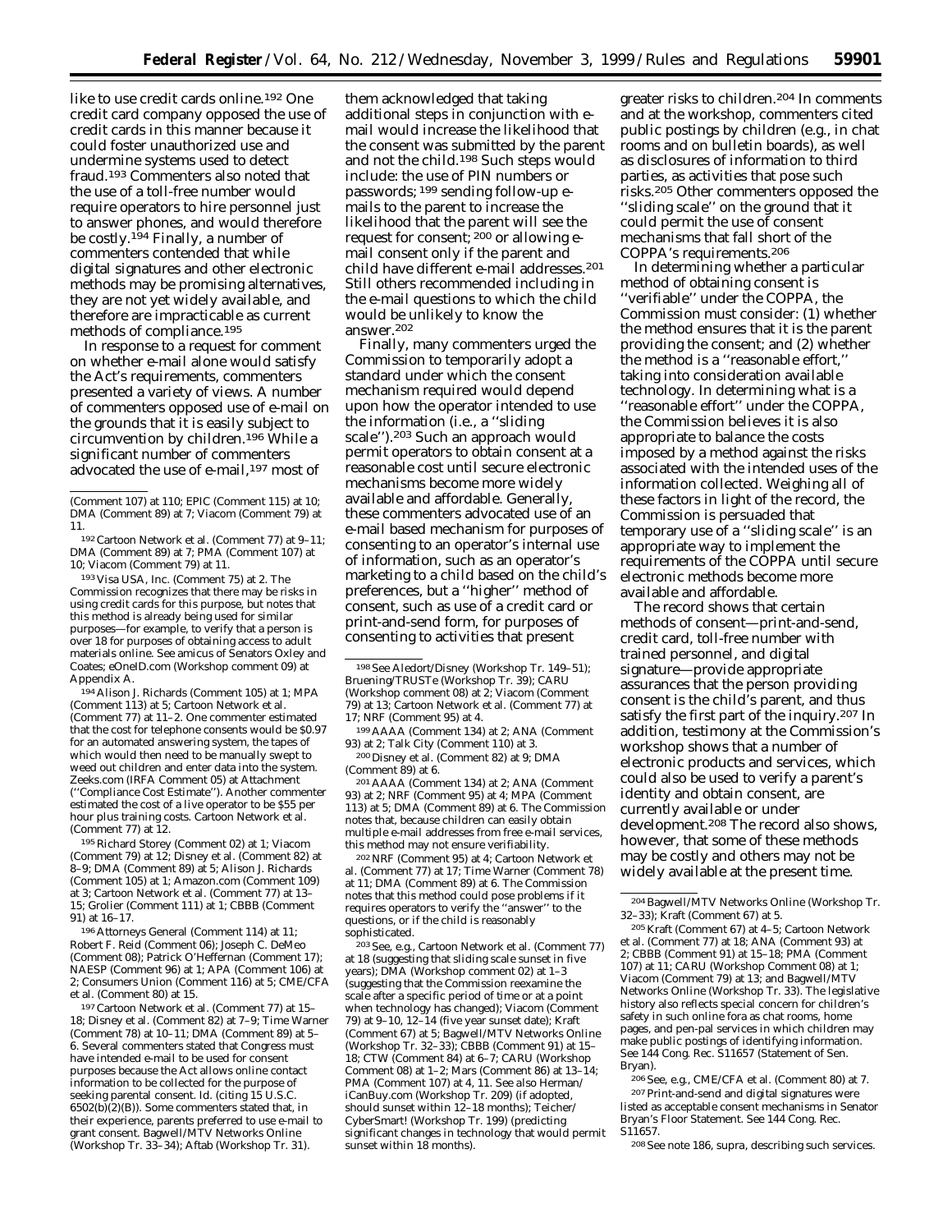like to use credit cards online.[192] One credit card company opposed the use of credit cards in this manner because it could foster unauthorized use and undermine systems used to detect fraud.[193] Commenters also noted that the use of a toll-free number would require operators to hire personnel just to answer phones, and would therefore be costly.[194] Finally, a number of commenters contended that while digital signatures and other electronic methods may be promising alternatives, they are not yet widely available, and therefore are impracticable as current methods of compliance.[195]

In response to a request for comment on whether e-mail alone would satisfy the Act's requirements, commenters presented a variety of views. A number of commenters opposed use of e-mail on the grounds that it is easily subject to circumvention by children.[196] While a significant number of commenters advocated the use of e-mail,[197] most of them acknowledged that taking additional steps in conjunction with e-mail would increase the likelihood that the consent was submitted by the parent and not the child.[198] Such steps would include: the use of PIN numbers or passwords;[199] sending follow-up e-mails to the parent to increase the likelihood that the parent will see the request for consent;[200] or allowing e-mail consent only if the parent and child have different e-mail addresses.[201] Still others recommended including in the e-mail questions to which the child would be unlikely to know the answer.[202]

Finally, many commenters urged the Commission to temporarily adopt a standard under which the consent mechanism required would depend upon how the operator intended to use the information (*i.e.*, a ''sliding scale'').[203] Such an approach would permit operators to obtain consent at a reasonable cost until secure electronic mechanisms become more widely available and affordable. Generally, these commenters advocated use of an e-mail based mechanism for purposes of consenting to an operator's internal use of information, such as an operator's marketing to a child based on the child's preferences, but a ''higher'' method of consent, such as use of a credit card or print-and-send form, for purposes of consenting to activities that present greater risks to children.[204] In comments and at the workshop, commenters cited public postings by children (*e.g.*, in chat rooms and on bulletin boards), as well as disclosures of information to third parties, as activities that pose such risks.[205] Other commenters opposed the ''sliding scale'' on the ground that it could permit the use of consent mechanisms that fall short of the COPPA's requirements.[206]

In determining whether a particular method of obtaining consent is ''verifiable'' under the COPPA, the Commission must consider: (1) whether the method ensures that it is the parent providing the consent; and (2) whether the method is a ''reasonable effort,'' taking into consideration available technology. In determining what is a ''reasonable effort'' under the COPPA, the Commission believes it is also appropriate to balance the costs imposed by a method against the risks associated with the intended uses of the information collected. Weighing all of these factors in light of the record, the Commission is persuaded that temporary use of a ''sliding scale'' is an appropriate way to implement the requirements of the COPPA until secure electronic methods become more available and affordable.

The record shows that certain methods of consent—print-and-send, credit card, toll-free number with trained personnel, and digital signature—provide appropriate assurances that the person providing consent is the child's parent, and thus satisfy the first part of the inquiry.[207] In addition, testimony at the Commission's workshop shows that a number of electronic products and services, which could also be used to verify a parent's identity and obtain consent, are currently available or under development.[208] The record also shows, however, that some of these methods may be costly and others may not be widely available at the present time.

---

(Comment 107) at 110; EPIC (Comment 115) at 10; DMA (Comment 89) at 7; Viacom (Comment 79) at 11.

[192] Cartoon Network et al. (Comment 77) at 9–11; DMA (Comment 89) at 7; PMA (Comment 107) at 10; Viacom (Comment 79) at 11.

[193] Visa USA, Inc. (Comment 75) at 2. The Commission recognizes that there may be risks in using credit cards for this purpose, but notes that this method is already being used for similar purposes—for example, to verify that a person is over 18 for purposes of obtaining access to adult materials online. See amicus of Senators Oxley and Coates; eOneID.com (Workshop comment 09) at Appendix A.

[194] Alison J. Richards (Comment 105) at 1; MPA (Comment 113) at 5; Cartoon Network et al. (Comment 77) at 11–2. One commenter estimated that the cost for telephone consents would be $0.97 for an automated answering system, the tapes of which would then need to be manually swept to weed out children and enter data into the system. Zeeks.com (IRFA Comment 05) at Attachment (''Compliance Cost Estimate''). Another commenter estimated the cost of a live operator to be $55 per hour plus training costs. Cartoon Network et al. (Comment 77) at 12.

[195] Richard Storey (Comment 02) at 1; Viacom (Comment 79) at 12; Disney et al. (Comment 82) at 8–9; DMA (Comment 89) at 5; Alison J. Richards (Comment 105) at 1; Amazon.com (Comment 109) at 3; Cartoon Network et al. (Comment 77) at 13–15; Grolier (Comment 111) at 1; CBBB (Comment 91) at 16–17.

[196] Attorneys General (Comment 114) at 11; Robert F. Reid (Comment 06); Joseph C. DeMeo (Comment 08); Patrick O'Heffernan (Comment 17); NAESP (Comment 96) at 1; APA (Comment 106) at 2; Consumers Union (Comment 116) at 5; CME/CFA et al. (Comment 80) at 15.

[197] Cartoon Network et al. (Comment 77) at 15–18; Disney et al. (Comment 82) at 7–9; Time Warner (Comment 78) at 10–11; DMA (Comment 89) at 5–6. Several commenters stated that Congress must have intended e-mail to be used for consent purposes because the Act allows online contact information to be collected for the purpose of seeking parental consent. *Id.* (citing 15 U.S.C. 6502(b)(2)(B)). Some commenters stated that, in their experience, parents preferred to use e-mail to grant consent. Bagwell/MTV Networks Online (Workshop Tr. 33–34); Aftab (Workshop Tr. 31).

[198] See Aledort/Disney (Workshop Tr. 149–51); Bruening/TRUSTe (Workshop Tr. 39); CARU (Workshop comment 08) at 2; Viacom (Comment 79) at 13; Cartoon Network et al. (Comment 77) at 17; NRF (Comment 95) at 4.

[199] AAAA (Comment 134) at 2; ANA (Comment 93) at 2; Talk City (Comment 110) at 3.

[200] Disney et al. (Comment 82) at 9; DMA (Comment 89) at 6.

[201] AAAA (Comment 134) at 2; ANA (Comment 93) at 2; NRF (Comment 95) at 4; MPA (Comment 113) at 5; DMA (Comment 89) at 6. The Commission notes that, because children can easily obtain multiple e-mail addresses from free e-mail services, this method may not ensure verifiability.

[202] NRF (Comment 95) at 4; Cartoon Network et al. (Comment 77) at 17; Time Warner (Comment 78) at 11; DMA (Comment 89) at 6. The Commission notes that this method could pose problems if it requires operators to verify the ''answer'' to the questions, or if the child is reasonably sophisticated.

[203] See, *e.g.*, Cartoon Network et al. (Comment 77) at 18 (suggesting that sliding scale sunset in five years); DMA (Workshop comment 02) at 1–3 (suggesting that the Commission reexamine the scale after a specific period of time or at a point when technology has changed); Viacom (Comment 79) at 9–10, 12–14 (five year sunset date); Kraft (Comment 67) at 5; Bagwell/MTV Networks Online (Workshop Tr. 32–33); CBBB (Comment 91) at 15–18; CTW (Comment 84) at 6–7; CARU (Workshop Comment 08) at 1–2; Mars (Comment 86) at 13–14; PMA (Comment 107) at 4, 11. See also Herman/iCanBuy.com (Workshop Tr. 209) (if adopted, should sunset within 12–18 months); Teicher/CyberSmart! (Workshop Tr. 199) (predicting significant changes in technology that would permit sunset within 18 months).

[204] Bagwell/MTV Networks Online (Workshop Tr. 32–33); Kraft (Comment 67) at 5.

[205] Kraft (Comment 67) at 4–5; Cartoon Network et al. (Comment 77) at 18; ANA (Comment 93) at 2; CBBB (Comment 91) at 15–18; PMA (Comment 107) at 11; CARU (Workshop Comment 08) at 1; Viacom (Comment 79) at 13; and Bagwell/MTV Networks Online (Workshop Tr. 33). The legislative history also reflects special concern for children's safety in such online fora as chat rooms, home pages, and pen-pal services in which children may make public postings of identifying information. See 144 Cong. Rec. S11657 (Statement of Sen. Bryan).

[206] See, *e.g.*, CME/CFA et al. (Comment 80) at 7.

[207] Print-and-send and digital signatures were listed as acceptable consent mechanisms in Senator Bryan's Floor Statement. See 144 Cong. Rec. S11657.

[208] See note 186, *supra*, describing such services.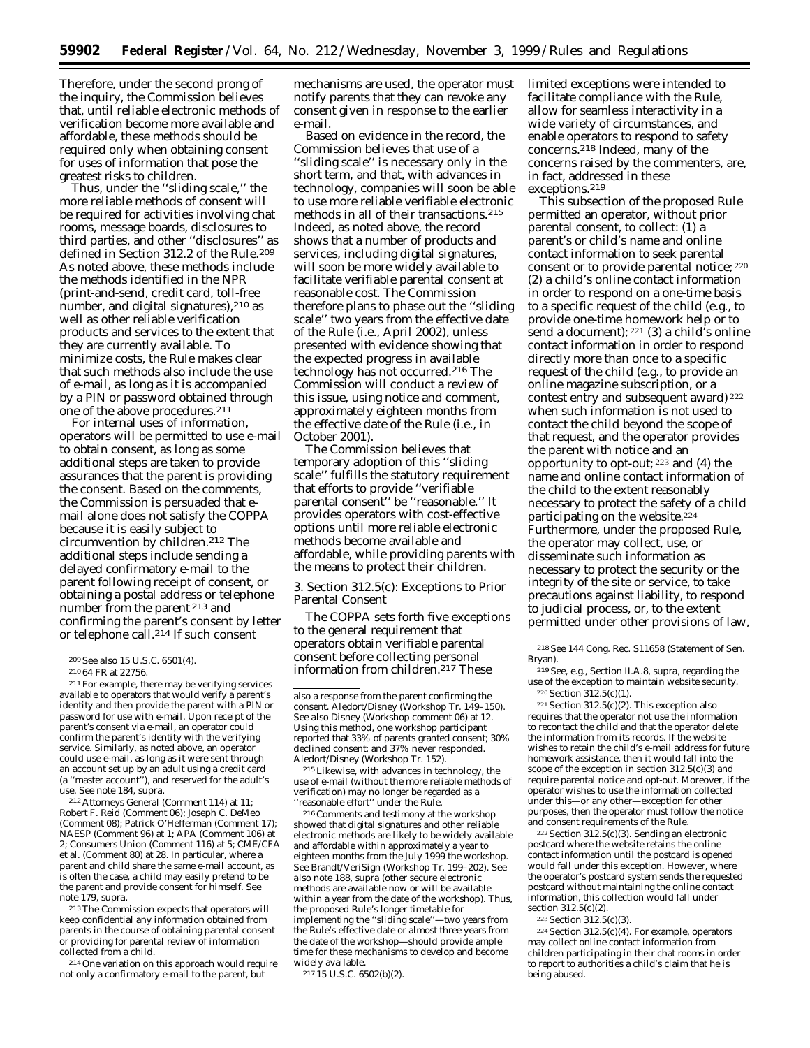Therefore, under the second prong of the inquiry, the Commission believes that, until reliable electronic methods of verification become more available and affordable, these methods should be required only when obtaining consent for uses of information that pose the greatest risks to children.

Thus, under the ''sliding scale,'' the more reliable methods of consent will be required for activities involving chat rooms, message boards, disclosures to third parties, and other ''disclosures'' as defined in Section 312.2 of the Rule.[209] As noted above, these methods include the methods identified in the NPR (print-and-send, credit card, toll-free number, and digital signatures),[210] as well as other reliable verification products and services to the extent that they are currently available. To minimize costs, the Rule makes clear that such methods also include the use of e-mail, as long as it is accompanied by a PIN or password obtained through one of the above procedures.[211]

For internal uses of information, operators will be permitted to use e-mail to obtain consent, as long as some additional steps are taken to provide assurances that the parent is providing the consent. Based on the comments, the Commission is persuaded that e-mail alone does not satisfy the COPPA because it is easily subject to circumvention by children.[212] The additional steps include sending a delayed confirmatory e-mail to the parent following receipt of consent, or obtaining a postal address or telephone number from the parent[213] and confirming the parent's consent by letter or telephone call.[214] If such consent mechanisms are used, the operator must notify parents that they can revoke any consent given in response to the earlier e-mail.

Based on evidence in the record, the Commission believes that use of a ''sliding scale'' is necessary only in the short term, and that, with advances in technology, companies will soon be able to use more reliable verifiable electronic methods in all of their transactions.[215] Indeed, as noted above, the record shows that a number of products and services, including digital signatures, will soon be more widely available to facilitate verifiable parental consent at reasonable cost. The Commission therefore plans to phase out the ''sliding scale'' two years from the effective date of the Rule (*i.e.*, April 2002), unless presented with evidence showing that the expected progress in available technology has not occurred.[216] The Commission will conduct a review of this issue, using notice and comment, approximately eighteen months from the effective date of the Rule (*i.e.*, in October 2001).

The Commission believes that temporary adoption of this ''sliding scale'' fulfills the statutory requirement that efforts to provide ''verifiable parental consent'' be ''reasonable.'' It provides operators with cost-effective options until more reliable electronic methods become available and affordable, while providing parents with the means to protect their children.

3. Section 312.5(c): Exceptions to Prior Parental Consent

The COPPA sets forth five exceptions to the general requirement that operators obtain verifiable parental consent before collecting personal information from children.[217] These limited exceptions were intended to facilitate compliance with the Rule, allow for seamless interactivity in a wide variety of circumstances, and enable operators to respond to safety concerns.[218] Indeed, many of the concerns raised by the commenters, are, in fact, addressed in these exceptions.[219]

This subsection of the proposed Rule permitted an operator, without prior parental consent, to collect: (1) a parent's or child's name and online contact information to seek parental consent or to provide parental notice;[220] (2) a child's online contact information in order to respond on a one-time basis to a specific request of the child (*e.g.*, to provide one-time homework help or to send a document);[221] (3) a child's online contact information in order to respond directly more than once to a specific request of the child (*e.g.*, to provide an online magazine subscription, or a contest entry and subsequent award)[222] when such information is not used to contact the child beyond the scope of that request, and the operator provides the parent with notice and an opportunity to opt-out;[223] and (4) the name and online contact information of the child to the extent reasonably necessary to protect the safety of a child participating on the website.[224] Furthermore, under the proposed Rule, the operator may collect, use, or disseminate such information as necessary to protect the security or the integrity of the site or service, to take precautions against liability, to respond to judicial process, or, to the extent permitted under other provisions of law,

---

[209] *See also* 15 U.S.C. 6501(4).

[210] 64 FR at 22756.

[211] For example, there may be verifying services available to operators that would verify a parent's identity and then provide the parent with a PIN or password for use with e-mail. Upon receipt of the parent's consent via e-mail, an operator could confirm the parent's identity with the verifying service. Similarly, as noted above, an operator could use e-mail, as long as it were sent through an account set up by an adult using a credit card (a ''master account''), and reserved for the adult's use. *See* note 184, *supra*.

[212] Attorneys General (Comment 114) at 11; Robert F. Reid (Comment 06); Joseph C. DeMeo (Comment 08); Patrick O'Hefferman (Comment 17); NAESP (Comment 96) at 1; APA (Comment 106) at 2; Consumers Union (Comment 116) at 5; CME/CFA et al. (Comment 80) at 28. In particular, where a parent and child share the same e-mail account, as is often the case, a child may easily pretend to be the parent and provide consent for himself. *See* note 179, *supra*.

[213] The Commission expects that operators will keep confidential any information obtained from parents in the course of obtaining parental consent or providing for parental review of information collected from a child.

[214] One variation on this approach would require not only a confirmatory e-mail to the parent, but also a response from the parent confirming the consent. Aledort/Disney (Workshop Tr. 149–150). *See also* Disney (Workshop comment 06) at 12. Using this method, one workshop participant reported that 33% of parents granted consent; 30% declined consent; and 37% never responded. Aledort/Disney (Workshop Tr. 152).

[215] Likewise, with advances in technology, the use of e-mail (without the more reliable methods of verification) may no longer be regarded as a ''reasonable effort'' under the Rule.

[216] Comments and testimony at the workshop showed that digital signatures and other reliable electronic methods are likely to be widely available and affordable within approximately a year to eighteen months from the July 1999 workshop. *See* Brandt/VeriSign (Workshop Tr. 199–202). *See also* note 188, *supra* (other secure electronic methods are available now or will be available within a year from the date of the workshop). Thus, the proposed Rule's longer timetable for implementing the ''sliding scale''—two years from the Rule's effective date or almost three years from the date of the workshop—should provide ample time for these mechanisms to develop and become widely available.

[217] 15 U.S.C. 6502(b)(2).

[218] *See* 144 Cong. Rec. S11658 (Statement of Sen. Bryan).

[219] *See, e.g.*, Section II.A.8, *supra*, regarding the use of the exception to maintain website security.

[220] Section 312.5(c)(1).

[221] Section 312.5(c)(2). This exception also requires that the operator not use the information to recontact the child and that the operator delete the information from its records. If the website wishes to retain the child's e-mail address for future homework assistance, then it would fall into the scope of the exception in section 312.5(c)(3) and require parental notice and opt-out. Moreover, if the operator wishes to use the information collected under this—or any other—exception for other purposes, then the operator must follow the notice and consent requirements of the Rule.

[222] Section 312.5(c)(3). Sending an electronic postcard where the website retains the online contact information until the postcard is opened would fall under this exception. However, where the operator's postcard system sends the requested postcard without maintaining the online contact information, this collection would fall under section 312.5(c)(2).

[223] Section 312.5(c)(3).

[224] Section 312.5(c)(4). For example, operators may collect online contact information from children participating in their chat rooms in order to report to authorities a child's claim that he is being abused.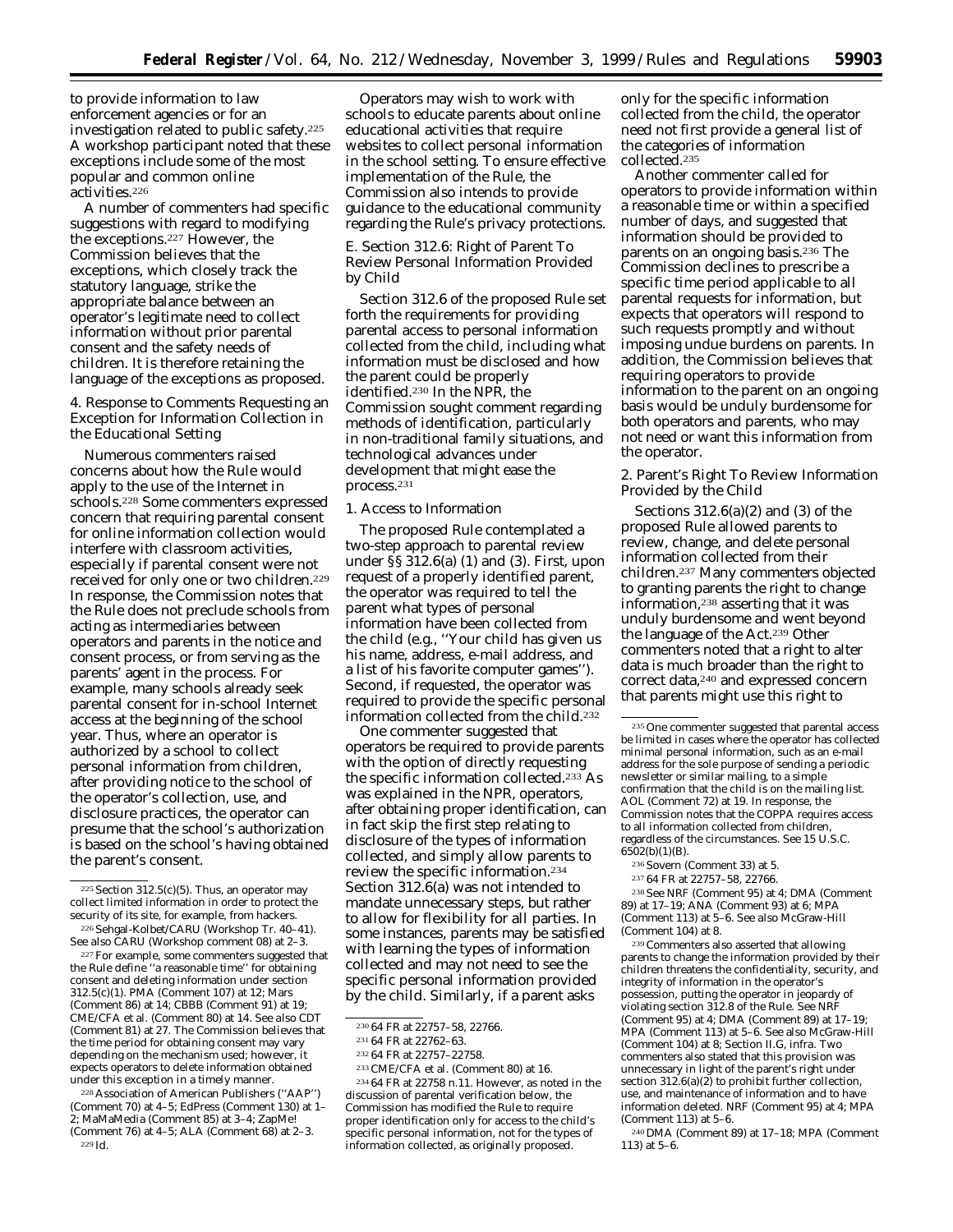to provide information to law enforcement agencies or for an investigation related to public safety.[225] A workshop participant noted that these exceptions include some of the most popular and common online activities.[226]

A number of commenters had specific suggestions with regard to modifying the exceptions.[227] However, the Commission believes that the exceptions, which closely track the statutory language, strike the appropriate balance between an operator's legitimate need to collect information without prior parental consent and the safety needs of children. It is therefore retaining the language of the exceptions as proposed.

4. Response to Comments Requesting an Exception for Information Collection in the Educational Setting

Numerous commenters raised concerns about how the Rule would apply to the use of the Internet in schools.[228] Some commenters expressed concern that requiring parental consent for online information collection would interfere with classroom activities, especially if parental consent were not received for only one or two children.[229] In response, the Commission notes that the Rule does not preclude schools from acting as intermediaries between operators and parents in the notice and consent process, or from serving as the parents' agent in the process. For example, many schools already seek parental consent for in-school Internet access at the beginning of the school year. Thus, where an operator is authorized by a school to collect personal information from children, after providing notice to the school of the operator's collection, use, and disclosure practices, the operator can presume that the school's authorization is based on the school's having obtained the parent's consent.

Operators may wish to work with schools to educate parents about online educational activities that require websites to collect personal information in the school setting. To ensure effective implementation of the Rule, the Commission also intends to provide guidance to the educational community regarding the Rule's privacy protections.

*E. Section 312.6: Right of Parent To Review Personal Information Provided by Child*

Section 312.6 of the proposed Rule set forth the requirements for providing parental access to personal information collected from the child, including what information must be disclosed and how the parent could be properly identified.[230] In the NPR, the Commission sought comment regarding methods of identification, particularly in non-traditional family situations, and technological advances under development that might ease the process.[231]

1. Access to Information

The proposed Rule contemplated a two-step approach to parental review under §§ 312.6(a) (1) and (3). First, upon request of a properly identified parent, the operator was required to tell the parent what types of personal information have been collected from the child (*e.g.*, ''Your child has given us his name, address, e-mail address, and a list of his favorite computer games''). Second, if requested, the operator was required to provide the specific personal information collected from the child.[232]

One commenter suggested that operators be required to provide parents with the option of directly requesting the specific information collected.[233] As was explained in the NPR, operators, after obtaining proper identification, can in fact skip the first step relating to disclosure of the types of information collected, and simply allow parents to review the specific information.[234] Section 312.6(a) was not intended to mandate unnecessary steps, but rather to allow for flexibility for all parties. In some instances, parents may be satisfied with learning the types of information collected and may not need to see the specific personal information provided by the child. Similarly, if a parent asks only for the specific information collected from the child, the operator need not first provide a general list of the categories of information collected.[235]

Another commenter called for operators to provide information within a reasonable time or within a specified number of days, and suggested that information should be provided to parents on an ongoing basis.[236] The Commission declines to prescribe a specific time period applicable to all parental requests for information, but expects that operators will respond to such requests promptly and without imposing undue burdens on parents. In addition, the Commission believes that requiring operators to provide information to the parent on an ongoing basis would be unduly burdensome for both operators and parents, who may not need or want this information from the operator.

2. Parent's Right To Review Information Provided by the Child

Sections 312.6(a)(2) and (3) of the proposed Rule allowed parents to review, change, and delete personal information collected from their children.[237] Many commenters objected to granting parents the right to change information,[238] asserting that it was unduly burdensome and went beyond the language of the Act.[239] Other commenters noted that a right to alter data is much broader than the right to correct data,[240] and expressed concern that parents might use this right to

---

[225] Section 312.5(c)(5). Thus, an operator may collect limited information in order to protect the security of its site, for example, from hackers.

[226] Sehgal-Kolbet/CARU (Workshop Tr. 40–41). See also CARU (Workshop comment 08) at 2–3.

[227] For example, some commenters suggested that the Rule define ''a reasonable time'' for obtaining consent and deleting information under section 312.5(c)(1). PMA (Comment 107) at 12; Mars (Comment 86) at 14; CBBB (Comment 91) at 19; CME/CFA et al. (Comment 80) at 14. See also CDT (Comment 81) at 27. The Commission believes that the time period for obtaining consent may vary depending on the mechanism used; however, it expects operators to delete information obtained under this exception in a timely manner.

[228] Association of American Publishers (''AAP'') (Comment 70) at 4–5; EdPress (Comment 130) at 1–2; MaMaMedia (Comment 85) at 3–4; ZapMe! (Comment 76) at 4–5; ALA (Comment 68) at 2–3.

[229] *Id.*

[230] 64 FR at 22757–58, 22766.

[231] 64 FR at 22762–63.

[232] 64 FR at 22757–22758.

[233] CME/CFA et al. (Comment 80) at 16.

[234] 64 FR at 22758 n.11. However, as noted in the discussion of parental verification below, the Commission has modified the Rule to require proper identification only for access to the child's specific personal information, not for the types of information collected, as originally proposed.

[235] One commenter suggested that parental access be limited in cases where the operator has collected minimal personal information, such as an e-mail address for the sole purpose of sending a periodic newsletter or similar mailing, to a simple confirmation that the child is on the mailing list. AOL (Comment 72) at 19. In response, the Commission notes that the COPPA requires access to all information collected from children, regardless of the circumstances. See 15 U.S.C. 6502(b)(1)(B).

[236] Sovern (Comment 33) at 5.

[237] 64 FR at 22757–58, 22766.

[238] See NRF (Comment 95) at 4; DMA (Comment 89) at 17–19; ANA (Comment 93) at 6; MPA (Comment 113) at 5–6. See also McGraw-Hill (Comment 104) at 8.

[239] Commenters also asserted that allowing parents to change the information provided by their children threatens the confidentiality, security, and integrity of information in the operator's possession, putting the operator in jeopardy of violating section 312.8 of the Rule. See NRF (Comment 95) at 4; DMA (Comment 89) at 17–19; MPA (Comment 113) at 5–6. See also McGraw-Hill (Comment 104) at 8; Section II.G, *infra.* Two commenters also stated that this provision was unnecessary in light of the parent's right under section 312.6(a)(2) to prohibit further collection, use, and maintenance of information and to have information deleted. NRF (Comment 95) at 4; MPA (Comment 113) at 5–6.

[240] DMA (Comment 89) at 17–18; MPA (Comment 113) at 5–6.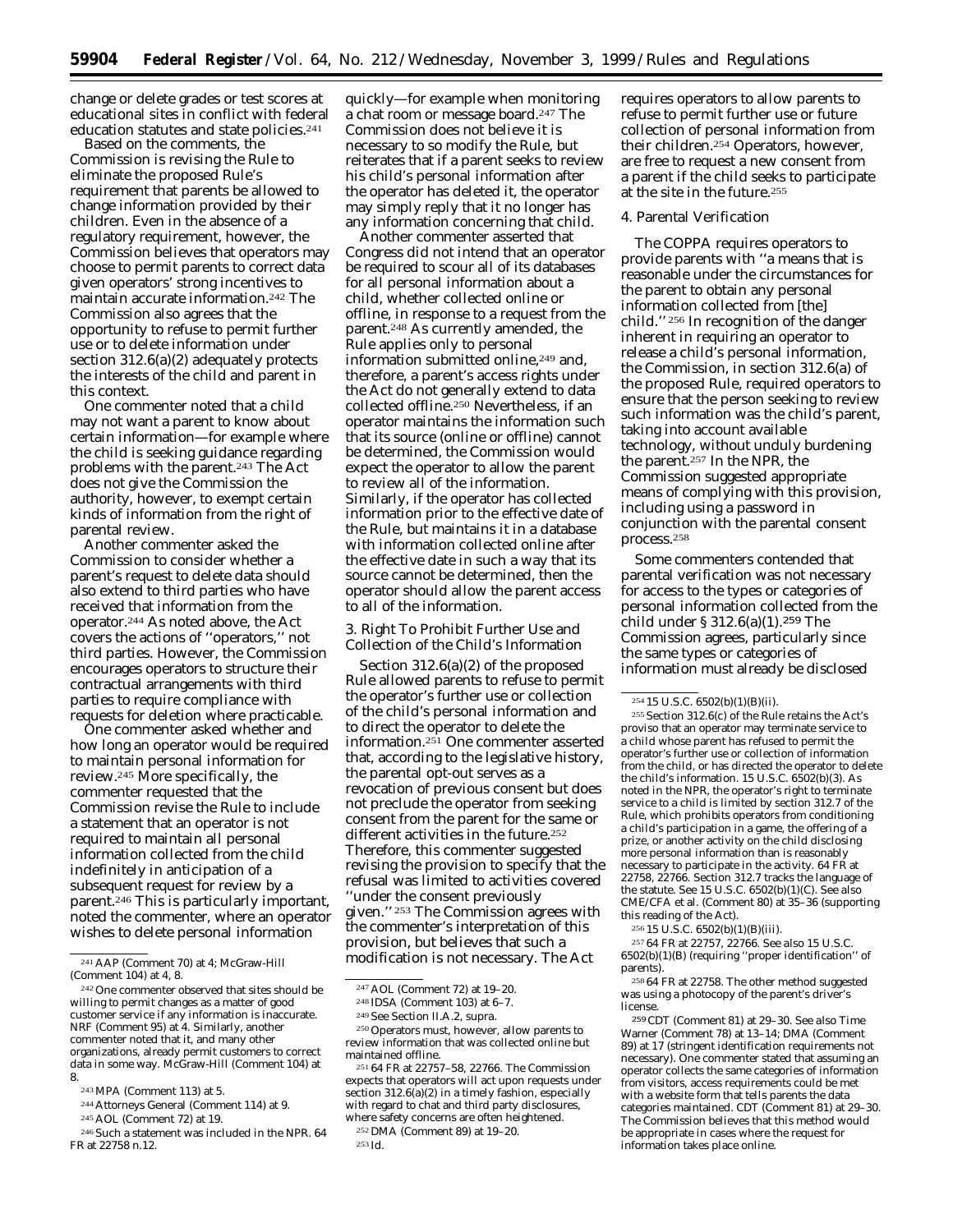change or delete grades or test scores at educational sites in conflict with federal education statutes and state policies.[241]

Based on the comments, the Commission is revising the Rule to eliminate the proposed Rule's requirement that parents be allowed to change information provided by their children. Even in the absence of a regulatory requirement, however, the Commission believes that operators may choose to permit parents to correct data given operators' strong incentives to maintain accurate information.[242] The Commission also agrees that the opportunity to refuse to permit further use or to delete information under section 312.6(a)(2) adequately protects the interests of the child and parent in this context.

One commenter noted that a child may not want a parent to know about certain information—for example where the child is seeking guidance regarding problems with the parent.[243] The Act does not give the Commission the authority, however, to exempt certain kinds of information from the right of parental review.

Another commenter asked the Commission to consider whether a parent's request to delete data should also extend to third parties who have received that information from the operator.[244] As noted above, the Act covers the actions of "operators," not third parties. However, the Commission encourages operators to structure their contractual arrangements with third parties to require compliance with requests for deletion where practicable.

One commenter asked whether and how long an operator would be required to maintain personal information for review.[245] More specifically, the commenter requested that the Commission revise the Rule to include a statement that an operator is not required to maintain all personal information collected from the child indefinitely in anticipation of a subsequent request for review by a parent.[246] This is particularly important, noted the commenter, where an operator wishes to delete personal information quickly—for example when monitoring a chat room or message board.[247] The Commission does not believe it is necessary to so modify the Rule, but reiterates that if a parent seeks to review his child's personal information after the operator has deleted it, the operator may simply reply that it no longer has any information concerning that child.

Another commenter asserted that Congress did not intend that an operator be required to scour all of its databases for all personal information about a child, whether collected online or offline, in response to a request from the parent.[248] As currently amended, the Rule applies only to personal information submitted online,[249] and, therefore, a parent's access rights under the Act do not generally extend to data collected offline.[250] Nevertheless, if an operator maintains the information such that its source (online or offline) cannot be determined, the Commission would expect the operator to allow the parent to review all of the information. Similarly, if the operator has collected information prior to the effective date of the Rule, but maintains it in a database with information collected online after the effective date in such a way that its source cannot be determined, then the operator should allow the parent access to all of the information.

3. Right To Prohibit Further Use and Collection of the Child's Information

Section 312.6(a)(2) of the proposed Rule allowed parents to refuse to permit the operator's further use or collection of the child's personal information and to direct the operator to delete the information.[251] One commenter asserted that, according to the legislative history, the parental opt-out serves as a revocation of previous consent but does not preclude the operator from seeking consent from the parent for the same or different activities in the future.[252] Therefore, this commenter suggested revising the provision to specify that the refusal was limited to activities covered "under the consent previously given."[253] The Commission agrees with the commenter's interpretation of this provision, but believes that such a modification is not necessary. The Act requires operators to allow parents to refuse to permit further use or future collection of personal information from their children.[254] Operators, however, are free to request a new consent from a parent if the child seeks to participate at the site in the future.[255]

4. Parental Verification

The COPPA requires operators to provide parents with "a means that is reasonable under the circumstances for the parent to obtain any personal information collected from [the] child."[256] In recognition of the danger inherent in requiring an operator to release a child's personal information, the Commission, in section 312.6(a) of the proposed Rule, required operators to ensure that the person seeking to review such information was the child's parent, taking into account available technology, without unduly burdening the parent.[257] In the NPR, the Commission suggested appropriate means of complying with this provision, including using a password in conjunction with the parental consent process.[258]

Some commenters contended that parental verification was not necessary for access to the types or categories of personal information collected from the child under § 312.6(a)(1).[259] The Commission agrees, particularly since the same types or categories of information must already be disclosed

---

[241] AAP (Comment 70) at 4; McGraw-Hill (Comment 104) at 4, 8.

[242] One commenter observed that sites should be willing to permit changes as a matter of good customer service if any information is inaccurate. NRF (Comment 95) at 4. Similarly, another commenter noted that it, and many other organizations, already permit customers to correct data in some way. McGraw-Hill (Comment 104) at 8.

[243] MPA (Comment 113) at 5.

[244] Attorneys General (Comment 114) at 9.

[245] AOL (Comment 72) at 19.

[246] Such a statement was included in the NPR. 64 FR at 22758 n.12.

[247] AOL (Comment 72) at 19–20.

[248] IDSA (Comment 103) at 6–7.

[249] See Section II.A.2, supra.

[250] Operators must, however, allow parents to review information that was collected online but maintained offline.

[251] 64 FR at 22757–58, 22766. The Commission expects that operators will act upon requests under section 312.6(a)(2) in a timely fashion, especially with regard to chat and third party disclosures, where safety concerns are often heightened.

[252] DMA (Comment 89) at 19–20.

[253] Id.

[254] 15 U.S.C. 6502(b)(1)(B)(ii).

[255] Section 312.6(c) of the Rule retains the Act's proviso that an operator may terminate service to a child whose parent has refused to permit the operator's further use or collection of information from the child, or has directed the operator to delete the child's information. 15 U.S.C. 6502(b)(3). As noted in the NPR, the operator's right to terminate service to a child is limited by section 312.7 of the Rule, which prohibits operators from conditioning a child's participation in a game, the offering of a prize, or another activity on the child disclosing more personal information than is reasonably necessary to participate in the activity. 64 FR at 22758, 22766. Section 312.7 tracks the language of the statute. See 15 U.S.C. 6502(b)(1)(C). See also CME/CFA et al. (Comment 80) at 35–36 (supporting this reading of the Act).

[256] 15 U.S.C. 6502(b)(1)(B)(iii).

[257] 64 FR at 22757, 22766. See also 15 U.S.C. 6502(b)(1)(B) (requiring "proper identification" of parents).

[258] 64 FR at 22758. The other method suggested was using a photocopy of the parent's driver's license.

[259] CDT (Comment 81) at 29–30. See also Time Warner (Comment 78) at 13–14; DMA (Comment 89) at 17 (stringent identification requirements not necessary). One commenter stated that assuming an operator collects the same categories of information from visitors, access requirements could be met with a website form that tells parents the data categories maintained. CDT (Comment 81) at 29–30. The Commission believes that this method would be appropriate in cases where the request for information takes place online.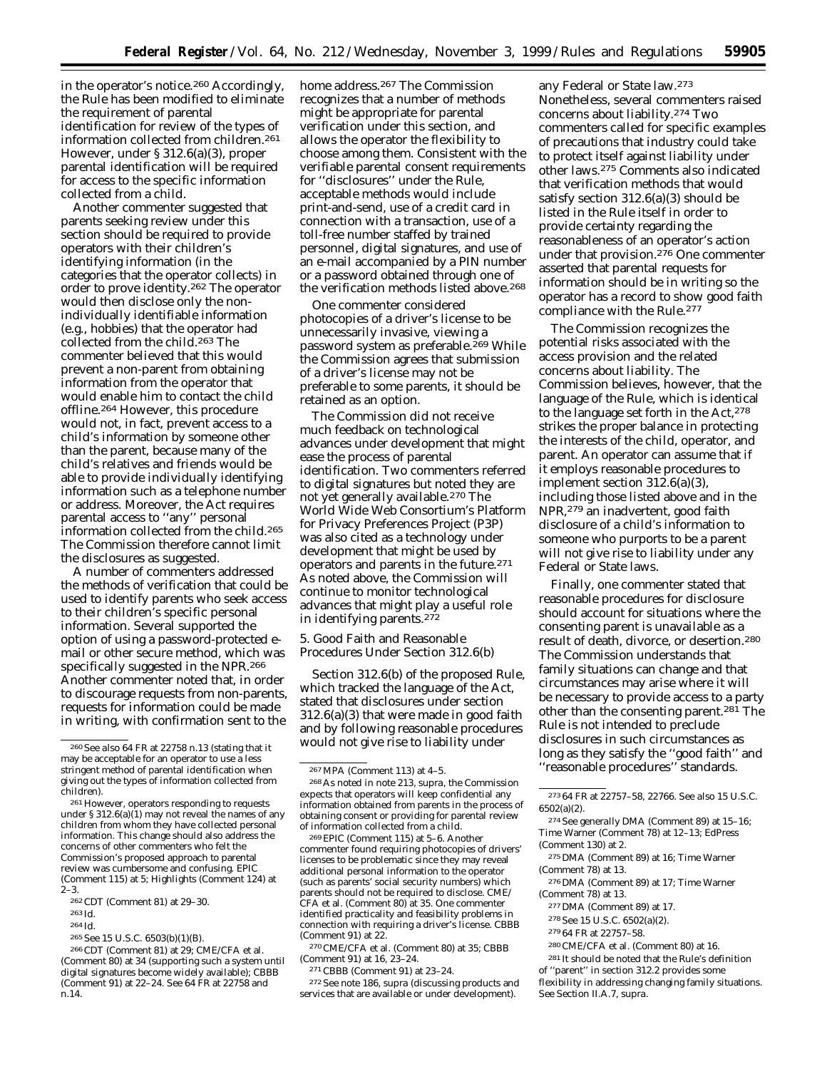in the operator's notice.[260] Accordingly, the Rule has been modified to eliminate the requirement of parental identification for review of the types of information collected from children.[261] However, under § 312.6(a)(3), proper parental identification will be required for access to the specific information collected from a child.

Another commenter suggested that parents seeking review under this section should be required to provide operators with their children's identifying information (in the categories that the operator collects) in order to prove identity.[262] The operator would then disclose only the non-individually identifiable information (e.g., hobbies) that the operator had collected from the child.[263] The commenter believed that this would prevent a non-parent from obtaining information from the operator that would enable him to contact the child offline.[264] However, this procedure would not, in fact, prevent access to a child's information by someone other than the parent, because many of the child's relatives and friends would be able to provide individually identifying information such as a telephone number or address. Moreover, the Act requires parental access to ''any'' personal information collected from the child.[265] The Commission therefore cannot limit the disclosures as suggested.

A number of commenters addressed the methods of verification that could be used to identify parents who seek access to their children's specific personal information. Several supported the option of using a password-protected e-mail or other secure method, which was specifically suggested in the NPR.[266] Another commenter noted that, in order to discourage requests from non-parents, requests for information could be made in writing, with confirmation sent to the home address.[267] The Commission recognizes that a number of methods might be appropriate for parental verification under this section, and allows the operator the flexibility to choose among them. Consistent with the verifiable parental consent requirements for ''disclosures'' under the Rule, acceptable methods would include print-and-send, use of a credit card in connection with a transaction, use of a toll-free number staffed by trained personnel, digital signatures, and use of an e-mail accompanied by a PIN number or a password obtained through one of the verification methods listed above.[268]

One commenter considered photocopies of a driver's license to be unnecessarily invasive, viewing a password system as preferable.[269] While the Commission agrees that submission of a driver's license may not be preferable to some parents, it should be retained as an option.

The Commission did not receive much feedback on technological advances under development that might ease the process of parental identification. Two commenters referred to digital signatures but noted they are not yet generally available.[270] The World Wide Web Consortium's Platform for Privacy Preferences Project (P3P) was also cited as a technology under development that might be used by operators and parents in the future.[271] As noted above, the Commission will continue to monitor technological advances that might play a useful role in identifying parents.[272]

*5. Good Faith and Reasonable Procedures Under Section 312.6(b)*

Section 312.6(b) of the proposed Rule, which tracked the language of the Act, stated that disclosures under section 312.6(a)(3) that were made in good faith and by following reasonable procedures would not give rise to liability under any Federal or State law.[273] Nonetheless, several commenters raised concerns about liability.[274] Two commenters called for specific examples of precautions that industry could take to protect itself against liability under other laws.[275] Comments also indicated that verification methods that would satisfy section 312.6(a)(3) should be listed in the Rule itself in order to provide certainty regarding the reasonableness of an operator's action under that provision.[276] One commenter asserted that parental requests for information should be in writing so the operator has a record to show good faith compliance with the Rule.[277]

The Commission recognizes the potential risks associated with the access provision and the related concerns about liability. The Commission believes, however, that the language of the Rule, which is identical to the language set forth in the Act,[278] strikes the proper balance in protecting the interests of the child, operator, and parent. An operator can assume that if it employs reasonable procedures to implement section 312.6(a)(3), including those listed above and in the NPR,[279] an inadvertent, good faith disclosure of a child's information to someone who purports to be a parent will not give rise to liability under any Federal or State laws.

Finally, one commenter stated that reasonable procedures for disclosure should account for situations where the consenting parent is unavailable as a result of death, divorce, or desertion.[280] The Commission understands that family situations can change and that circumstances may arise where it will be necessary to provide access to a party other than the consenting parent.[281] The Rule is not intended to preclude disclosures in such circumstances as long as they satisfy the ''good faith'' and ''reasonable procedures'' standards.

---

[260] See also 64 FR at 22758 n.13 (stating that it may be acceptable for an operator to use a less stringent method of parental identification when giving out the types of information collected from children).

[261] However, operators responding to requests under § 312.6(a)(1) may not reveal the names of any children from whom they have collected personal information. This change should also address the concerns of other commenters who felt the Commission's proposed approach to parental review was cumbersome and confusing. EPIC (Comment 115) at 5; Highlights (Comment 124) at 2–3.

[262] CDT (Comment 81) at 29–30.

[263] *Id.*

[264] *Id.*

[265] See 15 U.S.C. 6503(b)(1)(B).

[266] CDT (Comment 81) at 29; CME/CFA et al. (Comment 80) at 34 (supporting such a system until digital signatures become widely available); CBBB (Comment 91) at 22–24. See 64 FR at 22758 and n.14.

[267] MPA (Comment 113) at 4–5.

[268] As noted in note 213, supra, the Commission expects that operators will keep confidential any information obtained from parents in the process of obtaining consent or providing for parental review of information collected from a child.

[269] EPIC (Comment 115) at 5–6. Another commenter found requiring photocopies of drivers' licenses to be problematic since they may reveal additional personal information to the operator (such as parents' social security numbers) which parents should not be required to disclose. CME/CFA et al. (Comment 80) at 35. One commenter identified practicality and feasibility problems in connection with requiring a driver's license. CBBB (Comment 91) at 22.

[270] CME/CFA et al. (Comment 80) at 35; CBBB (Comment 91) at 16, 23–24.

[271] CBBB (Comment 91) at 23–24.

[272] See note 186, supra (discussing products and services that are available or under development).

[273] 64 FR at 22757–58, 22766. See also 15 U.S.C. 6502(a)(2).

[274] See generally DMA (Comment 89) at 15–16; Time Warner (Comment 78) at 12–13; EdPress (Comment 130) at 2.

[275] DMA (Comment 89) at 16; Time Warner (Comment 78) at 13.

[276] DMA (Comment 89) at 17; Time Warner (Comment 78) at 13.

[277] DMA (Comment 89) at 17.

[278] See 15 U.S.C. 6502(a)(2).

[279] 64 FR at 22757–58.

[280] CME/CFA et al. (Comment 80) at 16.

[281] It should be noted that the Rule's definition of ''parent'' in section 312.2 provides some flexibility in addressing changing family situations. See Section II.A.7, supra.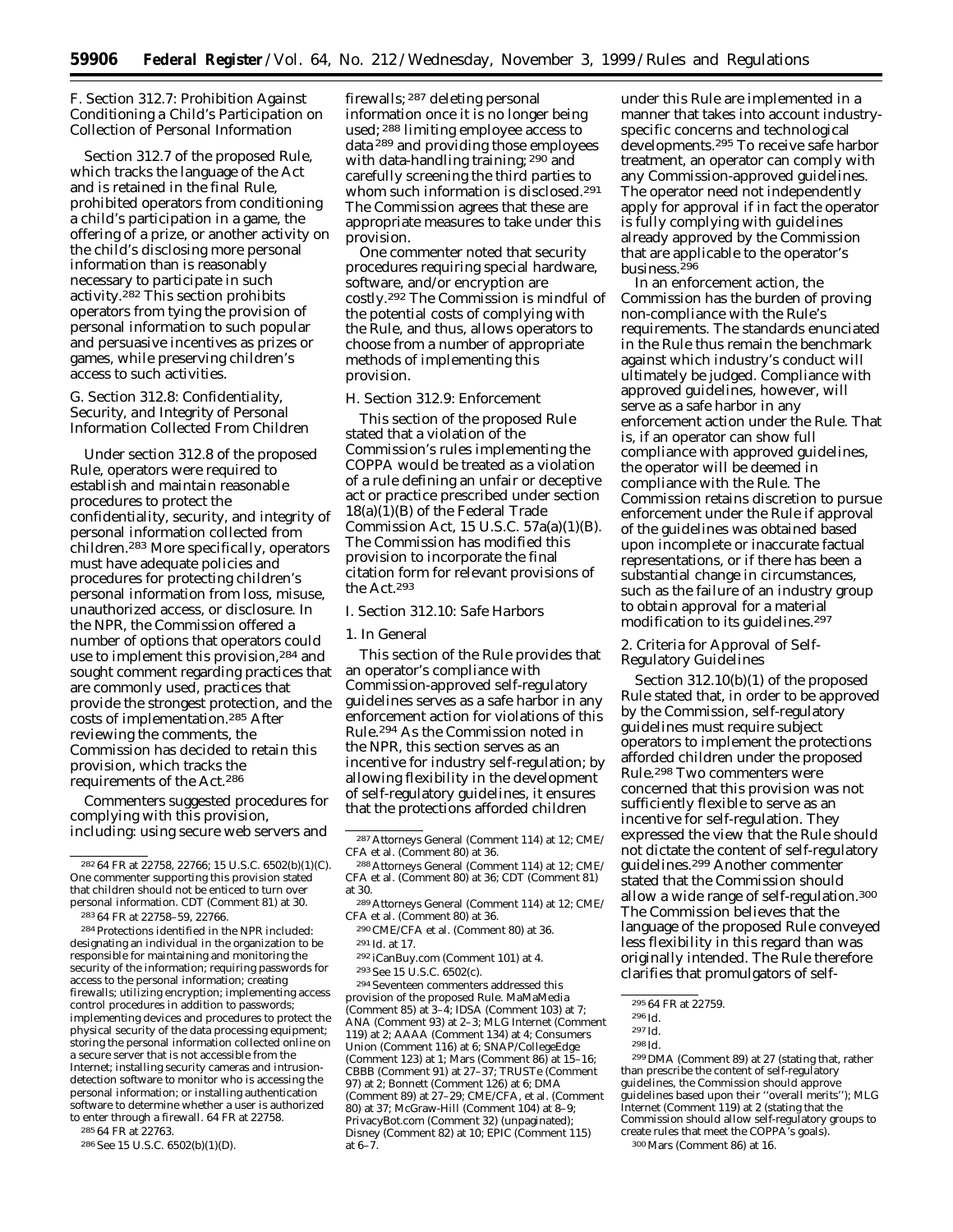### F. Section 312.7: Prohibition Against Conditioning a Child's Participation on Collection of Personal Information

Section 312.7 of the proposed Rule, which tracks the language of the Act and is retained in the final Rule, prohibited operators from conditioning a child's participation in a game, the offering of a prize, or another activity on the child's disclosing more personal information than is reasonably necessary to participate in such activity.[282] This section prohibits operators from tying the provision of personal information to such popular and persuasive incentives as prizes or games, while preserving children's access to such activities.

### G. Section 312.8: Confidentiality, Security, and Integrity of Personal Information Collected From Children

Under section 312.8 of the proposed Rule, operators were required to establish and maintain reasonable procedures to protect the confidentiality, security, and integrity of personal information collected from children.[283] More specifically, operators must have adequate policies and procedures for protecting children's personal information from loss, misuse, unauthorized access, or disclosure. In the NPR, the Commission offered a number of options that operators could use to implement this provision,[284] and sought comment regarding practices that are commonly used, practices that provide the strongest protection, and the costs of implementation.[285] After reviewing the comments, the Commission has decided to retain this provision, which tracks the requirements of the Act.[286]

Commenters suggested procedures for complying with this provision, including: using secure web servers and firewalls;[287] deleting personal information once it is no longer being used;[288] limiting employee access to data[289] and providing those employees with data-handling training;[290] and carefully screening the third parties to whom such information is disclosed.[291] The Commission agrees that these are appropriate measures to take under this provision.

One commenter noted that security procedures requiring special hardware, software, and/or encryption are costly.[292] The Commission is mindful of the potential costs of complying with the Rule, and thus, allows operators to choose from a number of appropriate methods of implementing this provision.

### H. Section 312.9: Enforcement

This section of the proposed Rule stated that a violation of the Commission's rules implementing the COPPA would be treated as a violation of a rule defining an unfair or deceptive act or practice prescribed under section 18(a)(1)(B) of the Federal Trade Commission Act, 15 U.S.C. 57a(a)(1)(B). The Commission has modified this provision to incorporate the final citation form for relevant provisions of the Act.[293]

### I. Section 312.10: Safe Harbors

#### 1. In General

This section of the Rule provides that an operator's compliance with Commission-approved self-regulatory guidelines serves as a safe harbor in any enforcement action for violations of this Rule.[294] As the Commission noted in the NPR, this section serves as an incentive for industry self-regulation; by allowing flexibility in the development of self-regulatory guidelines, it ensures that the protections afforded children under this Rule are implemented in a manner that takes into account industry-specific concerns and technological developments.[295] To receive safe harbor treatment, an operator can comply with any Commission-approved guidelines. The operator need not independently apply for approval if in fact the operator is fully complying with guidelines already approved by the Commission that are applicable to the operator's business.[296]

In an enforcement action, the Commission has the burden of proving non-compliance with the Rule's requirements. The standards enunciated in the Rule thus remain the benchmark against which industry's conduct will ultimately be judged. Compliance with approved guidelines, however, will serve as a safe harbor in any enforcement action under the Rule. That is, if an operator can show full compliance with approved guidelines, the operator will be deemed in compliance with the Rule. The Commission retains discretion to pursue enforcement under the Rule if approval of the guidelines was obtained based upon incomplete or inaccurate factual representations, or if there has been a substantial change in circumstances, such as the failure of an industry group to obtain approval for a material modification to its guidelines.[297]

#### 2. Criteria for Approval of Self-Regulatory Guidelines

Section 312.10(b)(1) of the proposed Rule stated that, in order to be approved by the Commission, self-regulatory guidelines must require subject operators to implement the protections afforded children under the proposed Rule.[298] Two commenters were concerned that this provision was not sufficiently flexible to serve as an incentive for self-regulation. They expressed the view that the Rule should not dictate the content of self-regulatory guidelines.[299] Another commenter stated that the Commission should allow a wide range of self-regulation.[300] The Commission believes that the language of the proposed Rule conveyed less flexibility in this regard than was originally intended. The Rule therefore clarifies that promulgators of self-

---

[282] 64 FR at 22758, 22766; 15 U.S.C. 6502(b)(1)(C). One commenter supporting this provision stated that children should not be enticed to turn over personal information. CDT (Comment 81) at 30.

[283] 64 FR at 22758–59, 22766.

[284] Protections identified in the NPR included: designating an individual in the organization to be responsible for maintaining and monitoring the security of the information; requiring passwords for access to the personal information; creating firewalls; utilizing encryption; implementing access control procedures in addition to passwords; implementing devices and procedures to protect the physical security of the data processing equipment; storing the personal information collected online on a secure server that is not accessible from the Internet; installing security cameras and intrusion-detection software to monitor who is accessing the personal information; or installing authentication software to determine whether a user is authorized to enter through a firewall. 64 FR at 22758.

[285] 64 FR at 22763.

[286] See 15 U.S.C. 6502(b)(1)(D).

[287] Attorneys General (Comment 114) at 12; CME/CFA et al. (Comment 80) at 36.

[288] Attorneys General (Comment 114) at 12; CME/CFA et al. (Comment 80) at 36; CDT (Comment 81) at 30.

[289] Attorneys General (Comment 114) at 12; CME/CFA et al. (Comment 80) at 36.

[290] CME/CFA et al. (Comment 80) at 36.

[291] *Id.* at 17.

[292] iCanBuy.com (Comment 101) at 4.

[293] See 15 U.S.C. 6502(c).

[294] Seventeen commenters addressed this provision of the proposed Rule. MaMaMedia (Comment 85) at 3–4; IDSA (Comment 103) at 7; ANA (Comment 93) at 2–3; MLG Internet (Comment 119) at 2; AAAA (Comment 134) at 4; Consumers Union (Comment 116) at 6; SNAP/CollegeEdge (Comment 123) at 1; Mars (Comment 86) at 15–16; CBBB (Comment 91) at 27–37; TRUSTe (Comment 97) at 2; Bonnett (Comment 126) at 6; DMA (Comment 89) at 27–29; CME/CFA, et al. (Comment 80) at 37; McGraw-Hill (Comment 104) at 8–9; PrivacyBot.com (Comment 32) (unpaginated); Disney (Comment 82) at 10; EPIC (Comment 115) at 6–7.

[295] 64 FR at 22759.

[296] *Id.*

[297] *Id.*

[298] *Id.*

[299] DMA (Comment 89) at 27 (stating that, rather than prescribe the content of self-regulatory guidelines, the Commission should approve guidelines based upon their "overall merits"); MLG Internet (Comment 119) at 2 (stating that the Commission should allow self-regulatory groups to create rules that meet the COPPA's goals).

[300] Mars (Comment 86) at 16.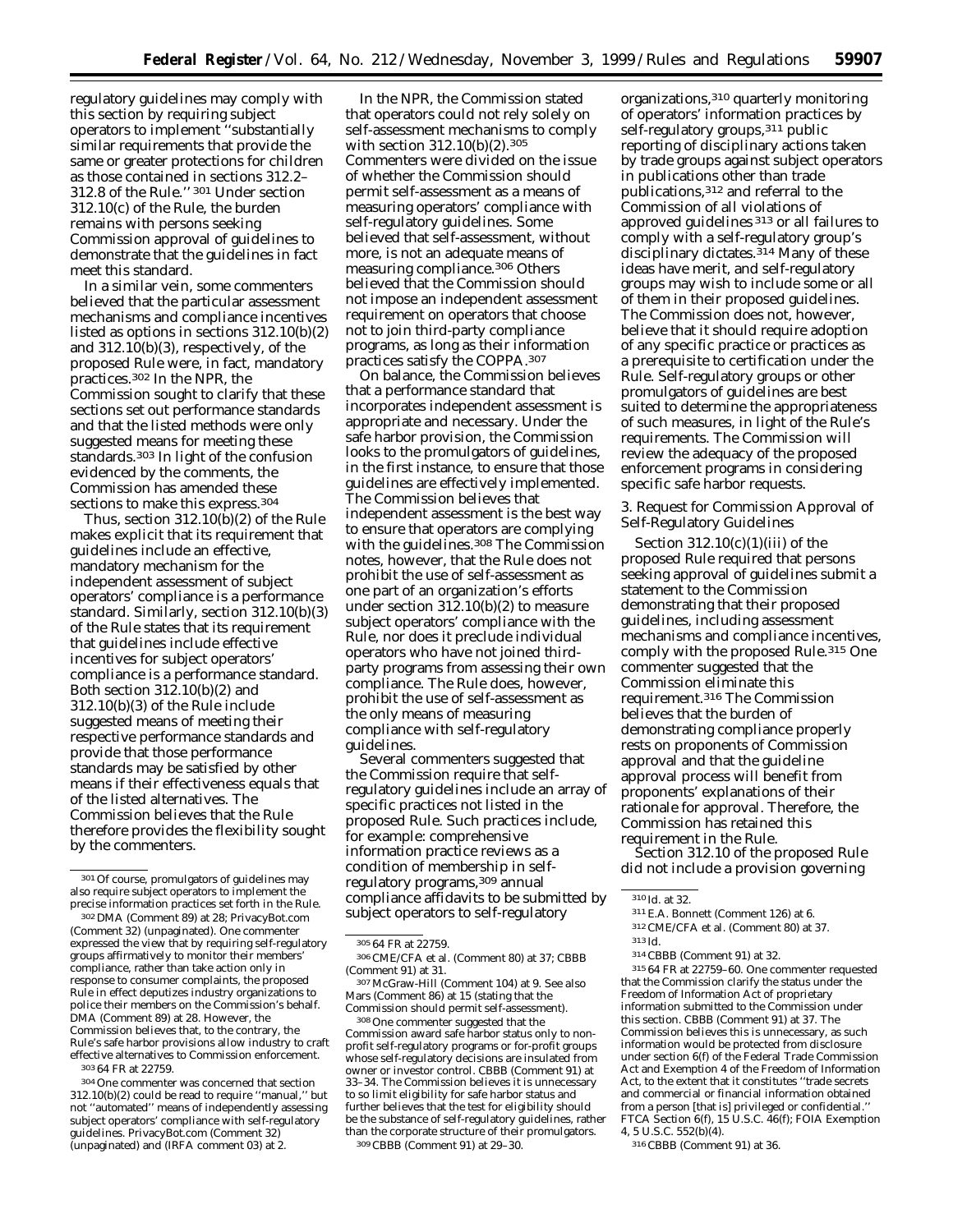regulatory guidelines may comply with this section by requiring subject operators to implement "substantially similar requirements that provide the same or greater protections for children as those contained in sections 312.2–312.8 of the Rule." [301] Under section 312.10(c) of the Rule, the burden remains with persons seeking Commission approval of guidelines to demonstrate that the guidelines in fact meet this standard.

In a similar vein, some commenters believed that the particular assessment mechanisms and compliance incentives listed as options in sections 312.10(b)(2) and 312.10(b)(3), respectively, of the proposed Rule were, in fact, mandatory practices.[302] In the NPR, the Commission sought to clarify that these sections set out performance standards and that the listed methods were only suggested means for meeting these standards.[303] In light of the confusion evidenced by the comments, the Commission has amended these sections to make this express.[304]

Thus, section 312.10(b)(2) of the Rule makes explicit that its requirement that guidelines include an effective, mandatory mechanism for the independent assessment of subject operators' compliance is a performance standard. Similarly, section 312.10(b)(3) of the Rule states that its requirement that guidelines include effective incentives for subject operators' compliance is a performance standard. Both section 312.10(b)(2) and 312.10(b)(3) of the Rule include suggested means of meeting their respective performance standards and provide that those performance standards may be satisfied by other means if their effectiveness equals that of the listed alternatives. The Commission believes that the Rule therefore provides the flexibility sought by the commenters.

In the NPR, the Commission stated that operators could not rely solely on self-assessment mechanisms to comply with section 312.10(b)(2).[305] Commenters were divided on the issue of whether the Commission should permit self-assessment as a means of measuring operators' compliance with self-regulatory guidelines. Some believed that self-assessment, without more, is not an adequate means of measuring compliance.[306] Others believed that the Commission should not impose an independent assessment requirement on operators that choose not to join third-party compliance programs, as long as their information practices satisfy the COPPA.[307]

On balance, the Commission believes that a performance standard that incorporates independent assessment is appropriate and necessary. Under the safe harbor provision, the Commission looks to the promulgators of guidelines, in the first instance, to ensure that those guidelines are effectively implemented. The Commission believes that independent assessment is the best way to ensure that operators are complying with the guidelines.[308] The Commission notes, however, that the Rule does not prohibit the use of self-assessment as one part of an organization's efforts under section 312.10(b)(2) to measure subject operators' compliance with the Rule, nor does it preclude individual operators who have not joined third-party programs from assessing their own compliance. The Rule does, however, prohibit the use of self-assessment as the only means of measuring compliance with self-regulatory guidelines.

Several commenters suggested that the Commission require that self-regulatory guidelines include an array of specific practices not listed in the proposed Rule. Such practices include, for example: comprehensive information practice reviews as a condition of membership in self-regulatory programs,[309] annual compliance affidavits to be submitted by subject operators to self-regulatory organizations,[310] quarterly monitoring of operators' information practices by self-regulatory groups,[311] public reporting of disciplinary actions taken by trade groups against subject operators in publications other than trade publications,[312] and referral to the Commission of all violations of approved guidelines[313] or all failures to comply with a self-regulatory group's disciplinary dictates.[314] Many of these ideas have merit, and self-regulatory groups may wish to include some or all of them in their proposed guidelines. The Commission does not, however, believe that it should require adoption of any specific practice or practices as a prerequisite to certification under the Rule. Self-regulatory groups or other promulgators of guidelines are best suited to determine the appropriateness of such measures, in light of the Rule's requirements. The Commission will review the adequacy of the proposed enforcement programs in considering specific safe harbor requests.

3. Request for Commission Approval of Self-Regulatory Guidelines

Section 312.10(c)(1)(iii) of the proposed Rule required that persons seeking approval of guidelines submit a statement to the Commission demonstrating that their proposed guidelines, including assessment mechanisms and compliance incentives, comply with the proposed Rule.[315] One commenter suggested that the Commission eliminate this requirement.[316] The Commission believes that the burden of demonstrating compliance properly rests on proponents of Commission approval and that the guideline approval process will benefit from proponents' explanations of their rationale for approval. Therefore, the Commission has retained this requirement in the Rule.

Section 312.10 of the proposed Rule did not include a provision governing

---

[301] Of course, promulgators of guidelines may also require subject operators to implement the precise information practices set forth in the Rule.

[302] DMA (Comment 89) at 28; PrivacyBot.com (Comment 32) (unpaginated). One commenter expressed the view that by requiring self-regulatory groups affirmatively to monitor their members' compliance, rather than take action only in response to consumer complaints, the proposed Rule in effect deputizes industry organizations to police their members on the Commission's behalf. DMA (Comment 89) at 28. However, the Commission believes that, to the contrary, the Rule's safe harbor provisions allow industry to craft effective alternatives to Commission enforcement.

[303] 64 FR at 22759.

[304] One commenter was concerned that section 312.10(b)(2) could be read to require "manual," but not "automated" means of independently assessing subject operators' compliance with self-regulatory guidelines. PrivacyBot.com (Comment 32) (unpaginated) and (IRFA comment 03) at 2.

[305] 64 FR at 22759.

[306] CME/CFA et al. (Comment 80) at 37; CBBB (Comment 91) at 31.

[307] McGraw-Hill (Comment 104) at 9. See also Mars (Comment 86) at 15 (stating that the Commission should permit self-assessment).

[308] One commenter suggested that the Commission award safe harbor status only to non-profit self-regulatory programs or for-profit groups whose self-regulatory decisions are insulated from owner or investor control. CBBB (Comment 91) at 33–34. The Commission believes it is unnecessary to so limit eligibility for safe harbor status and further believes that the test for eligibility should be the substance of self-regulatory guidelines, rather than the corporate structure of their promulgators.

[309] CBBB (Comment 91) at 29–30.

[310] *Id.* at 32.

[311] E.A. Bonnett (Comment 126) at 6.

[312] CME/CFA et al. (Comment 80) at 37.

[313] *Id.*

[314] CBBB (Comment 91) at 32.

[315] 64 FR at 22759–60. One commenter requested that the Commission clarify the status under the Freedom of Information Act of proprietary information submitted to the Commission under this section. CBBB (Comment 91) at 37. The Commission believes this is unnecessary, as such information would be protected from disclosure under section 6(f) of the Federal Trade Commission Act and Exemption 4 of the Freedom of Information Act, to the extent that it constitutes "trade secrets and commercial or financial information obtained from a person [that is] privileged or confidential." FTCA Section 6(f), 15 U.S.C. 46(f); FOIA Exemption 4, 5 U.S.C. 552(b)(4).

[316] CBBB (Comment 91) at 36.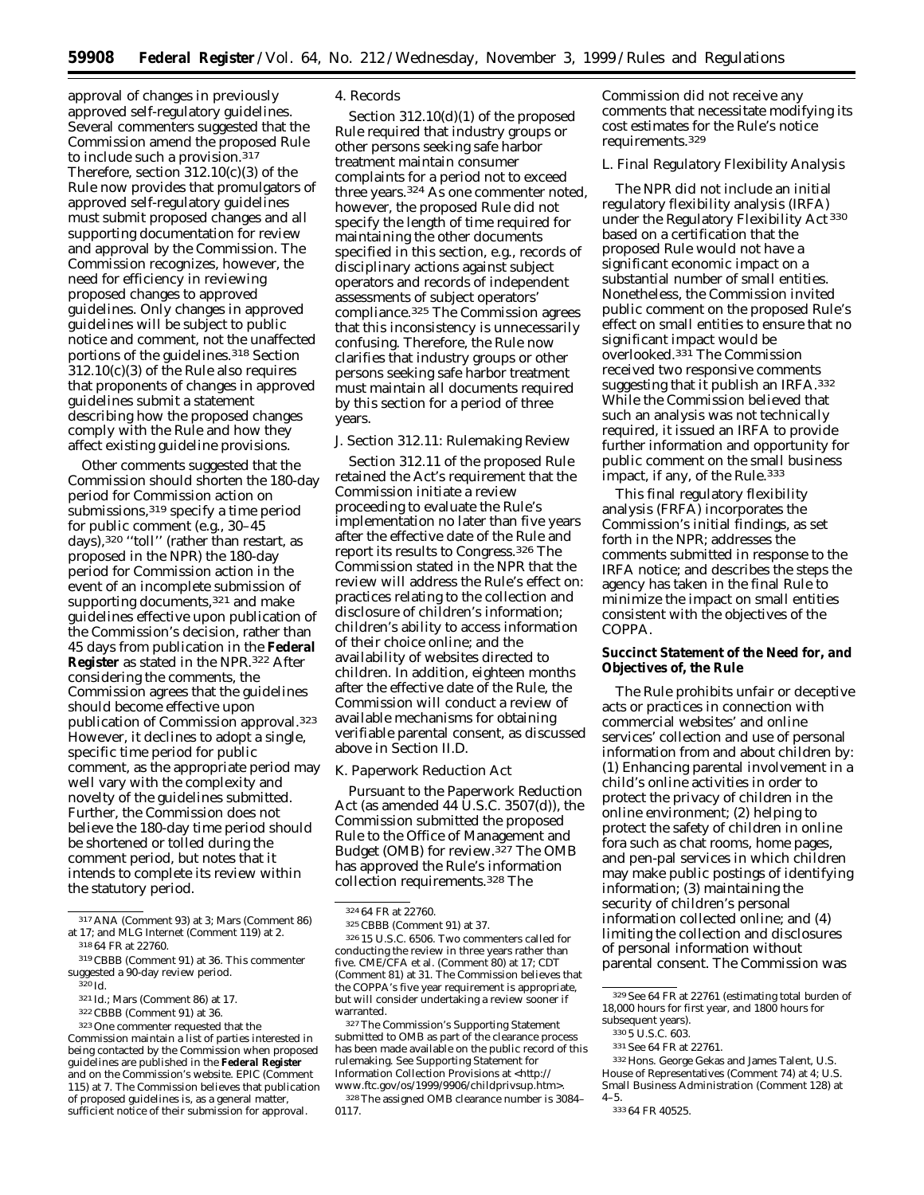approval of changes in previously approved self-regulatory guidelines. Several commenters suggested that the Commission amend the proposed Rule to include such a provision.[317] Therefore, section 312.10(c)(3) of the Rule now provides that promulgators of approved self-regulatory guidelines must submit proposed changes and all supporting documentation for review and approval by the Commission. The Commission recognizes, however, the need for efficiency in reviewing proposed changes to approved guidelines. Only changes in approved guidelines will be subject to public notice and comment, not the unaffected portions of the guidelines.[318] Section 312.10(c)(3) of the Rule also requires that proponents of changes in approved guidelines submit a statement describing how the proposed changes comply with the Rule and how they affect existing guideline provisions.

Other comments suggested that the Commission should shorten the 180-day period for Commission action on submissions,[319] specify a time period for public comment (e.g., 30–45 days),[320] ''toll'' (rather than restart, as proposed in the NPR) the 180-day period for Commission action in the event of an incomplete submission of supporting documents,[321] and make guidelines effective upon publication of the Commission's decision, rather than 45 days from publication in the **Federal Register** as stated in the NPR.[322] After considering the comments, the Commission agrees that the guidelines should become effective upon publication of Commission approval.[323] However, it declines to adopt a single, specific time period for public comment, as the appropriate period may well vary with the complexity and novelty of the guidelines submitted. Further, the Commission does not believe the 180-day time period should be shortened or tolled during the comment period, but notes that it intends to complete its review within the statutory period.

### 4. Records

Section 312.10(d)(1) of the proposed Rule required that industry groups or other persons seeking safe harbor treatment maintain consumer complaints for a period not to exceed three years.[324] As one commenter noted, however, the proposed Rule did not specify the length of time required for maintaining the other documents specified in this section, e.g., records of disciplinary actions against subject operators and records of independent assessments of subject operators' compliance.[325] The Commission agrees that this inconsistency is unnecessarily confusing. Therefore, the Rule now clarifies that industry groups or other persons seeking safe harbor treatment must maintain all documents required by this section for a period of three years.

### J. Section 312.11: Rulemaking Review

Section 312.11 of the proposed Rule retained the Act's requirement that the Commission initiate a review proceeding to evaluate the Rule's implementation no later than five years after the effective date of the Rule and report its results to Congress.[326] The Commission stated in the NPR that the review will address the Rule's effect on: practices relating to the collection and disclosure of children's information; children's ability to access information of their choice online; and the availability of websites directed to children. In addition, eighteen months after the effective date of the Rule, the Commission will conduct a review of available mechanisms for obtaining verifiable parental consent, as discussed above in Section II.D.

### K. Paperwork Reduction Act

Pursuant to the Paperwork Reduction Act (as amended 44 U.S.C. 3507(d)), the Commission submitted the proposed Rule to the Office of Management and Budget (OMB) for review.[327] The OMB has approved the Rule's information collection requirements.[328] The Commission did not receive any comments that necessitate modifying its cost estimates for the Rule's notice requirements.[329]

### L. Final Regulatory Flexibility Analysis

The NPR did not include an initial regulatory flexibility analysis (IRFA) under the Regulatory Flexibility Act[330] based on a certification that the proposed Rule would not have a significant economic impact on a substantial number of small entities. Nonetheless, the Commission invited public comment on the proposed Rule's effect on small entities to ensure that no significant impact would be overlooked.[331] The Commission received two responsive comments suggesting that it publish an IRFA.[332] While the Commission believed that such an analysis was not technically required, it issued an IRFA to provide further information and opportunity for public comment on the small business impact, if any, of the Rule.[333]

This final regulatory flexibility analysis (FRFA) incorporates the Commission's initial findings, as set forth in the NPR; addresses the comments submitted in response to the IRFA notice; and describes the steps the agency has taken in the final Rule to minimize the impact on small entities consistent with the objectives of the COPPA.

**Succinct Statement of the Need for, and Objectives of, the Rule**

The Rule prohibits unfair or deceptive acts or practices in connection with commercial websites' and online services' collection and use of personal information from and about children by: (1) Enhancing parental involvement in a child's online activities in order to protect the privacy of children in the online environment; (2) helping to protect the safety of children in online fora such as chat rooms, home pages, and pen-pal services in which children may make public postings of identifying information; (3) maintaining the security of children's personal information collected online; and (4) limiting the collection and disclosures of personal information without parental consent. The Commission was

---

[317] ANA (Comment 93) at 3; Mars (Comment 86) at 17; and MLG Internet (Comment 119) at 2.

[318] 64 FR at 22760.

[319] CBBB (Comment 91) at 36. This commenter suggested a 90-day review period.

[320] Id.

[321] Id.; Mars (Comment 86) at 17.

[322] CBBB (Comment 91) at 36.

[323] One commenter requested that the Commission maintain a list of parties interested in being contacted by the Commission when proposed guidelines are published in the **Federal Register** and on the Commission's website. EPIC (Comment 115) at 7. The Commission believes that publication of proposed guidelines is, as a general matter, sufficient notice of their submission for approval.

[324] 64 FR at 22760.

[325] CBBB (Comment 91) at 37.

[326] 15 U.S.C. 6506. Two commenters called for conducting the review in three years rather than five. CME/CFA et al. (Comment 80) at 17; CDT (Comment 81) at 31. The Commission believes that the COPPA's five year requirement is appropriate, but will consider undertaking a review sooner if warranted.

[327] The Commission's Supporting Statement submitted to OMB as part of the clearance process has been made available on the public record of this rulemaking. See Supporting Statement for Information Collection Provisions at <http://www.ftc.gov/os/1999/9906/childprivsup.htm>.

[328] The assigned OMB clearance number is 3084–0117.

[329] See 64 FR at 22761 (estimating total burden of 18,000 hours for first year, and 1800 hours for subsequent years).

[330] 5 U.S.C. 603.

[331] See 64 FR at 22761.

[332] Hons. George Gekas and James Talent, U.S. House of Representatives (Comment 74) at 4; U.S. Small Business Administration (Comment 128) at 4–5.

[333] 64 FR 40525.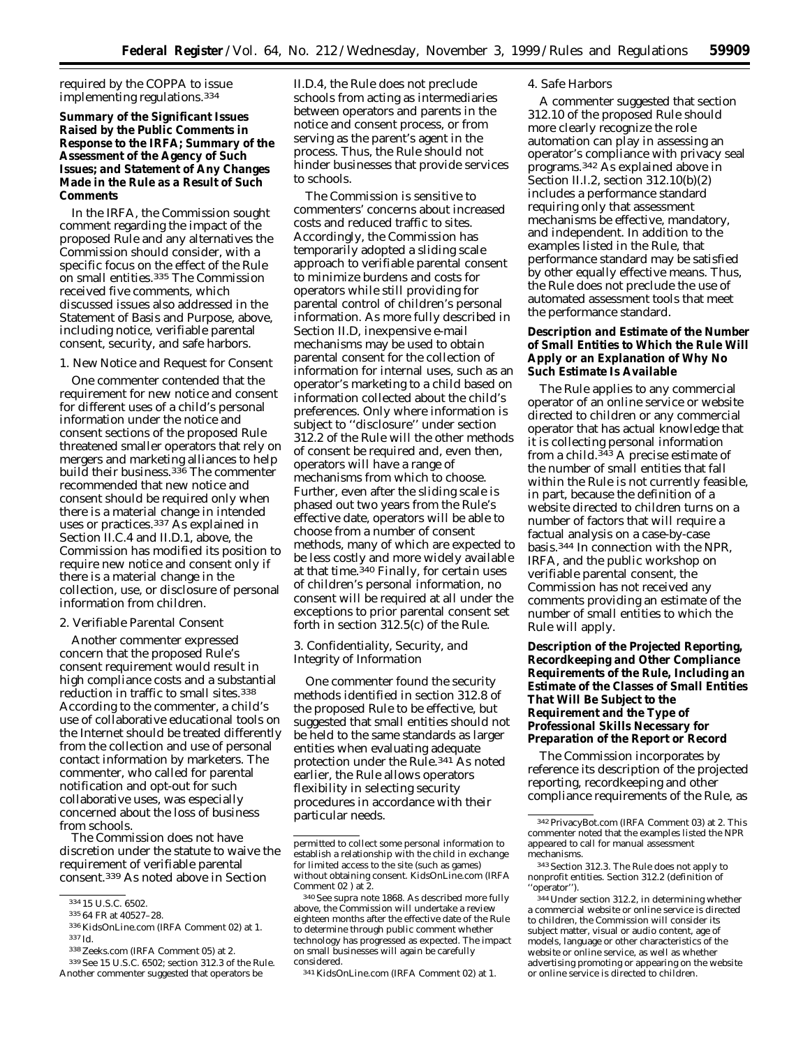required by the COPPA to issue implementing regulations.[334]

**Summary of the Significant Issues Raised by the Public Comments in Response to the IRFA; Summary of the Assessment of the Agency of Such Issues; and Statement of Any Changes Made in the Rule as a Result of Such Comments**

In the IRFA, the Commission sought comment regarding the impact of the proposed Rule and any alternatives the Commission should consider, with a specific focus on the effect of the Rule on small entities.[335] The Commission received five comments, which discussed issues also addressed in the Statement of Basis and Purpose, above, including notice, verifiable parental consent, security, and safe harbors.

*1. New Notice and Request for Consent*

One commenter contended that the requirement for new notice and consent for different uses of a child's personal information under the notice and consent sections of the proposed Rule threatened smaller operators that rely on mergers and marketing alliances to help build their business.[336] The commenter recommended that new notice and consent should be required only when there is a material change in intended uses or practices.[337] As explained in Section II.C.4 and II.D.1, above, the Commission has modified its position to require new notice and consent only if there is a material change in the collection, use, or disclosure of personal information from children.

*2. Verifiable Parental Consent*

Another commenter expressed concern that the proposed Rule's consent requirement would result in high compliance costs and a substantial reduction in traffic to small sites.[338] According to the commenter, a child's use of collaborative educational tools on the Internet should be treated differently from the collection and use of personal contact information by marketers. The commenter, who called for parental notification and opt-out for such collaborative uses, was especially concerned about the loss of business from schools.

The Commission does not have discretion under the statute to waive the requirement of verifiable parental consent.[339] As noted above in Section II.D.4, the Rule does not preclude schools from acting as intermediaries between operators and parents in the notice and consent process, or from serving as the parent's agent in the process. Thus, the Rule should not hinder businesses that provide services to schools.

The Commission is sensitive to commenters' concerns about increased costs and reduced traffic to sites. Accordingly, the Commission has temporarily adopted a sliding scale approach to verifiable parental consent to minimize burdens and costs for operators while still providing for parental control of children's personal information. As more fully described in Section II.D, inexpensive e-mail mechanisms may be used to obtain parental consent for the collection of information for internal uses, such as an operator's marketing to a child based on information collected about the child's preferences. Only where information is subject to "disclosure" under section 312.2 of the Rule will the other methods of consent be required and, even then, operators will have a range of mechanisms from which to choose. Further, even after the sliding scale is phased out two years from the Rule's effective date, operators will be able to choose from a number of consent methods, many of which are expected to be less costly and more widely available at that time.[340] Finally, for certain uses of children's personal information, no consent will be required at all under the exceptions to prior parental consent set forth in section 312.5(c) of the Rule.

*3. Confidentiality, Security, and Integrity of Information*

One commenter found the security methods identified in section 312.8 of the proposed Rule to be effective, but suggested that small entities should not be held to the same standards as larger entities when evaluating adequate protection under the Rule.[341] As noted earlier, the Rule allows operators flexibility in selecting security procedures in accordance with their particular needs.

*4. Safe Harbors*

A commenter suggested that section 312.10 of the proposed Rule should more clearly recognize the role automation can play in assessing an operator's compliance with privacy seal programs.[342] As explained above in Section II.I.2, section 312.10(b)(2) includes a performance standard requiring only that assessment mechanisms be effective, mandatory, and independent. In addition to the examples listed in the Rule, that performance standard may be satisfied by other equally effective means. Thus, the Rule does not preclude the use of automated assessment tools that meet the performance standard.

**Description and Estimate of the Number of Small Entities to Which the Rule Will Apply or an Explanation of Why No Such Estimate Is Available**

The Rule applies to any commercial operator of an online service or website directed to children or any commercial operator that has actual knowledge that it is collecting personal information from a child.[343] A precise estimate of the number of small entities that fall within the Rule is not currently feasible, in part, because the definition of a website directed to children turns on a number of factors that will require a factual analysis on a case-by-case basis.[344] In connection with the NPR, IRFA, and the public workshop on verifiable parental consent, the Commission has not received any comments providing an estimate of the number of small entities to which the Rule will apply.

**Description of the Projected Reporting, Recordkeeping and Other Compliance Requirements of the Rule, Including an Estimate of the Classes of Small Entities That Will Be Subject to the Requirement and the Type of Professional Skills Necessary for Preparation of the Report or Record**

The Commission incorporates by reference its description of the projected reporting, recordkeeping and other compliance requirements of the Rule, as

---

[334] 15 U.S.C. 6502.

[335] 64 FR at 40527–28.

[336] KidsOnLine.com (IRFA Comment 02) at 1.

[337] *Id.*

[338] Zeeks.com (IRFA Comment 05) at 2.

[339] *See* 15 U.S.C. 6502; section 312.3 of the Rule. Another commenter suggested that operators be permitted to collect some personal information to establish a relationship with the child in exchange for limited access to the site (such as games) without obtaining consent. KidsOnLine.com (IRFA Comment 02 ) at 2.

[340] *See supra* note 1868. As described more fully above, the Commission will undertake a review eighteen months after the effective date of the Rule to determine through public comment whether technology has progressed as expected. The impact on small businesses will again be carefully considered.

[341] KidsOnLine.com (IRFA Comment 02) at 1.

[342] PrivacyBot.com (IRFA Comment 03) at 2. This commenter noted that the examples listed the NPR appeared to call for manual assessment mechanisms.

[343] Section 312.3. The Rule does not apply to nonprofit entities. Section 312.2 (definition of "operator").

[344] Under section 312.2, in determining whether a commercial website or online service is directed to children, the Commission will consider its subject matter, visual or audio content, age of models, language or other characteristics of the website or online service, as well as whether advertising promoting or appearing on the website or online service is directed to children.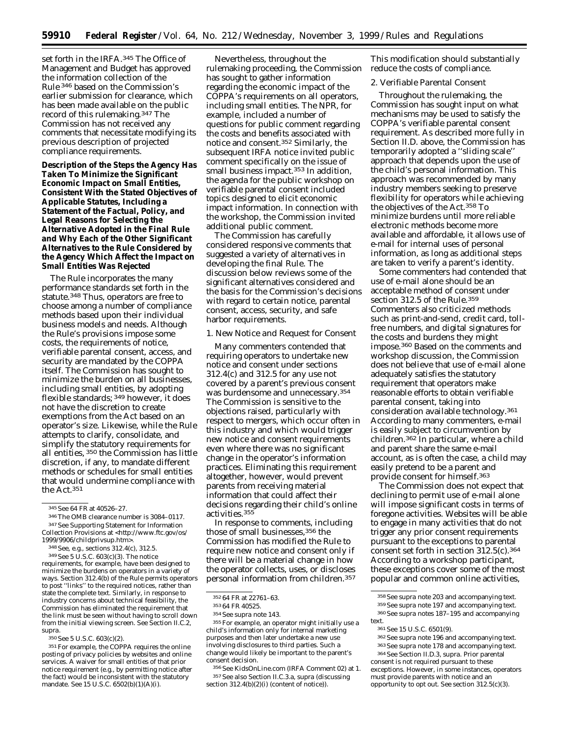set forth in the IRFA.[345] The Office of Management and Budget has approved the information collection of the Rule [346] based on the Commission's earlier submission for clearance, which has been made available on the public record of this rulemaking.[347] The Commission has not received any comments that necessitate modifying its previous description of projected compliance requirements.

**Description of the Steps the Agency Has Taken To Minimize the Significant Economic Impact on Small Entities, Consistent With the Stated Objectives of Applicable Statutes, Including a Statement of the Factual, Policy, and Legal Reasons for Selecting the Alternative Adopted in the Final Rule and Why Each of the Other Significant Alternatives to the Rule Considered by the Agency Which Affect the Impact on Small Entities Was Rejected**

The Rule incorporates the many performance standards set forth in the statute.[348] Thus, operators are free to choose among a number of compliance methods based upon their individual business models and needs. Although the Rule's provisions impose some costs, the requirements of notice, verifiable parental consent, access, and security are mandated by the COPPA itself. The Commission has sought to minimize the burden on all businesses, including small entities, by adopting flexible standards; [349] however, it does not have the discretion to create exemptions from the Act based on an operator's size. Likewise, while the Rule attempts to clarify, consolidate, and simplify the statutory requirements for all entities, [350] the Commission has little discretion, if any, to mandate different methods or schedules for small entities that would undermine compliance with the Act.[351]

Nevertheless, throughout the rulemaking proceeding, the Commission has sought to gather information regarding the economic impact of the COPPA's requirements on all operators, including small entities. The NPR, for example, included a number of questions for public comment regarding the costs and benefits associated with notice and consent.[352] Similarly, the subsequent IRFA notice invited public comment specifically on the issue of small business impact.[353] In addition, the agenda for the public workshop on verifiable parental consent included topics designed to elicit economic impact information. In connection with the workshop, the Commission invited additional public comment.

The Commission has carefully considered responsive comments that suggested a variety of alternatives in developing the final Rule. The discussion below reviews some of the significant alternatives considered and the basis for the Commission's decisions with regard to certain notice, parental consent, access, security, and safe harbor requirements.

*1. New Notice and Request for Consent*

Many commenters contended that requiring operators to undertake new notice and consent under sections 312.4(c) and 312.5 for any use not covered by a parent's previous consent was burdensome and unnecessary.[354] The Commission is sensitive to the objections raised, particularly with respect to mergers, which occur often in this industry and which would trigger new notice and consent requirements even where there was no significant change in the operator's information practices. Eliminating this requirement altogether, however, would prevent parents from receiving material information that could affect their decisions regarding their child's online activities.[355]

In response to comments, including those of small businesses,[356] the Commission has modified the Rule to require new notice and consent only if there will be a material change in how the operator collects, uses, or discloses personal information from children.[357] This modification should substantially reduce the costs of compliance.

*2. Verifiable Parental Consent*

Throughout the rulemaking, the Commission has sought input on what mechanisms may be used to satisfy the COPPA's verifiable parental consent requirement. As described more fully in Section II.D. above, the Commission has temporarily adopted a ''sliding scale'' approach that depends upon the use of the child's personal information. This approach was recommended by many industry members seeking to preserve flexibility for operators while achieving the objectives of the Act.[358] To minimize burdens until more reliable electronic methods become more available and affordable, it allows use of e-mail for internal uses of personal information, as long as additional steps are taken to verify a parent's identity.

Some commenters had contended that use of e-mail alone should be an acceptable method of consent under section 312.5 of the Rule.[359] Commenters also criticized methods such as print-and-send, credit card, toll-free numbers, and digital signatures for the costs and burdens they might impose.[360] Based on the comments and workshop discussion, the Commission does not believe that use of e-mail alone adequately satisfies the statutory requirement that operators make reasonable efforts to obtain verifiable parental consent, taking into consideration available technology.[361] According to many commenters, e-mail is easily subject to circumvention by children.[362] In particular, where a child and parent share the same e-mail account, as is often the case, a child may easily pretend to be a parent and provide consent for himself.[363]

The Commission does not expect that declining to permit use of e-mail alone will impose significant costs in terms of foregone activities. Websites will be able to engage in many activities that do not trigger any prior consent requirements pursuant to the exceptions to parental consent set forth in section 312.5(c).[364] According to a workshop participant, these exceptions cover some of the most popular and common online activities,

---

[345] See 64 FR at 40526–27.

[346] The OMB clearance number is 3084–0117.

[347] See Supporting Statement for Information Collection Provisions at <http://www.ftc.gov/os/1999/9906/childprivsup.htm>.

[348] See, e.g., sections 312.4(c), 312.5.

[349] See 5 U.S.C. 603(c)(3). The notice requirements, for example, have been designed to minimize the burdens on operators in a variety of ways. Section 312.4(b) of the Rule permits operators to post ''links'' to the required notices, rather than state the complete text. Similarly, in response to industry concerns about technical feasibility, the Commission has eliminated the requirement that the link must be seen without having to scroll down from the initial viewing screen. See Section II.C.2, supra.

[350] See 5 U.S.C. 603(c)(2).

[351] For example, the COPPA requires the online posting of privacy policies by websites and online services. A waiver for small entities of that prior notice requirement (e.g., by permitting notice after the fact) would be inconsistent with the statutory mandate. See 15 U.S.C. 6502(b)(1)(A)(i).

[352] 64 FR at 22761–63.

[353] 64 FR 40525.

[354] See supra note 143.

[355] For example, an operator might initially use a child's information only for internal marketing purposes and then later undertake a new use involving disclosures to third parties. Such a change would likely be important to the parent's consent decision.

[356] See KidsOnLine.com (IRFA Comment 02) at 1.

[357] See also Section II.C.3.a, supra (discussing section 312.4(b)(2)(i) (content of notice)).

[358] See supra note 203 and accompanying text.

[359] See supra note 197 and accompanying text.

[360] See supra notes 187–195 and accompanying text.

[361] See 15 U.S.C. 6501(9).

[362] See supra note 196 and accompanying text.

[363] See supra note 178 and accompanying text.

[364] See Section II.D.3, supra. Prior parental consent is not required pursuant to these exceptions. However, in some instances, operators must provide parents with notice and an opportunity to opt out. See section 312.5(c)(3).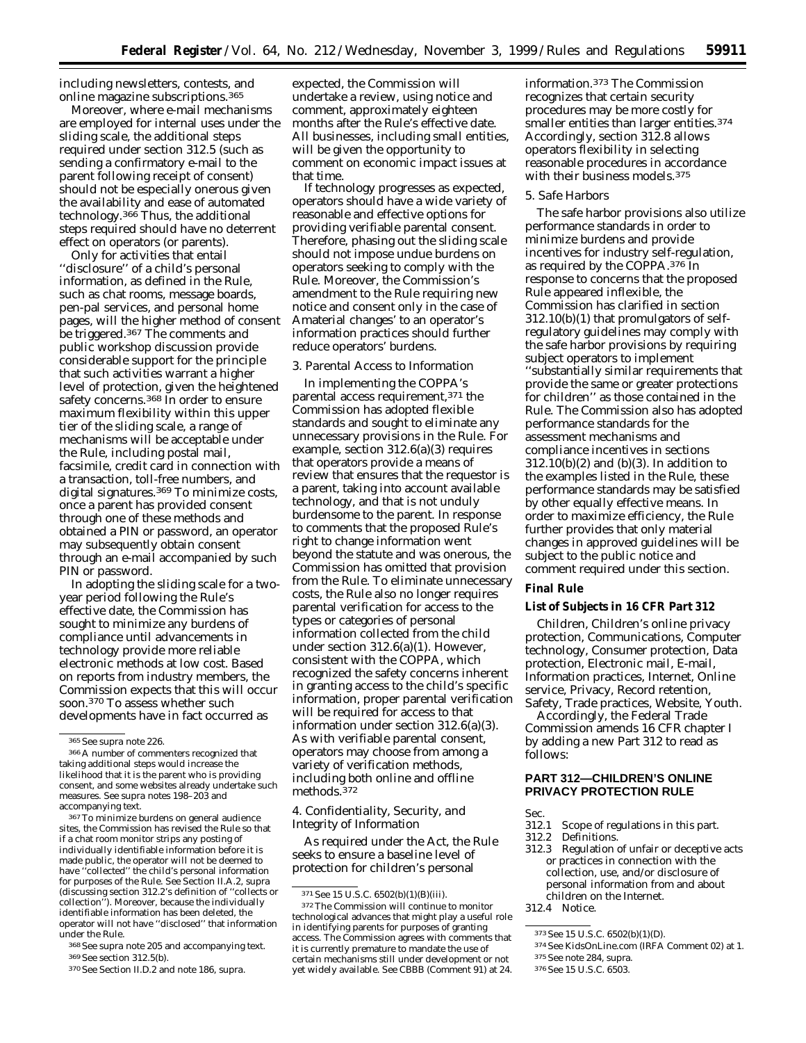including newsletters, contests, and online magazine subscriptions.[365]

Moreover, where e-mail mechanisms are employed for internal uses under the sliding scale, the additional steps required under section 312.5 (such as sending a confirmatory e-mail to the parent following receipt of consent) should not be especially onerous given the availability and ease of automated technology.[366] Thus, the additional steps required should have no deterrent effect on operators (or parents).

Only for activities that entail ''disclosure'' of a child's personal information, as defined in the Rule, such as chat rooms, message boards, pen-pal services, and personal home pages, will the higher method of consent be triggered.[367] The comments and public workshop discussion provide considerable support for the principle that such activities warrant a higher level of protection, given the heightened safety concerns.[368] In order to ensure maximum flexibility within this upper tier of the sliding scale, a range of mechanisms will be acceptable under the Rule, including postal mail, facsimile, credit card in connection with a transaction, toll-free numbers, and digital signatures.[369] To minimize costs, once a parent has provided consent through one of these methods and obtained a PIN or password, an operator may subsequently obtain consent through an e-mail accompanied by such PIN or password.

In adopting the sliding scale for a two-year period following the Rule's effective date, the Commission has sought to minimize any burdens of compliance until advancements in technology provide more reliable electronic methods at low cost. Based on reports from industry members, the Commission expects that this will occur soon.[370] To assess whether such developments have in fact occurred as expected, the Commission will undertake a review, using notice and comment, approximately eighteen months after the Rule's effective date. All businesses, including small entities, will be given the opportunity to comment on economic impact issues at that time.

If technology progresses as expected, operators should have a wide variety of reasonable and effective options for providing verifiable parental consent. Therefore, phasing out the sliding scale should not impose undue burdens on operators seeking to comply with the Rule. Moreover, the Commission's amendment to the Rule requiring new notice and consent only in the case of Amaterial changes' to an operator's information practices should further reduce operators' burdens.

3. Parental Access to Information

In implementing the COPPA's parental access requirement,[371] the Commission has adopted flexible standards and sought to eliminate any unnecessary provisions in the Rule. For example, section 312.6(a)(3) requires that operators provide a means of review that ensures that the requestor is a parent, taking into account available technology, and that is not unduly burdensome to the parent. In response to comments that the proposed Rule's right to change information went beyond the statute and was onerous, the Commission has omitted that provision from the Rule. To eliminate unnecessary costs, the Rule also no longer requires parental verification for access to the types or categories of personal information collected from the child under section 312.6(a)(1). However, consistent with the COPPA, which recognized the safety concerns inherent in granting access to the child's specific information, proper parental verification will be required for access to that information under section 312.6(a)(3). As with verifiable parental consent, operators may choose from among a variety of verification methods, including both online and offline methods.[372]

4. Confidentiality, Security, and Integrity of Information

As required under the Act, the Rule seeks to ensure a baseline level of protection for children's personal information.[373] The Commission recognizes that certain security procedures may be more costly for smaller entities than larger entities.[374] Accordingly, section 312.8 allows operators flexibility in selecting reasonable procedures in accordance with their business models.[375]

5. Safe Harbors

The safe harbor provisions also utilize performance standards in order to minimize burdens and provide incentives for industry self-regulation, as required by the COPPA.[376] In response to concerns that the proposed Rule appeared inflexible, the Commission has clarified in section 312.10(b)(1) that promulgators of self-regulatory guidelines may comply with the safe harbor provisions by requiring subject operators to implement ''substantially similar requirements that provide the same or greater protections for children'' as those contained in the Rule. The Commission also has adopted performance standards for the assessment mechanisms and compliance incentives in sections 312.10(b)(2) and (b)(3). In addition to the examples listed in the Rule, these performance standards may be satisfied by other equally effective means. In order to maximize efficiency, the Rule further provides that only material changes in approved guidelines will be subject to the public notice and comment required under this section.

**Final Rule**

**List of Subjects in 16 CFR Part 312**

Children, Children's online privacy protection, Communications, Computer technology, Consumer protection, Data protection, Electronic mail, E-mail, Information practices, Internet, Online service, Privacy, Record retention, Safety, Trade practices, Website, Youth.

Accordingly, the Federal Trade Commission amends 16 CFR chapter I by adding a new Part 312 to read as follows:

## PART 312—CHILDREN'S ONLINE PRIVACY PROTECTION RULE

Sec.
312.1 Scope of regulations in this part.
312.2 Definitions.
312.3 Regulation of unfair or deceptive acts or practices in connection with the collection, use, and/or disclosure of personal information from and about children on the Internet.
312.4 Notice.

---

[365] See supra note 226.

[366] A number of commenters recognized that taking additional steps would increase the likelihood that it is the parent who is providing consent, and some websites already undertake such measures. See supra notes 198–203 and accompanying text.

[367] To minimize burdens on general audience sites, the Commission has revised the Rule so that if a chat room monitor strips any posting of individually identifiable information before it is made public, the operator will not be deemed to have ''collected'' the child's personal information for purposes of the Rule. See Section II.A.2, supra (discussing section 312.2's definition of ''collects or collection''). Moreover, because the individually identifiable information has been deleted, the operator will not have ''disclosed'' that information under the Rule.

[368] See supra note 205 and accompanying text.

[369] See section 312.5(b).

[370] See Section II.D.2 and note 186, supra.

[371] See 15 U.S.C. 6502(b)(1)(B)(iii).

[372] The Commission will continue to monitor technological advances that might play a useful role in identifying parents for purposes of granting access. The Commission agrees with comments that it is currently premature to mandate the use of certain mechanisms still under development or not yet widely available. See CBBB (Comment 91) at 24.

[373] See 15 U.S.C. 6502(b)(1)(D).

[374] See KidsOnLine.com (IRFA Comment 02) at 1.

[375] See note 284, supra.

[376] See 15 U.S.C. 6503.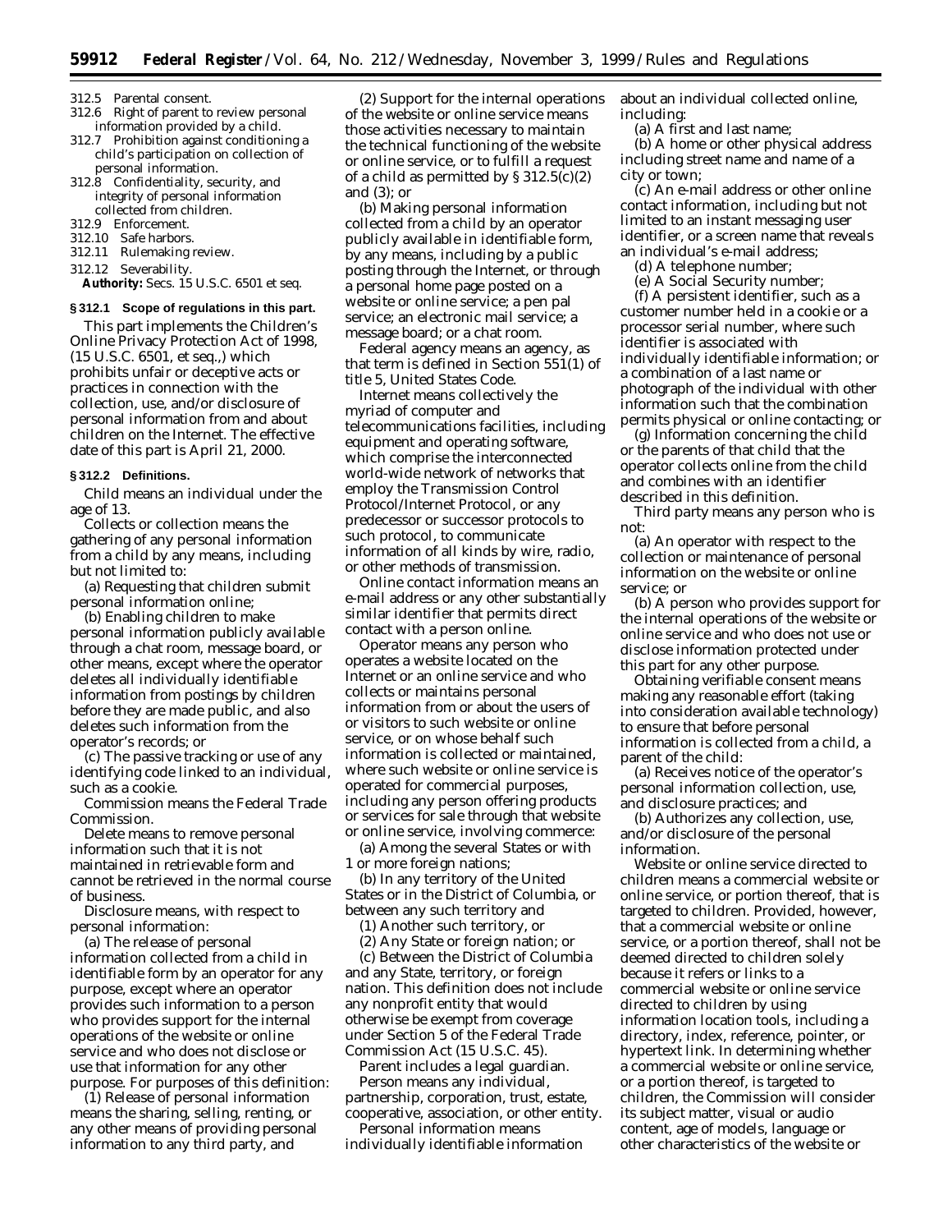312.5 Parental consent.
312.6 Right of parent to review personal information provided by a child.
312.7 Prohibition against conditioning a child's participation on collection of personal information.
312.8 Confidentiality, security, and integrity of personal information collected from children.
312.9 Enforcement.
312.10 Safe harbors.
312.11 Rulemaking review.
312.12 Severability.

**Authority:** Secs. 15 U.S.C. 6501 et seq.

### § 312.1 Scope of regulations in this part.

This part implements the Children's Online Privacy Protection Act of 1998, (15 U.S.C. 6501, et seq.,) which prohibits unfair or deceptive acts or practices in connection with the collection, use, and/or disclosure of personal information from and about children on the Internet. The effective date of this part is April 21, 2000.

### § 312.2 Definitions.

*Child* means an individual under the age of 13.

*Collects* or *collection* means the gathering of any personal information from a child by any means, including but not limited to:

(a) Requesting that children submit personal information online;

(b) Enabling children to make personal information publicly available through a chat room, message board, or other means, except where the operator deletes all individually identifiable information from postings by children before they are made public, and also deletes such information from the operator's records; or

(c) The passive tracking or use of any identifying code linked to an individual, such as a cookie.

*Commission* means the Federal Trade Commission.

*Delete* means to remove personal information such that it is not maintained in retrievable form and cannot be retrieved in the normal course of business.

*Disclosure* means, with respect to personal information:

(a) The release of personal information collected from a child in identifiable form by an operator for any purpose, except where an operator provides such information to a person who provides support for the internal operations of the website or online service and who does not disclose or use that information for any other purpose. For purposes of this definition:

(1) Release of personal information means the sharing, selling, renting, or any other means of providing personal information to any third party, and

(2) Support for the internal operations of the website or online service means those activities necessary to maintain the technical functioning of the website or online service, or to fulfill a request of a child as permitted by § 312.5(c)(2) and (3); or

(b) Making personal information collected from a child by an operator publicly available in identifiable form, by any means, including by a public posting through the Internet, or through a personal home page posted on a website or online service; a pen pal service; an electronic mail service; a message board; or a chat room.

*Federal agency* means an agency, as that term is defined in Section 551(1) of title 5, United States Code.

*Internet* means collectively the myriad of computer and telecommunications facilities, including equipment and operating software, which comprise the interconnected world-wide network of networks that employ the Transmission Control Protocol/Internet Protocol, or any predecessor or successor protocols to such protocol, to communicate information of all kinds by wire, radio, or other methods of transmission.

*Online contact information* means an e-mail address or any other substantially similar identifier that permits direct contact with a person online.

*Operator* means any person who operates a website located on the Internet or an online service and who collects or maintains personal information from or about the users of or visitors to such website or online service, or on whose behalf such information is collected or maintained, where such website or online service is operated for commercial purposes, including any person offering products or services for sale through that website or online service, involving commerce:

(a) Among the several States or with 1 or more foreign nations;

(b) In any territory of the United States or in the District of Columbia, or between any such territory and

(1) Another such territory, or

(2) Any State or foreign nation; or

(c) Between the District of Columbia and any State, territory, or foreign nation. This definition does not include any nonprofit entity that would otherwise be exempt from coverage under Section 5 of the Federal Trade Commission Act (15 U.S.C. 45).

*Parent* includes a legal guardian.

*Person* means any individual, partnership, corporation, trust, estate, cooperative, association, or other entity.

*Personal information* means individually identifiable information about an individual collected online, including:

(a) A first and last name;

(b) A home or other physical address including street name and name of a city or town;

(c) An e-mail address or other online contact information, including but not limited to an instant messaging user identifier, or a screen name that reveals an individual's e-mail address;

(d) A telephone number;

(e) A Social Security number;

(f) A persistent identifier, such as a customer number held in a cookie or a processor serial number, where such identifier is associated with individually identifiable information; or a combination of a last name or photograph of the individual with other information such that the combination permits physical or online contacting; or

(g) Information concerning the child or the parents of that child that the operator collects online from the child and combines with an identifier described in this definition.

*Third party* means any person who is not:

(a) An operator with respect to the collection or maintenance of personal information on the website or online service; or

(b) A person who provides support for the internal operations of the website or online service and who does not use or disclose information protected under this part for any other purpose.

*Obtaining verifiable consent* means making any reasonable effort (taking into consideration available technology) to ensure that before personal information is collected from a child, a parent of the child:

(a) Receives notice of the operator's personal information collection, use, and disclosure practices; and

(b) Authorizes any collection, use, and/or disclosure of the personal information.

*Website or online service directed to children* means a commercial website or online service, or portion thereof, that is targeted to children. Provided, however, that a commercial website or online service, or a portion thereof, shall not be deemed directed to children solely because it refers or links to a commercial website or online service directed to children by using information location tools, including a directory, index, reference, pointer, or hypertext link. In determining whether a commercial website or online service, or a portion thereof, is targeted to children, the Commission will consider its subject matter, visual or audio content, age of models, language or other characteristics of the website or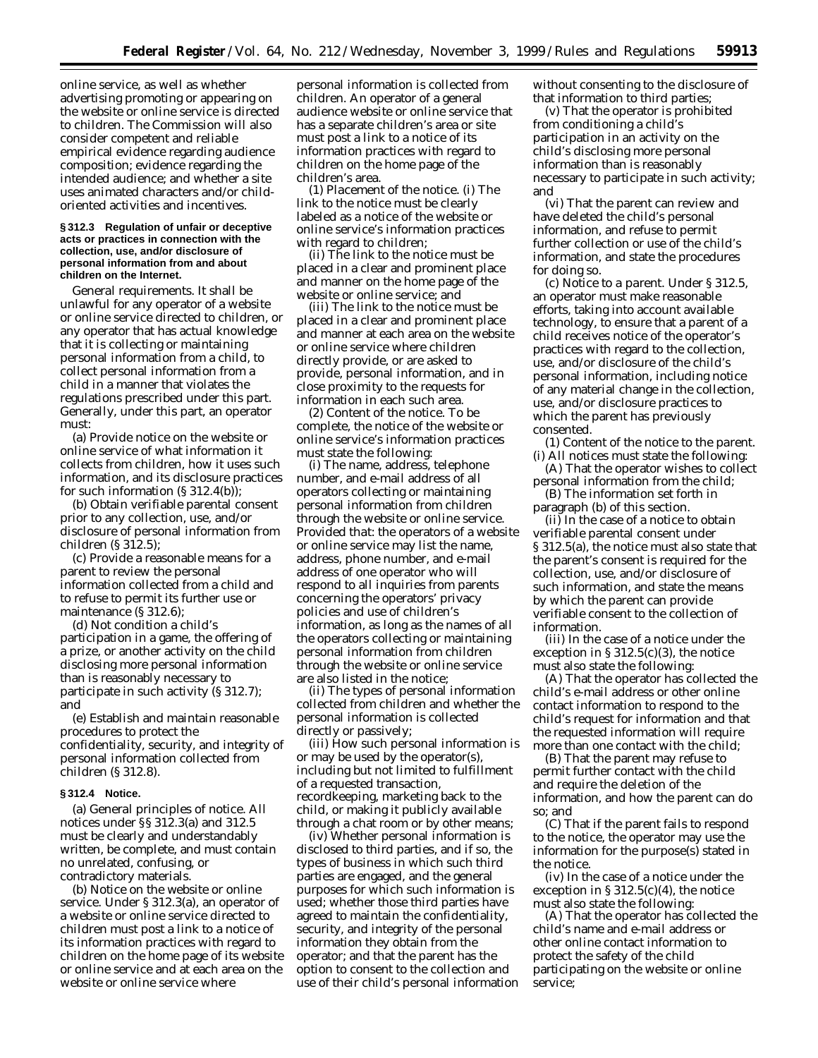online service, as well as whether advertising promoting or appearing on the website or online service is directed to children. The Commission will also consider competent and reliable empirical evidence regarding audience composition; evidence regarding the intended audience; and whether a site uses animated characters and/or child-oriented activities and incentives.

**§ 312.3 Regulation of unfair or deceptive acts or practices in connection with the collection, use, and/or disclosure of personal information from and about children on the Internet.**

General requirements. It shall be unlawful for any operator of a website or online service directed to children, or any operator that has actual knowledge that it is collecting or maintaining personal information from a child, to collect personal information from a child in a manner that violates the regulations prescribed under this part. Generally, under this part, an operator must:

(a) Provide notice on the website or online service of what information it collects from children, how it uses such information, and its disclosure practices for such information (§ 312.4(b));

(b) Obtain verifiable parental consent prior to any collection, use, and/or disclosure of personal information from children (§ 312.5);

(c) Provide a reasonable means for a parent to review the personal information collected from a child and to refuse to permit its further use or maintenance (§ 312.6);

(d) Not condition a child's participation in a game, the offering of a prize, or another activity on the child disclosing more personal information than is reasonably necessary to participate in such activity (§ 312.7); and

(e) Establish and maintain reasonable procedures to protect the confidentiality, security, and integrity of personal information collected from children (§ 312.8).

**§ 312.4 Notice.**

(a) *General principles of notice.* All notices under §§ 312.3(a) and 312.5 must be clearly and understandably written, be complete, and must contain no unrelated, confusing, or contradictory materials.

(b) *Notice on the website or online service.* Under § 312.3(a), an operator of a website or online service directed to children must post a link to a notice of its information practices with regard to children on the home page of its website or online service and at each area on the website or online service where personal information is collected from children. An operator of a general audience website or online service that has a separate children's area or site must post a link to a notice of its information practices with regard to children on the home page of the children's area.

(1) *Placement of the notice.* (i) The link to the notice must be clearly labeled as a notice of the website or online service's information practices with regard to children;

(ii) The link to the notice must be placed in a clear and prominent place and manner on the home page of the website or online service; and

(iii) The link to the notice must be placed in a clear and prominent place and manner at each area on the website or online service where children directly provide, or are asked to provide, personal information, and in close proximity to the requests for information in each such area.

(2) *Content of the notice.* To be complete, the notice of the website or online service's information practices must state the following:

(i) The name, address, telephone number, and e-mail address of all operators collecting or maintaining personal information from children through the website or online service. *Provided that:* the operators of a website or online service may list the name, address, phone number, and e-mail address of one operator who will respond to all inquiries from parents concerning the operators' privacy policies and use of children's information, as long as the names of all the operators collecting or maintaining personal information from children through the website or online service are also listed in the notice;

(ii) The types of personal information collected from children and whether the personal information is collected directly or passively;

(iii) How such personal information is or may be used by the operator(s), including but not limited to fulfillment of a requested transaction, recordkeeping, marketing back to the child, or making it publicly available through a chat room or by other means;

(iv) Whether personal information is disclosed to third parties, and if so, the types of business in which such third parties are engaged, and the general purposes for which such information is used; whether those third parties have agreed to maintain the confidentiality, security, and integrity of the personal information they obtain from the operator; and that the parent has the option to consent to the collection and use of their child's personal information without consenting to the disclosure of that information to third parties;

(v) That the operator is prohibited from conditioning a child's participation in an activity on the child's disclosing more personal information than is reasonably necessary to participate in such activity; and

(vi) That the parent can review and have deleted the child's personal information, and refuse to permit further collection or use of the child's information, and state the procedures for doing so.

(c) *Notice to a parent.* Under § 312.5, an operator must make reasonable efforts, taking into account available technology, to ensure that a parent of a child receives notice of the operator's practices with regard to the collection, use, and/or disclosure of the child's personal information, including notice of any material change in the collection, use, and/or disclosure practices to which the parent has previously consented.

(1) *Content of the notice to the parent.* (i) All notices must state the following:

(A) That the operator wishes to collect personal information from the child;

(B) The information set forth in paragraph (b) of this section.

(ii) In the case of a notice to obtain verifiable parental consent under § 312.5(a), the notice must also state that the parent's consent is required for the collection, use, and/or disclosure of such information, and state the means by which the parent can provide verifiable consent to the collection of information.

(iii) In the case of a notice under the exception in § 312.5(c)(3), the notice must also state the following:

(A) That the operator has collected the child's e-mail address or other online contact information to respond to the child's request for information and that the requested information will require more than one contact with the child;

(B) That the parent may refuse to permit further contact with the child and require the deletion of the information, and how the parent can do so; and

(C) That if the parent fails to respond to the notice, the operator may use the information for the purpose(s) stated in the notice.

(iv) In the case of a notice under the exception in § 312.5(c)(4), the notice must also state the following:

(A) That the operator has collected the child's name and e-mail address or other online contact information to protect the safety of the child participating on the website or online service;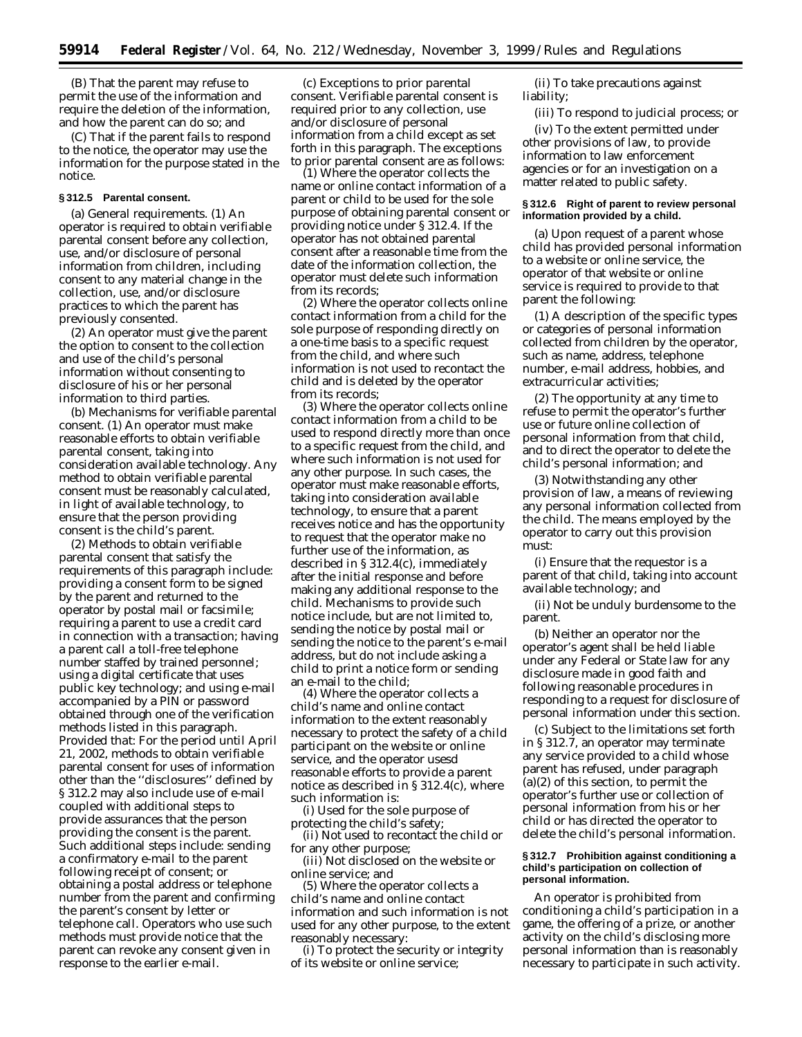(B) That the parent may refuse to permit the use of the information and require the deletion of the information, and how the parent can do so; and

(C) That if the parent fails to respond to the notice, the operator may use the information for the purpose stated in the notice.

**§ 312.5 Parental consent.**

(a) *General requirements.* (1) An operator is required to obtain verifiable parental consent before any collection, use, and/or disclosure of personal information from children, including consent to any material change in the collection, use, and/or disclosure practices to which the parent has previously consented.

(2) An operator must give the parent the option to consent to the collection and use of the child's personal information without consenting to disclosure of his or her personal information to third parties.

(b) *Mechanisms for verifiable parental consent.* (1) An operator must make reasonable efforts to obtain verifiable parental consent, taking into consideration available technology. Any method to obtain verifiable parental consent must be reasonably calculated, in light of available technology, to ensure that the person providing consent is the child's parent.

(2) Methods to obtain verifiable parental consent that satisfy the requirements of this paragraph include: providing a consent form to be signed by the parent and returned to the operator by postal mail or facsimile; requiring a parent to use a credit card in connection with a transaction; having a parent call a toll-free telephone number staffed by trained personnel; using a digital certificate that uses public key technology; and using e-mail accompanied by a PIN or password obtained through one of the verification methods listed in this paragraph. *Provided that:* For the period until April 21, 2002, methods to obtain verifiable parental consent for uses of information other than the ''disclosures'' defined by § 312.2 may also include use of e-mail coupled with additional steps to provide assurances that the person providing the consent is the parent. Such additional steps include: sending a confirmatory e-mail to the parent following receipt of consent; or obtaining a postal address or telephone number from the parent and confirming the parent's consent by letter or telephone call. Operators who use such methods must provide notice that the parent can revoke any consent given in response to the earlier e-mail.

(c) *Exceptions to prior parental consent.* Verifiable parental consent is required prior to any collection, use and/or disclosure of personal information from a child except as set forth in this paragraph. The exceptions to prior parental consent are as follows:

(1) Where the operator collects the name or online contact information of a parent or child to be used for the sole purpose of obtaining parental consent or providing notice under § 312.4. If the operator has not obtained parental consent after a reasonable time from the date of the information collection, the operator must delete such information from its records;

(2) Where the operator collects online contact information from a child for the sole purpose of responding directly on a one-time basis to a specific request from the child, and where such information is not used to recontact the child and is deleted by the operator from its records;

(3) Where the operator collects online contact information from a child to be used to respond directly more than once to a specific request from the child, and where such information is not used for any other purpose. In such cases, the operator must make reasonable efforts, taking into consideration available technology, to ensure that a parent receives notice and has the opportunity to request that the operator make no further use of the information, as described in § 312.4(c), immediately after the initial response and before making any additional response to the child. Mechanisms to provide such notice include, but are not limited to, sending the notice by postal mail or sending the notice to the parent's e-mail address, but do not include asking a child to print a notice form or sending an e-mail to the child;

(4) Where the operator collects a child's name and online contact information to the extent reasonably necessary to protect the safety of a child participant on the website or online service, and the operator usesd reasonable efforts to provide a parent notice as described in § 312.4(c), where such information is:

(i) Used for the sole purpose of protecting the child's safety;

(ii) Not used to recontact the child or for any other purpose;

(iii) Not disclosed on the website or online service; and

(5) Where the operator collects a child's name and online contact information and such information is not used for any other purpose, to the extent reasonably necessary:

(i) To protect the security or integrity of its website or online service;

(ii) To take precautions against liability;

(iii) To respond to judicial process; or

(iv) To the extent permitted under other provisions of law, to provide information to law enforcement agencies or for an investigation on a matter related to public safety.

**§ 312.6 Right of parent to review personal information provided by a child.**

(a) Upon request of a parent whose child has provided personal information to a website or online service, the operator of that website or online service is required to provide to that parent the following:

(1) A description of the specific types or categories of personal information collected from children by the operator, such as name, address, telephone number, e-mail address, hobbies, and extracurricular activities;

(2) The opportunity at any time to refuse to permit the operator's further use or future online collection of personal information from that child, and to direct the operator to delete the child's personal information; and

(3) Notwithstanding any other provision of law, a means of reviewing any personal information collected from the child. The means employed by the operator to carry out this provision must:

(i) Ensure that the requestor is a parent of that child, taking into account available technology; and

(ii) Not be unduly burdensome to the parent.

(b) Neither an operator nor the operator's agent shall be held liable under any Federal or State law for any disclosure made in good faith and following reasonable procedures in responding to a request for disclosure of personal information under this section.

(c) Subject to the limitations set forth in § 312.7, an operator may terminate any service provided to a child whose parent has refused, under paragraph (a)(2) of this section, to permit the operator's further use or collection of personal information from his or her child or has directed the operator to delete the child's personal information.

**§ 312.7 Prohibition against conditioning a child's participation on collection of personal information.**

An operator is prohibited from conditioning a child's participation in a game, the offering of a prize, or another activity on the child's disclosing more personal information than is reasonably necessary to participate in such activity.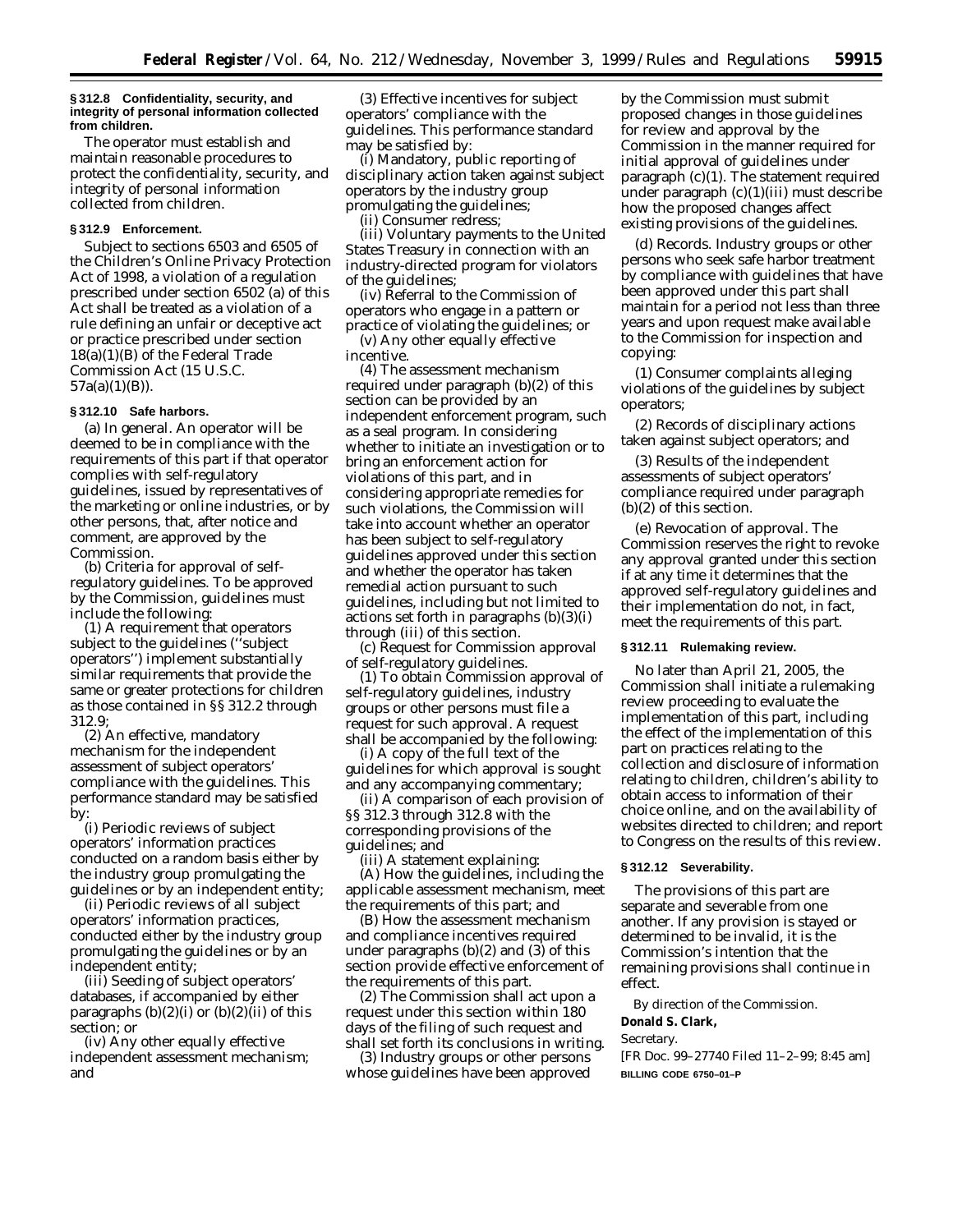### § 312.8 Confidentiality, security, and integrity of personal information collected from children.

The operator must establish and maintain reasonable procedures to protect the confidentiality, security, and integrity of personal information collected from children.

### § 312.9 Enforcement.

Subject to sections 6503 and 6505 of the Children's Online Privacy Protection Act of 1998, a violation of a regulation prescribed under section 6502 (a) of this Act shall be treated as a violation of a rule defining an unfair or deceptive act or practice prescribed under section 18(a)(1)(B) of the Federal Trade Commission Act (15 U.S.C. 57a(a)(1)(B)).

### § 312.10 Safe harbors.

(a) *In general.* An operator will be deemed to be in compliance with the requirements of this part if that operator complies with self-regulatory guidelines, issued by representatives of the marketing or online industries, or by other persons, that, after notice and comment, are approved by the Commission.

(b) *Criteria for approval of self-regulatory guidelines.* To be approved by the Commission, guidelines must include the following:

(1) A requirement that operators subject to the guidelines (''subject operators'') implement substantially similar requirements that provide the same or greater protections for children as those contained in §§ 312.2 through 312.9;

(2) An effective, mandatory mechanism for the independent assessment of subject operators' compliance with the guidelines. This performance standard may be satisfied by:

(i) Periodic reviews of subject operators' information practices conducted on a random basis either by the industry group promulgating the guidelines or by an independent entity;

(ii) Periodic reviews of all subject operators' information practices, conducted either by the industry group promulgating the guidelines or by an independent entity;

(iii) Seeding of subject operators' databases, if accompanied by either paragraphs (b)(2)(i) or (b)(2)(ii) of this section; or

(iv) Any other equally effective independent assessment mechanism; and

(3) Effective incentives for subject operators' compliance with the guidelines. This performance standard may be satisfied by:

(i) Mandatory, public reporting of disciplinary action taken against subject operators by the industry group promulgating the guidelines;

(ii) Consumer redress;

(iii) Voluntary payments to the United States Treasury in connection with an industry-directed program for violators of the guidelines;

(iv) Referral to the Commission of operators who engage in a pattern or practice of violating the guidelines; or

(v) Any other equally effective incentive.

(4) The assessment mechanism required under paragraph (b)(2) of this section can be provided by an independent enforcement program, such as a seal program. In considering whether to initiate an investigation or to bring an enforcement action for violations of this part, and in considering appropriate remedies for such violations, the Commission will take into account whether an operator has been subject to self-regulatory guidelines approved under this section and whether the operator has taken remedial action pursuant to such guidelines, including but not limited to actions set forth in paragraphs (b)(3)(i) through (iii) of this section.

(c) *Request for Commission approval of self-regulatory guidelines.*

(1) To obtain Commission approval of self-regulatory guidelines, industry groups or other persons must file a request for such approval. A request shall be accompanied by the following:

(i) A copy of the full text of the guidelines for which approval is sought and any accompanying commentary;

(ii) A comparison of each provision of §§ 312.3 through 312.8 with the corresponding provisions of the guidelines; and

(iii) A statement explaining:

(A) How the guidelines, including the applicable assessment mechanism, meet the requirements of this part; and

(B) How the assessment mechanism and compliance incentives required under paragraphs (b)(2) and (3) of this section provide effective enforcement of the requirements of this part.

(2) The Commission shall act upon a request under this section within 180 days of the filing of such request and shall set forth its conclusions in writing.

(3) Industry groups or other persons whose guidelines have been approved by the Commission must submit proposed changes in those guidelines for review and approval by the Commission in the manner required for initial approval of guidelines under paragraph (c)(1). The statement required under paragraph (c)(1)(iii) must describe how the proposed changes affect existing provisions of the guidelines.

(d) *Records.* Industry groups or other persons who seek safe harbor treatment by compliance with guidelines that have been approved under this part shall maintain for a period not less than three years and upon request make available to the Commission for inspection and copying:

(1) Consumer complaints alleging violations of the guidelines by subject operators;

(2) Records of disciplinary actions taken against subject operators; and

(3) Results of the independent assessments of subject operators' compliance required under paragraph (b)(2) of this section.

(e) *Revocation of approval.* The Commission reserves the right to revoke any approval granted under this section if at any time it determines that the approved self-regulatory guidelines and their implementation do not, in fact, meet the requirements of this part.

### § 312.11 Rulemaking review.

No later than April 21, 2005, the Commission shall initiate a rulemaking review proceeding to evaluate the implementation of this part, including the effect of the implementation of this part on practices relating to the collection and disclosure of information relating to children, children's ability to obtain access to information of their choice online, and on the availability of websites directed to children; and report to Congress on the results of this review.

### § 312.12 Severability.

The provisions of this part are separate and severable from one another. If any provision is stayed or determined to be invalid, it is the Commission's intention that the remaining provisions shall continue in effect.

By direction of the Commission.

**Donald S. Clark,**

*Secretary.*

[FR Doc. 99–27740 Filed 11–2–99; 8:45 am]

**BILLING CODE 6750–01–P**